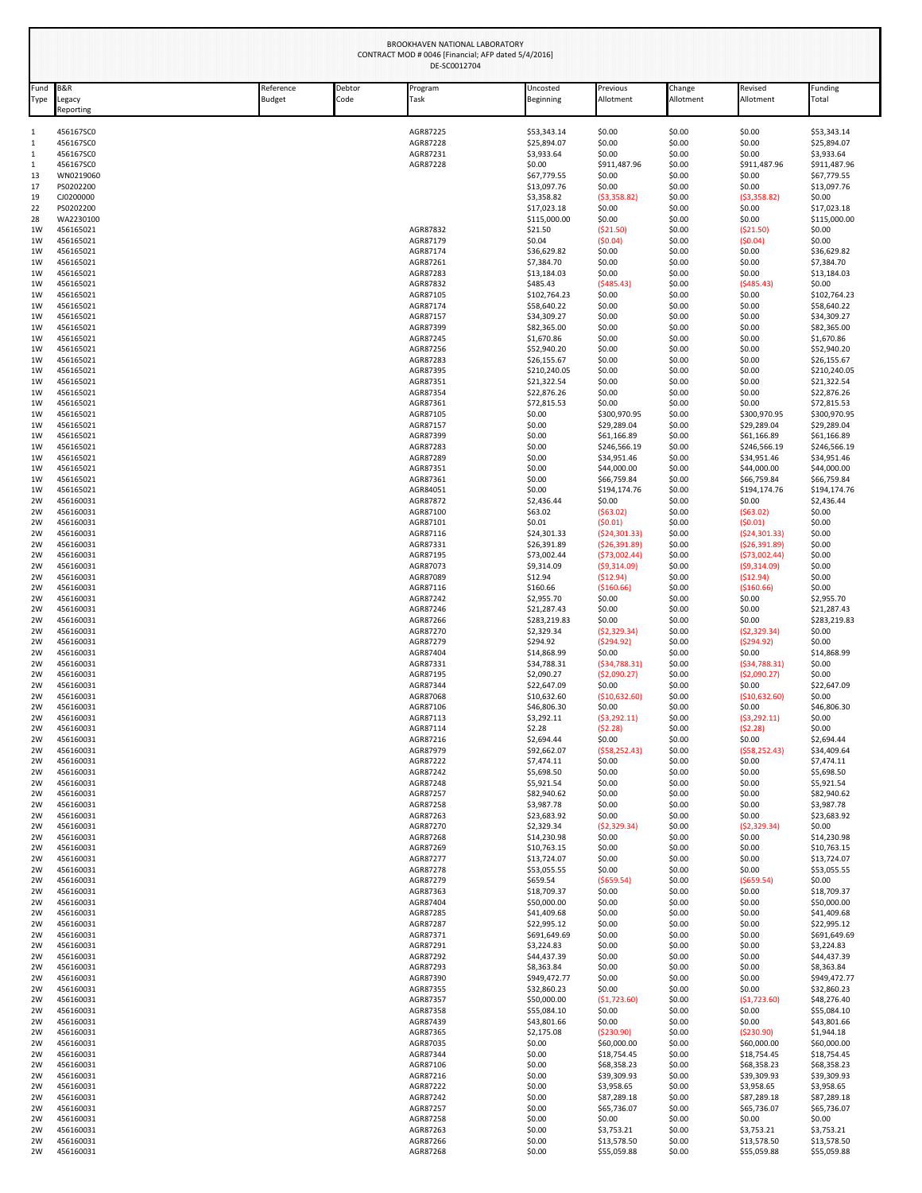BROOKHAVEN NATIONAL LABORATORY
CONTRACT MOD # 0046 [Financial; AFP dated 5/4/2016]
DE-SC0012704

| Fund Type | B&R Legacy Reporting | Reference Budget | Debtor Code | Program Task | Uncosted Beginning | Previous Allotment | Change Allotment | Revised Allotment | Funding Total |
|---|---|---|---|---|---|---|---|---|---|
| 1 | 456167SC0 | | | AGR87225 | $53,343.14 | $0.00 | $0.00 | $0.00 | $53,343.14 |
| 1 | 456167SC0 | | | AGR87228 | $25,894.07 | $0.00 | $0.00 | $0.00 | $25,894.07 |
| 1 | 456167SC0 | | | AGR87231 | $3,933.64 | $0.00 | $0.00 | $0.00 | $3,933.64 |
| 1 | 456167SC0 | | | AGR87228 | $0.00 | $911,487.96 | $0.00 | $911,487.96 | $911,487.96 |
| 13 | WN0219060 | | | | $67,779.55 | $0.00 | $0.00 | $0.00 | $67,779.55 |
| 17 | PS0202200 | | | | $13,097.76 | $0.00 | $0.00 | $0.00 | $13,097.76 |
| 19 | CJ0200000 | | | | $3,358.82 | ($3,358.82) | $0.00 | ($3,358.82) | $0.00 |
| 22 | PS0202200 | | | | $17,023.18 | $0.00 | $0.00 | $0.00 | $17,023.18 |
| 28 | WA2230100 | | | | $115,000.00 | $0.00 | $0.00 | $0.00 | $115,000.00 |
| 1W | 456165021 | | | AGR87832 | $21.50 | ($21.50) | $0.00 | ($21.50) | $0.00 |
| 1W | 456165021 | | | AGR87179 | $0.04 | ($0.04) | $0.00 | ($0.04) | $0.00 |
| 1W | 456165021 | | | AGR87174 | $36,629.82 | $0.00 | $0.00 | $0.00 | $36,629.82 |
| 1W | 456165021 | | | AGR87261 | $7,384.70 | $0.00 | $0.00 | $0.00 | $7,384.70 |
| 1W | 456165021 | | | AGR87283 | $13,184.03 | $0.00 | $0.00 | $0.00 | $13,184.03 |
| 1W | 456165021 | | | AGR87832 | $485.43 | ($485.43) | $0.00 | ($485.43) | $0.00 |
| 1W | 456165021 | | | AGR87105 | $102,764.23 | $0.00 | $0.00 | $0.00 | $102,764.23 |
| 1W | 456165021 | | | AGR87174 | $58,640.22 | $0.00 | $0.00 | $0.00 | $58,640.22 |
| 1W | 456165021 | | | AGR87157 | $34,309.27 | $0.00 | $0.00 | $0.00 | $34,309.27 |
| 1W | 456165021 | | | AGR87399 | $82,365.00 | $0.00 | $0.00 | $0.00 | $82,365.00 |
| 1W | 456165021 | | | AGR87245 | $1,670.86 | $0.00 | $0.00 | $0.00 | $1,670.86 |
| 1W | 456165021 | | | AGR87256 | $52,940.20 | $0.00 | $0.00 | $0.00 | $52,940.20 |
| 1W | 456165021 | | | AGR87283 | $26,155.67 | $0.00 | $0.00 | $0.00 | $26,155.67 |
| 1W | 456165021 | | | AGR87395 | $210,240.05 | $0.00 | $0.00 | $0.00 | $210,240.05 |
| 1W | 456165021 | | | AGR87351 | $21,322.54 | $0.00 | $0.00 | $0.00 | $21,322.54 |
| 1W | 456165021 | | | AGR87354 | $22,876.26 | $0.00 | $0.00 | $0.00 | $22,876.26 |
| 1W | 456165021 | | | AGR87361 | $72,815.53 | $0.00 | $0.00 | $0.00 | $72,815.53 |
| 1W | 456165021 | | | AGR87105 | $0.00 | $300,970.95 | $0.00 | $300,970.95 | $300,970.95 |
| 1W | 456165021 | | | AGR87157 | $0.00 | $29,289.04 | $0.00 | $29,289.04 | $29,289.04 |
| 1W | 456165021 | | | AGR87399 | $0.00 | $61,166.89 | $0.00 | $61,166.89 | $61,166.89 |
| 1W | 456165021 | | | AGR87283 | $0.00 | $246,566.19 | $0.00 | $246,566.19 | $246,566.19 |
| 1W | 456165021 | | | AGR87289 | $0.00 | $34,951.46 | $0.00 | $34,951.46 | $34,951.46 |
| 1W | 456165021 | | | AGR87351 | $0.00 | $44,000.00 | $0.00 | $44,000.00 | $44,000.00 |
| 1W | 456165021 | | | AGR87361 | $0.00 | $66,759.84 | $0.00 | $66,759.84 | $66,759.84 |
| 1W | 456165021 | | | AGR84051 | $0.00 | $194,174.76 | $0.00 | $194,174.76 | $194,174.76 |
| 2W | 456160031 | | | AGR87872 | $2,436.44 | $0.00 | $0.00 | $0.00 | $2,436.44 |
| 2W | 456160031 | | | AGR87100 | $63.02 | ($63.02) | $0.00 | ($63.02) | $0.00 |
| 2W | 456160031 | | | AGR87101 | $0.01 | ($0.01) | $0.00 | ($0.01) | $0.00 |
| 2W | 456160031 | | | AGR87116 | $24,301.33 | ($24,301.33) | $0.00 | ($24,301.33) | $0.00 |
| 2W | 456160031 | | | AGR87331 | $26,391.89 | ($26,391.89) | $0.00 | ($26,391.89) | $0.00 |
| 2W | 456160031 | | | AGR87195 | $73,002.44 | ($73,002.44) | $0.00 | ($73,002.44) | $0.00 |
| 2W | 456160031 | | | AGR87073 | $9,314.09 | ($9,314.09) | $0.00 | ($9,314.09) | $0.00 |
| 2W | 456160031 | | | AGR87089 | $12.94 | ($12.94) | $0.00 | ($12.94) | $0.00 |
| 2W | 456160031 | | | AGR87116 | $160.66 | ($160.66) | $0.00 | ($160.66) | $0.00 |
| 2W | 456160031 | | | AGR87242 | $2,955.70 | $0.00 | $0.00 | $0.00 | $2,955.70 |
| 2W | 456160031 | | | AGR87246 | $21,287.43 | $0.00 | $0.00 | $0.00 | $21,287.43 |
| 2W | 456160031 | | | AGR87266 | $283,219.83 | $0.00 | $0.00 | $0.00 | $283,219.83 |
| 2W | 456160031 | | | AGR87270 | $2,329.34 | ($2,329.34) | $0.00 | ($2,329.34) | $0.00 |
| 2W | 456160031 | | | AGR87279 | $294.92 | ($294.92) | $0.00 | ($294.92) | $0.00 |
| 2W | 456160031 | | | AGR87404 | $14,868.99 | $0.00 | $0.00 | $0.00 | $14,868.99 |
| 2W | 456160031 | | | AGR87331 | $34,788.31 | ($34,788.31) | $0.00 | ($34,788.31) | $0.00 |
| 2W | 456160031 | | | AGR87195 | $2,090.27 | ($2,090.27) | $0.00 | ($2,090.27) | $0.00 |
| 2W | 456160031 | | | AGR87344 | $22,647.09 | $0.00 | $0.00 | $0.00 | $22,647.09 |
| 2W | 456160031 | | | AGR87068 | $10,632.60 | ($10,632.60) | $0.00 | ($10,632.60) | $0.00 |
| 2W | 456160031 | | | AGR87106 | $46,806.30 | $0.00 | $0.00 | $0.00 | $46,806.30 |
| 2W | 456160031 | | | AGR87113 | $3,292.11 | ($3,292.11) | $0.00 | ($3,292.11) | $0.00 |
| 2W | 456160031 | | | AGR87114 | $2.28 | ($2.28) | $0.00 | ($2.28) | $0.00 |
| 2W | 456160031 | | | AGR87216 | $2,694.44 | $0.00 | $0.00 | $0.00 | $2,694.44 |
| 2W | 456160031 | | | AGR87979 | $92,662.07 | ($58,252.43) | $0.00 | ($58,252.43) | $34,409.64 |
| 2W | 456160031 | | | AGR87222 | $7,474.11 | $0.00 | $0.00 | $0.00 | $7,474.11 |
| 2W | 456160031 | | | AGR87242 | $5,698.50 | $0.00 | $0.00 | $0.00 | $5,698.50 |
| 2W | 456160031 | | | AGR87248 | $5,921.54 | $0.00 | $0.00 | $0.00 | $5,921.54 |
| 2W | 456160031 | | | AGR87257 | $82,940.62 | $0.00 | $0.00 | $0.00 | $82,940.62 |
| 2W | 456160031 | | | AGR87258 | $3,987.78 | $0.00 | $0.00 | $0.00 | $3,987.78 |
| 2W | 456160031 | | | AGR87263 | $23,683.92 | $0.00 | $0.00 | $0.00 | $23,683.92 |
| 2W | 456160031 | | | AGR87270 | $2,329.34 | ($2,329.34) | $0.00 | ($2,329.34) | $0.00 |
| 2W | 456160031 | | | AGR87268 | $14,230.98 | $0.00 | $0.00 | $0.00 | $14,230.98 |
| 2W | 456160031 | | | AGR87269 | $10,763.15 | $0.00 | $0.00 | $0.00 | $10,763.15 |
| 2W | 456160031 | | | AGR87277 | $13,724.07 | $0.00 | $0.00 | $0.00 | $13,724.07 |
| 2W | 456160031 | | | AGR87278 | $53,055.55 | $0.00 | $0.00 | $0.00 | $53,055.55 |
| 2W | 456160031 | | | AGR87279 | $659.54 | ($659.54) | $0.00 | ($659.54) | $0.00 |
| 2W | 456160031 | | | AGR87363 | $18,709.37 | $0.00 | $0.00 | $0.00 | $18,709.37 |
| 2W | 456160031 | | | AGR87404 | $50,000.00 | $0.00 | $0.00 | $0.00 | $50,000.00 |
| 2W | 456160031 | | | AGR87285 | $41,409.68 | $0.00 | $0.00 | $0.00 | $41,409.68 |
| 2W | 456160031 | | | AGR87287 | $22,995.12 | $0.00 | $0.00 | $0.00 | $22,995.12 |
| 2W | 456160031 | | | AGR87371 | $691,649.69 | $0.00 | $0.00 | $0.00 | $691,649.69 |
| 2W | 456160031 | | | AGR87291 | $3,224.83 | $0.00 | $0.00 | $0.00 | $3,224.83 |
| 2W | 456160031 | | | AGR87292 | $44,437.39 | $0.00 | $0.00 | $0.00 | $44,437.39 |
| 2W | 456160031 | | | AGR87293 | $8,363.84 | $0.00 | $0.00 | $0.00 | $8,363.84 |
| 2W | 456160031 | | | AGR87390 | $949,472.77 | $0.00 | $0.00 | $0.00 | $949,472.77 |
| 2W | 456160031 | | | AGR87355 | $32,860.23 | $0.00 | $0.00 | $0.00 | $32,860.23 |
| 2W | 456160031 | | | AGR87357 | $50,000.00 | ($1,723.60) | $0.00 | ($1,723.60) | $48,276.40 |
| 2W | 456160031 | | | AGR87358 | $55,084.10 | $0.00 | $0.00 | $0.00 | $55,084.10 |
| 2W | 456160031 | | | AGR87439 | $43,801.66 | $0.00 | $0.00 | $0.00 | $43,801.66 |
| 2W | 456160031 | | | AGR87365 | $2,175.08 | ($230.90) | $0.00 | ($230.90) | $1,944.18 |
| 2W | 456160031 | | | AGR87035 | $0.00 | $60,000.00 | $0.00 | $60,000.00 | $60,000.00 |
| 2W | 456160031 | | | AGR87344 | $0.00 | $18,754.45 | $0.00 | $18,754.45 | $18,754.45 |
| 2W | 456160031 | | | AGR87106 | $0.00 | $68,358.23 | $0.00 | $68,358.23 | $68,358.23 |
| 2W | 456160031 | | | AGR87216 | $0.00 | $39,309.93 | $0.00 | $39,309.93 | $39,309.93 |
| 2W | 456160031 | | | AGR87222 | $0.00 | $3,958.65 | $0.00 | $3,958.65 | $3,958.65 |
| 2W | 456160031 | | | AGR87242 | $0.00 | $87,289.18 | $0.00 | $87,289.18 | $87,289.18 |
| 2W | 456160031 | | | AGR87257 | $0.00 | $65,736.07 | $0.00 | $65,736.07 | $65,736.07 |
| 2W | 456160031 | | | AGR87258 | $0.00 | $0.00 | $0.00 | $0.00 | $0.00 |
| 2W | 456160031 | | | AGR87263 | $0.00 | $3,753.21 | $0.00 | $3,753.21 | $3,753.21 |
| 2W | 456160031 | | | AGR87266 | $0.00 | $13,578.50 | $0.00 | $13,578.50 | $13,578.50 |
| 2W | 456160031 | | | AGR87268 | $0.00 | $55,059.88 | $0.00 | $55,059.88 | $55,059.88 |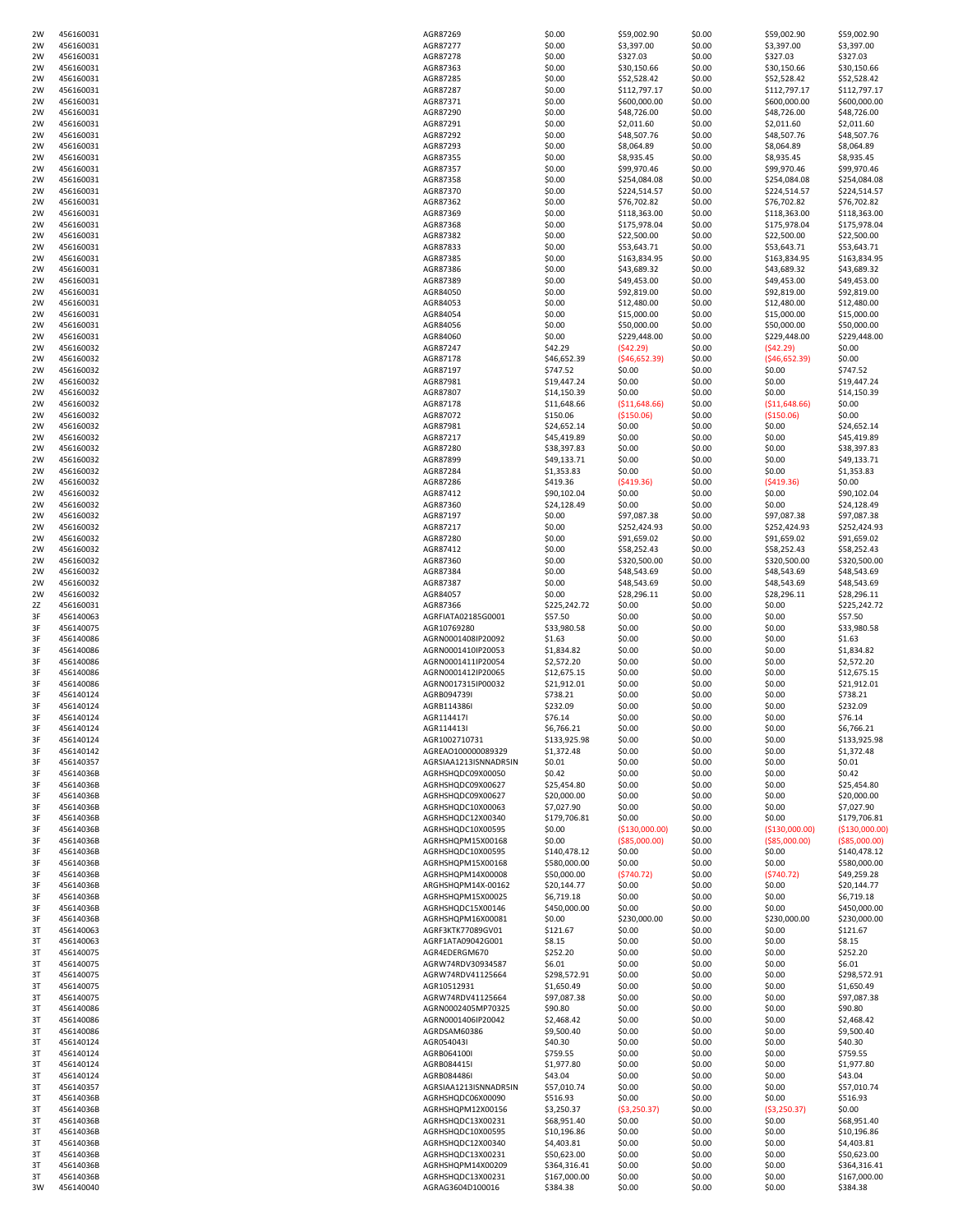| | | | | | | | |
|---|---|---|---|---|---|---|---|
| 2W | 456160031 | AGR87269 | $0.00 | $59,002.90 | $0.00 | $59,002.90 | $59,002.90 |
| 2W | 456160031 | AGR87277 | $0.00 | $3,397.00 | $0.00 | $3,397.00 | $3,397.00 |
| 2W | 456160031 | AGR87278 | $0.00 | $327.03 | $0.00 | $327.03 | $327.03 |
| 2W | 456160031 | AGR87363 | $0.00 | $30,150.66 | $0.00 | $30,150.66 | $30,150.66 |
| 2W | 456160031 | AGR87285 | $0.00 | $52,528.42 | $0.00 | $52,528.42 | $52,528.42 |
| 2W | 456160031 | AGR87287 | $0.00 | $112,797.17 | $0.00 | $112,797.17 | $112,797.17 |
| 2W | 456160031 | AGR87371 | $0.00 | $600,000.00 | $0.00 | $600,000.00 | $600,000.00 |
| 2W | 456160031 | AGR87290 | $0.00 | $48,726.00 | $0.00 | $48,726.00 | $48,726.00 |
| 2W | 456160031 | AGR87291 | $0.00 | $2,011.60 | $0.00 | $2,011.60 | $2,011.60 |
| 2W | 456160031 | AGR87292 | $0.00 | $48,507.76 | $0.00 | $48,507.76 | $48,507.76 |
| 2W | 456160031 | AGR87293 | $0.00 | $8,064.89 | $0.00 | $8,064.89 | $8,064.89 |
| 2W | 456160031 | AGR87355 | $0.00 | $8,935.45 | $0.00 | $8,935.45 | $8,935.45 |
| 2W | 456160031 | AGR87357 | $0.00 | $99,970.46 | $0.00 | $99,970.46 | $99,970.46 |
| 2W | 456160031 | AGR87358 | $0.00 | $254,084.08 | $0.00 | $254,084.08 | $254,084.08 |
| 2W | 456160031 | AGR87370 | $0.00 | $224,514.57 | $0.00 | $224,514.57 | $224,514.57 |
| 2W | 456160031 | AGR87362 | $0.00 | $76,702.82 | $0.00 | $76,702.82 | $76,702.82 |
| 2W | 456160031 | AGR87369 | $0.00 | $118,363.00 | $0.00 | $118,363.00 | $118,363.00 |
| 2W | 456160031 | AGR87368 | $0.00 | $175,978.04 | $0.00 | $175,978.04 | $175,978.04 |
| 2W | 456160031 | AGR87382 | $0.00 | $22,500.00 | $0.00 | $22,500.00 | $22,500.00 |
| 2W | 456160031 | AGR87833 | $0.00 | $53,643.71 | $0.00 | $53,643.71 | $53,643.71 |
| 2W | 456160031 | AGR87385 | $0.00 | $163,834.95 | $0.00 | $163,834.95 | $163,834.95 |
| 2W | 456160031 | AGR87386 | $0.00 | $43,689.32 | $0.00 | $43,689.32 | $43,689.32 |
| 2W | 456160031 | AGR87389 | $0.00 | $49,453.00 | $0.00 | $49,453.00 | $49,453.00 |
| 2W | 456160031 | AGR84050 | $0.00 | $92,819.00 | $0.00 | $92,819.00 | $92,819.00 |
| 2W | 456160031 | AGR84053 | $0.00 | $12,480.00 | $0.00 | $12,480.00 | $12,480.00 |
| 2W | 456160031 | AGR84054 | $0.00 | $15,000.00 | $0.00 | $15,000.00 | $15,000.00 |
| 2W | 456160031 | AGR84056 | $0.00 | $50,000.00 | $0.00 | $50,000.00 | $50,000.00 |
| 2W | 456160031 | AGR84060 | $0.00 | $229,448.00 | $0.00 | $229,448.00 | $229,448.00 |
| 2W | 456160032 | AGR87247 | $42.29 | ($42.29) | $0.00 | ($42.29) | $0.00 |
| 2W | 456160032 | AGR87178 | $46,652.39 | ($46,652.39) | $0.00 | ($46,652.39) | $0.00 |
| 2W | 456160032 | AGR87197 | $747.52 | $0.00 | $0.00 | $0.00 | $747.52 |
| 2W | 456160032 | AGR87981 | $19,447.24 | $0.00 | $0.00 | $0.00 | $19,447.24 |
| 2W | 456160032 | AGR87807 | $14,150.39 | $0.00 | $0.00 | $0.00 | $14,150.39 |
| 2W | 456160032 | AGR87178 | $11,648.66 | ($11,648.66) | $0.00 | ($11,648.66) | $0.00 |
| 2W | 456160032 | AGR87072 | $150.06 | ($150.06) | $0.00 | ($150.06) | $0.00 |
| 2W | 456160032 | AGR87981 | $24,652.14 | $0.00 | $0.00 | $0.00 | $24,652.14 |
| 2W | 456160032 | AGR87217 | $45,419.89 | $0.00 | $0.00 | $0.00 | $45,419.89 |
| 2W | 456160032 | AGR87280 | $38,397.83 | $0.00 | $0.00 | $0.00 | $38,397.83 |
| 2W | 456160032 | AGR87899 | $49,133.71 | $0.00 | $0.00 | $0.00 | $49,133.71 |
| 2W | 456160032 | AGR87284 | $1,353.83 | $0.00 | $0.00 | $0.00 | $1,353.83 |
| 2W | 456160032 | AGR87286 | $419.36 | ($419.36) | $0.00 | ($419.36) | $0.00 |
| 2W | 456160032 | AGR87412 | $90,102.04 | $0.00 | $0.00 | $0.00 | $90,102.04 |
| 2W | 456160032 | AGR87360 | $24,128.49 | $0.00 | $0.00 | $0.00 | $24,128.49 |
| 2W | 456160032 | AGR87197 | $0.00 | $97,087.38 | $0.00 | $97,087.38 | $97,087.38 |
| 2W | 456160032 | AGR87217 | $0.00 | $252,424.93 | $0.00 | $252,424.93 | $252,424.93 |
| 2W | 456160032 | AGR87280 | $0.00 | $91,659.02 | $0.00 | $91,659.02 | $91,659.02 |
| 2W | 456160032 | AGR87412 | $0.00 | $58,252.43 | $0.00 | $58,252.43 | $58,252.43 |
| 2W | 456160032 | AGR87360 | $0.00 | $320,500.00 | $0.00 | $320,500.00 | $320,500.00 |
| 2W | 456160032 | AGR87384 | $0.00 | $48,543.69 | $0.00 | $48,543.69 | $48,543.69 |
| 2W | 456160032 | AGR87387 | $0.00 | $48,543.69 | $0.00 | $48,543.69 | $48,543.69 |
| 2W | 456160032 | AGR84057 | $0.00 | $28,296.11 | $0.00 | $28,296.11 | $28,296.11 |
| 2Z | 456160031 | AGR87366 | $225,242.72 | $0.00 | $0.00 | $0.00 | $225,242.72 |
| 3F | 456140063 | AGRFIATA02185G0001 | $57.50 | $0.00 | $0.00 | $0.00 | $57.50 |
| 3F | 456140075 | AGR10769280 | $33,980.58 | $0.00 | $0.00 | $0.00 | $33,980.58 |
| 3F | 456140086 | AGRN0001408IP20092 | $1.63 | $0.00 | $0.00 | $0.00 | $1.63 |
| 3F | 456140086 | AGRN0001410IP20053 | $1,834.82 | $0.00 | $0.00 | $0.00 | $1,834.82 |
| 3F | 456140086 | AGRN0001411IP20054 | $2,572.20 | $0.00 | $0.00 | $0.00 | $2,572.20 |
| 3F | 456140086 | AGRN0001412IP20065 | $12,675.15 | $0.00 | $0.00 | $0.00 | $12,675.15 |
| 3F | 456140086 | AGRN0017315IP00032 | $21,912.01 | $0.00 | $0.00 | $0.00 | $21,912.01 |
| 3F | 456140124 | AGRB094739I | $738.21 | $0.00 | $0.00 | $0.00 | $738.21 |
| 3F | 456140124 | AGRB114386I | $232.09 | $0.00 | $0.00 | $0.00 | $232.09 |
| 3F | 456140124 | AGR114417I | $76.14 | $0.00 | $0.00 | $0.00 | $76.14 |
| 3F | 456140124 | AGR114413I | $6,766.21 | $0.00 | $0.00 | $0.00 | $6,766.21 |
| 3F | 456140124 | AGR1002710731 | $133,925.98 | $0.00 | $0.00 | $0.00 | $133,925.98 |
| 3F | 456140142 | AGREAO100000089329 | $1,372.48 | $0.00 | $0.00 | $0.00 | $1,372.48 |
| 3F | 456140357 | AGRSIAA1213ISNNADR5IN | $0.01 | $0.00 | $0.00 | $0.00 | $0.01 |
| 3F | 45614036B | AGRHSHQDC09X00050 | $0.42 | $0.00 | $0.00 | $0.00 | $0.42 |
| 3F | 45614036B | AGRHSHQDC09X00627 | $25,454.80 | $0.00 | $0.00 | $0.00 | $25,454.80 |
| 3F | 45614036B | AGRHSHQDC09X00627 | $20,000.00 | $0.00 | $0.00 | $0.00 | $20,000.00 |
| 3F | 45614036B | AGRHSHQDC10X00063 | $7,027.90 | $0.00 | $0.00 | $0.00 | $7,027.90 |
| 3F | 45614036B | AGRHSHQDC12X00340 | $179,706.81 | $0.00 | $0.00 | $0.00 | $179,706.81 |
| 3F | 45614036B | AGRHSHQDC10X00595 | $0.00 | ($130,000.00) | $0.00 | ($130,000.00) | ($130,000.00) |
| 3F | 45614036B | AGRHSHQPM15X00168 | $0.00 | ($85,000.00) | $0.00 | ($85,000.00) | ($85,000.00) |
| 3F | 45614036B | AGRHSHQDC10X00595 | $140,478.12 | $0.00 | $0.00 | $0.00 | $140,478.12 |
| 3F | 45614036B | AGRHSHQPM15X00168 | $580,000.00 | $0.00 | $0.00 | $0.00 | $580,000.00 |
| 3F | 45614036B | AGRHSHQPM14X00008 | $50,000.00 | ($740.72) | $0.00 | ($740.72) | $49,259.28 |
| 3F | 45614036B | ARGHSHQPM14X-00162 | $20,144.77 | $0.00 | $0.00 | $0.00 | $20,144.77 |
| 3F | 45614036B | AGRHSHQPM15X00025 | $6,719.18 | $0.00 | $0.00 | $0.00 | $6,719.18 |
| 3F | 45614036B | AGRHSHQDC15X00146 | $450,000.00 | $0.00 | $0.00 | $0.00 | $450,000.00 |
| 3F | 45614036B | AGRHSHQPM16X00081 | $0.00 | $230,000.00 | $0.00 | $230,000.00 | $230,000.00 |
| 3T | 456140063 | AGRF3KTK77089GV01 | $121.67 | $0.00 | $0.00 | $0.00 | $121.67 |
| 3T | 456140063 | AGRF1ATA09042G001 | $8.15 | $0.00 | $0.00 | $0.00 | $8.15 |
| 3T | 456140075 | AGR4EDERGM670 | $252.20 | $0.00 | $0.00 | $0.00 | $252.20 |
| 3T | 456140075 | AGRW74RDV30934587 | $6.01 | $0.00 | $0.00 | $0.00 | $6.01 |
| 3T | 456140075 | AGRW74RDV41125664 | $298,572.91 | $0.00 | $0.00 | $0.00 | $298,572.91 |
| 3T | 456140075 | AGR10512931 | $1,650.49 | $0.00 | $0.00 | $0.00 | $1,650.49 |
| 3T | 456140075 | AGRW74RDV41125664 | $97,087.38 | $0.00 | $0.00 | $0.00 | $97,087.38 |
| 3T | 456140086 | AGRN0002405MP70325 | $90.80 | $0.00 | $0.00 | $0.00 | $90.80 |
| 3T | 456140086 | AGRN0001406IP20042 | $2,468.42 | $0.00 | $0.00 | $0.00 | $2,468.42 |
| 3T | 456140086 | AGRDSAM60386 | $9,500.40 | $0.00 | $0.00 | $0.00 | $9,500.40 |
| 3T | 456140124 | AGR054043I | $40.30 | $0.00 | $0.00 | $0.00 | $40.30 |
| 3T | 456140124 | AGRB064100I | $759.55 | $0.00 | $0.00 | $0.00 | $759.55 |
| 3T | 456140124 | AGRB084415I | $1,977.80 | $0.00 | $0.00 | $0.00 | $1,977.80 |
| 3T | 456140124 | AGRB084486I | $43.04 | $0.00 | $0.00 | $0.00 | $43.04 |
| 3T | 456140357 | AGRSIAA1213ISNNADR5IN | $57,010.74 | $0.00 | $0.00 | $0.00 | $57,010.74 |
| 3T | 45614036B | AGRHSHQDC06X00090 | $516.93 | $0.00 | $0.00 | $0.00 | $516.93 |
| 3T | 45614036B | AGRHSHQPM12X00156 | $3,250.37 | ($3,250.37) | $0.00 | ($3,250.37) | $0.00 |
| 3T | 45614036B | AGRHSHQDC13X00231 | $68,951.40 | $0.00 | $0.00 | $0.00 | $68,951.40 |
| 3T | 45614036B | AGRHSHQDC10X00595 | $10,196.86 | $0.00 | $0.00 | $0.00 | $10,196.86 |
| 3T | 45614036B | AGRHSHQDC12X00340 | $4,403.81 | $0.00 | $0.00 | $0.00 | $4,403.81 |
| 3T | 45614036B | AGRHSHQDC13X00231 | $50,623.00 | $0.00 | $0.00 | $0.00 | $50,623.00 |
| 3T | 45614036B | AGRHSHQPM14X00209 | $364,316.41 | $0.00 | $0.00 | $0.00 | $364,316.41 |
| 3T | 45614036B | AGRHSHQDC13X00231 | $167,000.00 | $0.00 | $0.00 | $0.00 | $167,000.00 |
| 3W | 456140040 | AGRAG3604D100016 | $384.38 | $0.00 | $0.00 | $0.00 | $384.38 |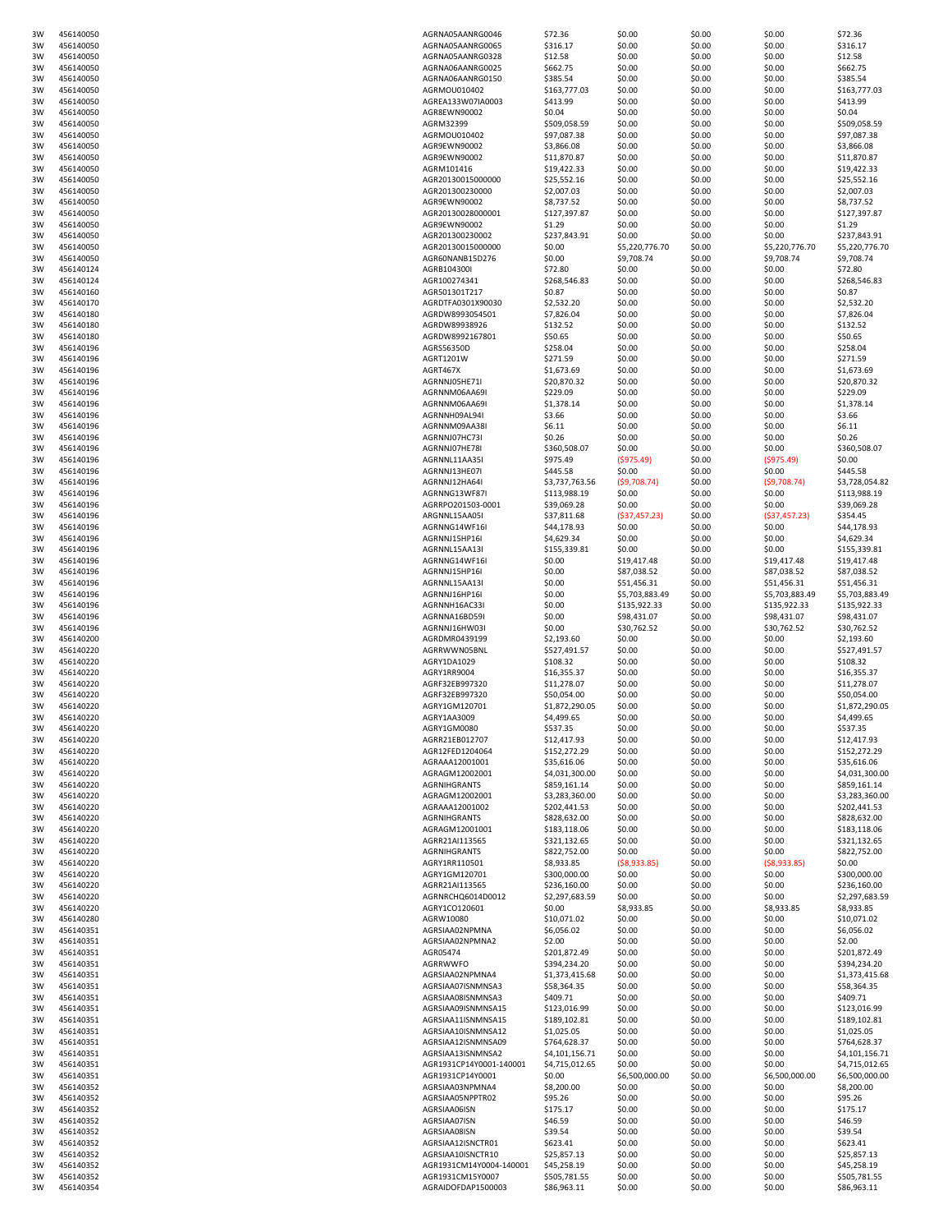| | | | | | | | |
|---|---|---|---|---|---|---|---|
| 3W | 456140050 | AGRNA05AANRG0046 | $72.36 | $0.00 | $0.00 | $0.00 | $72.36 |
| 3W | 456140050 | AGRNA05AANRG0065 | $316.17 | $0.00 | $0.00 | $0.00 | $316.17 |
| 3W | 456140050 | AGRNA05AANRG0328 | $12.58 | $0.00 | $0.00 | $0.00 | $12.58 |
| 3W | 456140050 | AGRNA06AANRG0025 | $662.75 | $0.00 | $0.00 | $0.00 | $662.75 |
| 3W | 456140050 | AGRNA06AANRG0150 | $385.54 | $0.00 | $0.00 | $0.00 | $385.54 |
| 3W | 456140050 | AGRMOU010402 | $163,777.03 | $0.00 | $0.00 | $0.00 | $163,777.03 |
| 3W | 456140050 | AGREA133W07IA0003 | $413.99 | $0.00 | $0.00 | $0.00 | $413.99 |
| 3W | 456140050 | AGR8EWN90002 | $0.04 | $0.00 | $0.00 | $0.00 | $0.04 |
| 3W | 456140050 | AGRM32399 | $509,058.59 | $0.00 | $0.00 | $0.00 | $509,058.59 |
| 3W | 456140050 | AGRMOU010402 | $97,087.38 | $0.00 | $0.00 | $0.00 | $97,087.38 |
| 3W | 456140050 | AGR9EWN90002 | $3,866.08 | $0.00 | $0.00 | $0.00 | $3,866.08 |
| 3W | 456140050 | AGR9EWN90002 | $11,870.87 | $0.00 | $0.00 | $0.00 | $11,870.87 |
| 3W | 456140050 | AGRM101416 | $19,422.33 | $0.00 | $0.00 | $0.00 | $19,422.33 |
| 3W | 456140050 | AGR20130015000000 | $25,552.16 | $0.00 | $0.00 | $0.00 | $25,552.16 |
| 3W | 456140050 | AGR201300230000 | $2,007.03 | $0.00 | $0.00 | $0.00 | $2,007.03 |
| 3W | 456140050 | AGR9EWN90002 | $8,737.52 | $0.00 | $0.00 | $0.00 | $8,737.52 |
| 3W | 456140050 | AGR20130028000001 | $127,397.87 | $0.00 | $0.00 | $0.00 | $127,397.87 |
| 3W | 456140050 | AGR9EWN90002 | $1.29 | $0.00 | $0.00 | $0.00 | $1.29 |
| 3W | 456140050 | AGR201300230002 | $237,843.91 | $0.00 | $0.00 | $0.00 | $237,843.91 |
| 3W | 456140050 | AGR20130015000000 | $0.00 | $5,220,776.70 | $0.00 | $5,220,776.70 | $5,220,776.70 |
| 3W | 456140050 | AGR60NANB15D276 | $0.00 | $9,708.74 | $0.00 | $9,708.74 | $9,708.74 |
| 3W | 456140124 | AGRB104300I | $72.80 | $0.00 | $0.00 | $0.00 | $72.80 |
| 3W | 456140124 | AGR100274341 | $268,546.83 | $0.00 | $0.00 | $0.00 | $268,546.83 |
| 3W | 456140160 | AGR501301T217 | $0.87 | $0.00 | $0.00 | $0.00 | $0.87 |
| 3W | 456140170 | AGRDTFA0301X90030 | $2,532.20 | $0.00 | $0.00 | $0.00 | $2,532.20 |
| 3W | 456140180 | AGRDW8993054501 | $7,826.04 | $0.00 | $0.00 | $0.00 | $7,826.04 |
| 3W | 456140180 | AGRDW89938926 | $132.52 | $0.00 | $0.00 | $0.00 | $132.52 |
| 3W | 456140180 | AGRDW8992167801 | $50.65 | $0.00 | $0.00 | $0.00 | $50.65 |
| 3W | 456140196 | AGRS56350D | $258.04 | $0.00 | $0.00 | $0.00 | $258.04 |
| 3W | 456140196 | AGRT1201W | $271.59 | $0.00 | $0.00 | $0.00 | $271.59 |
| 3W | 456140196 | AGRT467X | $1,673.69 | $0.00 | $0.00 | $0.00 | $1,673.69 |
| 3W | 456140196 | AGRNNJ05HE71I | $20,870.32 | $0.00 | $0.00 | $0.00 | $20,870.32 |
| 3W | 456140196 | AGRNNM06AA69I | $229.09 | $0.00 | $0.00 | $0.00 | $229.09 |
| 3W | 456140196 | AGRNNM06AA69I | $1,378.14 | $0.00 | $0.00 | $0.00 | $1,378.14 |
| 3W | 456140196 | AGRNNH09AL94I | $3.66 | $0.00 | $0.00 | $0.00 | $3.66 |
| 3W | 456140196 | AGRNNM09AA38I | $6.11 | $0.00 | $0.00 | $0.00 | $6.11 |
| 3W | 456140196 | AGRNNJ07HC73I | $0.26 | $0.00 | $0.00 | $0.00 | $0.26 |
| 3W | 456140196 | AGRNNJ07HE78I | $360,508.07 | $0.00 | $0.00 | $0.00 | $360,508.07 |
| 3W | 456140196 | AGRNNL11AA35I | $975.49 | ($975.49) | $0.00 | ($975.49) | $0.00 |
| 3W | 456140196 | AGRNNJ13HE07I | $445.58 | $0.00 | $0.00 | $0.00 | $445.58 |
| 3W | 456140196 | AGRNNJ12HA64I | $3,737,763.56 | ($9,708.74) | $0.00 | ($9,708.74) | $3,728,054.82 |
| 3W | 456140196 | AGRNNG13WF87I | $113,988.19 | $0.00 | $0.00 | $0.00 | $113,988.19 |
| 3W | 456140196 | AGRRPO201503-0001 | $39,069.28 | $0.00 | $0.00 | $0.00 | $39,069.28 |
| 3W | 456140196 | ARGNNL15AA05I | $37,811.68 | ($37,457.23) | $0.00 | ($37,457.23) | $354.45 |
| 3W | 456140196 | AGRNNG14WF16I | $44,178.93 | $0.00 | $0.00 | $0.00 | $44,178.93 |
| 3W | 456140196 | AGRNNJ15HP16I | $4,629.34 | $0.00 | $0.00 | $0.00 | $4,629.34 |
| 3W | 456140196 | AGRNNL15AA13I | $155,339.81 | $0.00 | $0.00 | $0.00 | $155,339.81 |
| 3W | 456140196 | AGRNNG14WF16I | $0.00 | $19,417.48 | $0.00 | $19,417.48 | $19,417.48 |
| 3W | 456140196 | AGRNNJ15HP16I | $0.00 | $87,038.52 | $0.00 | $87,038.52 | $87,038.52 |
| 3W | 456140196 | AGRNNL15AA13I | $0.00 | $51,456.31 | $0.00 | $51,456.31 | $51,456.31 |
| 3W | 456140196 | AGRNNJ16HP16I | $0.00 | $5,703,883.49 | $0.00 | $5,703,883.49 | $5,703,883.49 |
| 3W | 456140196 | AGRNNH16AC33I | $0.00 | $135,922.33 | $0.00 | $135,922.33 | $135,922.33 |
| 3W | 456140196 | AGRNNA16BD59I | $0.00 | $98,431.07 | $0.00 | $98,431.07 | $98,431.07 |
| 3W | 456140196 | AGRNNJ16HW03I | $0.00 | $30,762.52 | $0.00 | $30,762.52 | $30,762.52 |
| 3W | 456140200 | AGRDMR0439199 | $2,193.60 | $0.00 | $0.00 | $0.00 | $2,193.60 |
| 3W | 456140220 | AGRRWWN05BNL | $527,491.57 | $0.00 | $0.00 | $0.00 | $527,491.57 |
| 3W | 456140220 | AGRY1DA1029 | $108.32 | $0.00 | $0.00 | $0.00 | $108.32 |
| 3W | 456140220 | AGRY1RR9004 | $16,355.37 | $0.00 | $0.00 | $0.00 | $16,355.37 |
| 3W | 456140220 | AGRF32EB997320 | $11,278.07 | $0.00 | $0.00 | $0.00 | $11,278.07 |
| 3W | 456140220 | AGRF32EB997320 | $50,054.00 | $0.00 | $0.00 | $0.00 | $50,054.00 |
| 3W | 456140220 | AGRY1GM120701 | $1,872,290.05 | $0.00 | $0.00 | $0.00 | $1,872,290.05 |
| 3W | 456140220 | AGRY1AA3009 | $4,499.65 | $0.00 | $0.00 | $0.00 | $4,499.65 |
| 3W | 456140220 | AGRY1GM0080 | $537.35 | $0.00 | $0.00 | $0.00 | $537.35 |
| 3W | 456140220 | AGRR21EB012707 | $12,417.93 | $0.00 | $0.00 | $0.00 | $12,417.93 |
| 3W | 456140220 | AGR12FED1204064 | $152,272.29 | $0.00 | $0.00 | $0.00 | $152,272.29 |
| 3W | 456140220 | AGRAAA12001001 | $35,616.06 | $0.00 | $0.00 | $0.00 | $35,616.06 |
| 3W | 456140220 | AGRAGM12002001 | $4,031,300.00 | $0.00 | $0.00 | $0.00 | $4,031,300.00 |
| 3W | 456140220 | AGRNIHGRANTS | $859,161.14 | $0.00 | $0.00 | $0.00 | $859,161.14 |
| 3W | 456140220 | AGRAGM12002001 | $3,283,360.00 | $0.00 | $0.00 | $0.00 | $3,283,360.00 |
| 3W | 456140220 | AGRAAA12001002 | $202,441.53 | $0.00 | $0.00 | $0.00 | $202,441.53 |
| 3W | 456140220 | AGRNIHGRANTS | $828,632.00 | $0.00 | $0.00 | $0.00 | $828,632.00 |
| 3W | 456140220 | AGRAGM12001001 | $183,118.06 | $0.00 | $0.00 | $0.00 | $183,118.06 |
| 3W | 456140220 | AGRR21AI113565 | $321,132.65 | $0.00 | $0.00 | $0.00 | $321,132.65 |
| 3W | 456140220 | AGRNIHGRANTS | $822,752.00 | $0.00 | $0.00 | $0.00 | $822,752.00 |
| 3W | 456140220 | AGRY1RR110501 | $8,933.85 | ($8,933.85) | $0.00 | ($8,933.85) | $0.00 |
| 3W | 456140220 | AGRY1GM120701 | $300,000.00 | $0.00 | $0.00 | $0.00 | $300,000.00 |
| 3W | 456140220 | AGRR21AI113565 | $236,160.00 | $0.00 | $0.00 | $0.00 | $236,160.00 |
| 3W | 456140220 | AGRNRCHQ6014D0012 | $2,297,683.59 | $0.00 | $0.00 | $0.00 | $2,297,683.59 |
| 3W | 456140220 | AGRY1CO120601 | $0.00 | $8,933.85 | $0.00 | $8,933.85 | $8,933.85 |
| 3W | 456140280 | AGRW10080 | $10,071.02 | $0.00 | $0.00 | $0.00 | $10,071.02 |
| 3W | 456140351 | AGRSIAA02NPMNA | $6,056.02 | $0.00 | $0.00 | $0.00 | $6,056.02 |
| 3W | 456140351 | AGRSIAA02NPMNA2 | $2.00 | $0.00 | $0.00 | $0.00 | $2.00 |
| 3W | 456140351 | AGR05474 | $201,872.49 | $0.00 | $0.00 | $0.00 | $201,872.49 |
| 3W | 456140351 | AGRRWWFO | $394,234.20 | $0.00 | $0.00 | $0.00 | $394,234.20 |
| 3W | 456140351 | AGRSIAA02NPMNA4 | $1,373,415.68 | $0.00 | $0.00 | $0.00 | $1,373,415.68 |
| 3W | 456140351 | AGRSIAA07ISNMNSA3 | $58,364.35 | $0.00 | $0.00 | $0.00 | $58,364.35 |
| 3W | 456140351 | AGRSIAA08ISNMNSA3 | $409.71 | $0.00 | $0.00 | $0.00 | $409.71 |
| 3W | 456140351 | AGRSIAA09ISNMNSA15 | $123,016.99 | $0.00 | $0.00 | $0.00 | $123,016.99 |
| 3W | 456140351 | AGRSIAA11ISNMNSA15 | $189,102.81 | $0.00 | $0.00 | $0.00 | $189,102.81 |
| 3W | 456140351 | AGRSIAA10ISNMNSA12 | $1,025.05 | $0.00 | $0.00 | $0.00 | $1,025.05 |
| 3W | 456140351 | AGRSIAA12ISNMNSA09 | $764,628.37 | $0.00 | $0.00 | $0.00 | $764,628.37 |
| 3W | 456140351 | AGRSIAA13ISNMNSA2 | $4,101,156.71 | $0.00 | $0.00 | $0.00 | $4,101,156.71 |
| 3W | 456140351 | AGR1931CP14Y0001-140001 | $4,715,012.65 | $0.00 | $0.00 | $0.00 | $4,715,012.65 |
| 3W | 456140351 | AGR1931CP14Y0001 | $0.00 | $6,500,000.00 | $0.00 | $6,500,000.00 | $6,500,000.00 |
| 3W | 456140352 | AGRSIAA03NPMNA4 | $8,200.00 | $0.00 | $0.00 | $0.00 | $8,200.00 |
| 3W | 456140352 | AGRSIAA05NPPTR02 | $95.26 | $0.00 | $0.00 | $0.00 | $95.26 |
| 3W | 456140352 | AGRSIAA06ISN | $175.17 | $0.00 | $0.00 | $0.00 | $175.17 |
| 3W | 456140352 | AGRSIAA07ISN | $46.59 | $0.00 | $0.00 | $0.00 | $46.59 |
| 3W | 456140352 | AGRSIAA08ISN | $39.54 | $0.00 | $0.00 | $0.00 | $39.54 |
| 3W | 456140352 | AGRSIAA12ISNCTR01 | $623.41 | $0.00 | $0.00 | $0.00 | $623.41 |
| 3W | 456140352 | AGRSIAA10ISNCTR10 | $25,857.13 | $0.00 | $0.00 | $0.00 | $25,857.13 |
| 3W | 456140352 | AGR1931CM14Y0004-140001 | $45,258.19 | $0.00 | $0.00 | $0.00 | $45,258.19 |
| 3W | 456140352 | AGR1931CM15Y0007 | $505,781.55 | $0.00 | $0.00 | $0.00 | $505,781.55 |
| 3W | 456140354 | AGRAIDOFDAP1500003 | $86,963.11 | $0.00 | $0.00 | $0.00 | $86,963.11 |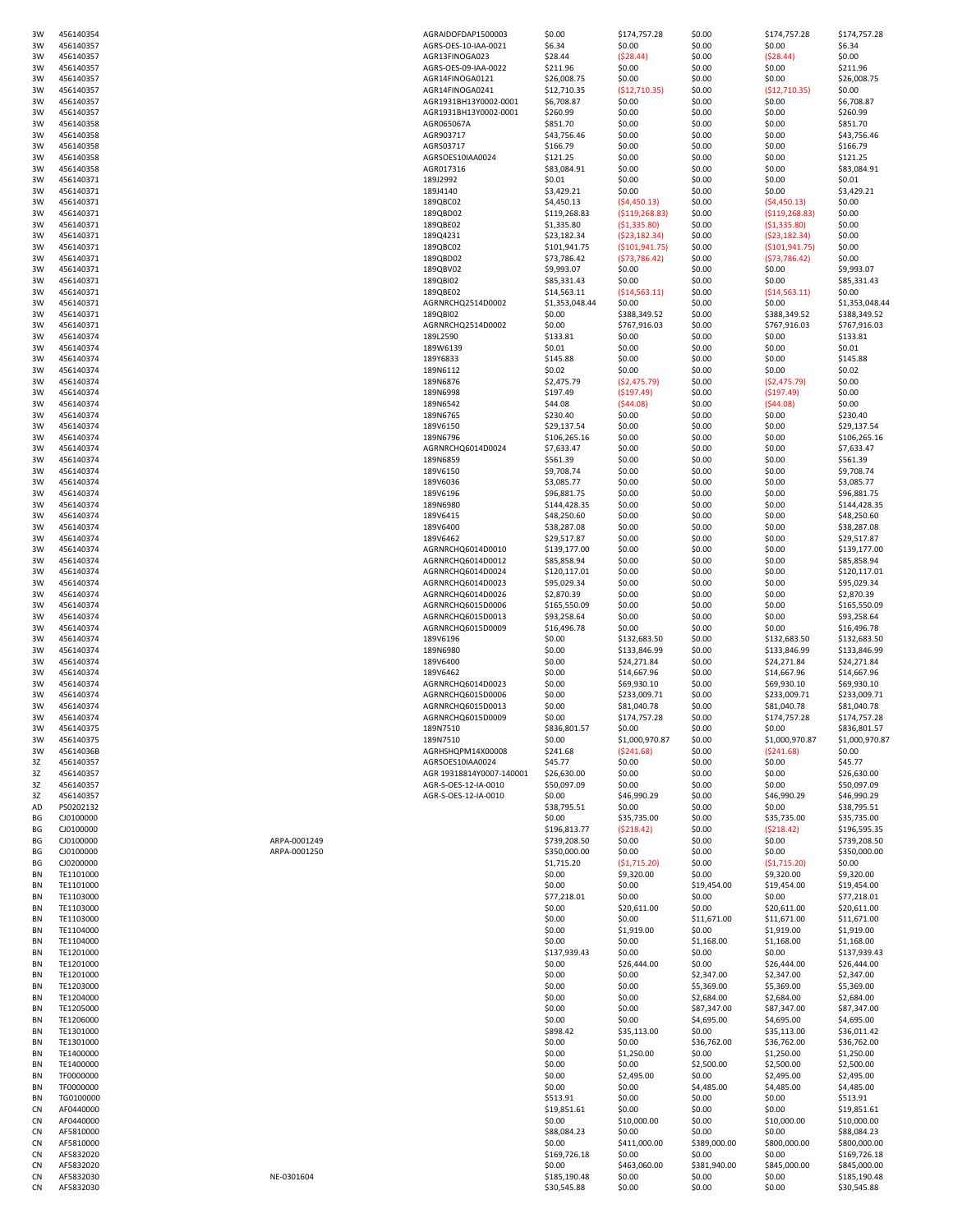| | | | | | | | | |
|---|---|---|---|---|---|---|---|---|
| 3W | 456140354 | | AGRAIDOFDAP1500003 | $0.00 | $174,757.28 | $0.00 | $174,757.28 | $174,757.28 |
| 3W | 456140357 | | AGRS-OES-10-IAA-0021 | $6.34 | $0.00 | $0.00 | $0.00 | $6.34 |
| 3W | 456140357 | | AGR13FINOGA023 | $28.44 | ($28.44) | $0.00 | ($28.44) | $0.00 |
| 3W | 456140357 | | AGRS-OES-09-IAA-0022 | $211.96 | $0.00 | $0.00 | $0.00 | $211.96 |
| 3W | 456140357 | | AGR14FINOGA0121 | $26,008.75 | $0.00 | $0.00 | $0.00 | $26,008.75 |
| 3W | 456140357 | | AGR14FINOGA0241 | $12,710.35 | ($12,710.35) | $0.00 | ($12,710.35) | $0.00 |
| 3W | 456140357 | | AGR1931BH13Y0002-0001 | $6,708.87 | $0.00 | $0.00 | $0.00 | $6,708.87 |
| 3W | 456140357 | | AGR1931BH13Y0002-0001 | $260.99 | $0.00 | $0.00 | $0.00 | $260.99 |
| 3W | 456140358 | | AGR065067A | $851.70 | $0.00 | $0.00 | $0.00 | $851.70 |
| 3W | 456140358 | | AGR903717 | $43,756.46 | $0.00 | $0.00 | $0.00 | $43,756.46 |
| 3W | 456140358 | | AGRS03717 | $166.79 | $0.00 | $0.00 | $0.00 | $166.79 |
| 3W | 456140358 | | AGRSOES10IAA0024 | $121.25 | $0.00 | $0.00 | $0.00 | $121.25 |
| 3W | 456140358 | | AGR017316 | $83,084.91 | $0.00 | $0.00 | $0.00 | $83,084.91 |
| 3W | 456140371 | | 189J2992 | $0.01 | $0.00 | $0.00 | $0.00 | $0.01 |
| 3W | 456140371 | | 189J4140 | $3,429.21 | $0.00 | $0.00 | $0.00 | $3,429.21 |
| 3W | 456140371 | | 189QBC02 | $4,450.13 | ($4,450.13) | $0.00 | ($4,450.13) | $0.00 |
| 3W | 456140371 | | 189QBD02 | $119,268.83 | ($119,268.83) | $0.00 | ($119,268.83) | $0.00 |
| 3W | 456140371 | | 189QBE02 | $1,335.80 | ($1,335.80) | $0.00 | ($1,335.80) | $0.00 |
| 3W | 456140371 | | 189Q4231 | $23,182.34 | ($23,182.34) | $0.00 | ($23,182.34) | $0.00 |
| 3W | 456140371 | | 189QBC02 | $101,941.75 | ($101,941.75) | $0.00 | ($101,941.75) | $0.00 |
| 3W | 456140371 | | 189QBD02 | $73,786.42 | ($73,786.42) | $0.00 | ($73,786.42) | $0.00 |
| 3W | 456140371 | | 189QBV02 | $9,993.07 | $0.00 | $0.00 | $0.00 | $9,993.07 |
| 3W | 456140371 | | 189QBI02 | $85,331.43 | $0.00 | $0.00 | $0.00 | $85,331.43 |
| 3W | 456140371 | | 189QBE02 | $14,563.11 | ($14,563.11) | $0.00 | ($14,563.11) | $0.00 |
| 3W | 456140371 | | AGRNRCHQ2514D0002 | $1,353,048.44 | $0.00 | $0.00 | $0.00 | $1,353,048.44 |
| 3W | 456140371 | | 189QBI02 | $0.00 | $388,349.52 | $0.00 | $388,349.52 | $388,349.52 |
| 3W | 456140371 | | AGRNRCHQ2514D0002 | $0.00 | $767,916.03 | $0.00 | $767,916.03 | $767,916.03 |
| 3W | 456140374 | | 189L2590 | $133.81 | $0.00 | $0.00 | $0.00 | $133.81 |
| 3W | 456140374 | | 189W6139 | $0.01 | $0.00 | $0.00 | $0.00 | $0.01 |
| 3W | 456140374 | | 189Y6833 | $145.88 | $0.00 | $0.00 | $0.00 | $145.88 |
| 3W | 456140374 | | 189N6112 | $0.02 | $0.00 | $0.00 | $0.00 | $0.02 |
| 3W | 456140374 | | 189N6876 | $2,475.79 | ($2,475.79) | $0.00 | ($2,475.79) | $0.00 |
| 3W | 456140374 | | 189N6998 | $197.49 | ($197.49) | $0.00 | ($197.49) | $0.00 |
| 3W | 456140374 | | 189N6542 | $44.08 | ($44.08) | $0.00 | ($44.08) | $0.00 |
| 3W | 456140374 | | 189N6765 | $230.40 | $0.00 | $0.00 | $0.00 | $230.40 |
| 3W | 456140374 | | 189V6150 | $29,137.54 | $0.00 | $0.00 | $0.00 | $29,137.54 |
| 3W | 456140374 | | 189N6796 | $106,265.16 | $0.00 | $0.00 | $0.00 | $106,265.16 |
| 3W | 456140374 | | AGRNRCHQ6014D0024 | $7,633.47 | $0.00 | $0.00 | $0.00 | $7,633.47 |
| 3W | 456140374 | | 189N6859 | $561.39 | $0.00 | $0.00 | $0.00 | $561.39 |
| 3W | 456140374 | | 189V6150 | $9,708.74 | $0.00 | $0.00 | $0.00 | $9,708.74 |
| 3W | 456140374 | | 189V6036 | $3,085.77 | $0.00 | $0.00 | $0.00 | $3,085.77 |
| 3W | 456140374 | | 189V6196 | $96,881.75 | $0.00 | $0.00 | $0.00 | $96,881.75 |
| 3W | 456140374 | | 189N6980 | $144,428.35 | $0.00 | $0.00 | $0.00 | $144,428.35 |
| 3W | 456140374 | | 189V6415 | $48,250.60 | $0.00 | $0.00 | $0.00 | $48,250.60 |
| 3W | 456140374 | | 189V6400 | $38,287.08 | $0.00 | $0.00 | $0.00 | $38,287.08 |
| 3W | 456140374 | | 189V6462 | $29,517.87 | $0.00 | $0.00 | $0.00 | $29,517.87 |
| 3W | 456140374 | | AGRNRCHQ6014D0010 | $139,177.00 | $0.00 | $0.00 | $0.00 | $139,177.00 |
| 3W | 456140374 | | AGRNRCHQ6014D0012 | $85,858.94 | $0.00 | $0.00 | $0.00 | $85,858.94 |
| 3W | 456140374 | | AGRNRCHQ6014D0024 | $120,117.01 | $0.00 | $0.00 | $0.00 | $120,117.01 |
| 3W | 456140374 | | AGRNRCHQ6014D0023 | $95,029.34 | $0.00 | $0.00 | $0.00 | $95,029.34 |
| 3W | 456140374 | | AGRNRCHQ6014D0026 | $2,870.39 | $0.00 | $0.00 | $0.00 | $2,870.39 |
| 3W | 456140374 | | AGRNRCHQ6015D0006 | $165,550.09 | $0.00 | $0.00 | $0.00 | $165,550.09 |
| 3W | 456140374 | | AGRNRCHQ6015D0013 | $93,258.64 | $0.00 | $0.00 | $0.00 | $93,258.64 |
| 3W | 456140374 | | AGRNRCHQ6015D0009 | $16,496.78 | $0.00 | $0.00 | $0.00 | $16,496.78 |
| 3W | 456140374 | | 189V6196 | $0.00 | $132,683.50 | $0.00 | $132,683.50 | $132,683.50 |
| 3W | 456140374 | | 189N6980 | $0.00 | $133,846.99 | $0.00 | $133,846.99 | $133,846.99 |
| 3W | 456140374 | | 189V6400 | $0.00 | $24,271.84 | $0.00 | $24,271.84 | $24,271.84 |
| 3W | 456140374 | | 189V6462 | $0.00 | $14,667.96 | $0.00 | $14,667.96 | $14,667.96 |
| 3W | 456140374 | | AGRNRCHQ6014D0023 | $0.00 | $69,930.10 | $0.00 | $69,930.10 | $69,930.10 |
| 3W | 456140374 | | AGRNRCHQ6015D0006 | $0.00 | $233,009.71 | $0.00 | $233,009.71 | $233,009.71 |
| 3W | 456140374 | | AGRNRCHQ6015D0013 | $0.00 | $81,040.78 | $0.00 | $81,040.78 | $81,040.78 |
| 3W | 456140374 | | AGRNRCHQ6015D0009 | $0.00 | $174,757.28 | $0.00 | $174,757.28 | $174,757.28 |
| 3W | 456140375 | | 189N7510 | $836,801.57 | $0.00 | $0.00 | $0.00 | $836,801.57 |
| 3W | 456140375 | | 189N7510 | $0.00 | $1,000,970.87 | $0.00 | $1,000,970.87 | $1,000,970.87 |
| 3W | 45614036B | | AGRHSHQPM14X00008 | $241.68 | ($241.68) | $0.00 | ($241.68) | $0.00 |
| 3Z | 456140357 | | AGRSOES10IAA0024 | $45.77 | $0.00 | $0.00 | $0.00 | $45.77 |
| 3Z | 456140357 | | AGR 19318814Y0007-140001 | $26,630.00 | $0.00 | $0.00 | $0.00 | $26,630.00 |
| 3Z | 456140357 | | AGR-S-OES-12-IA-0010 | $50,097.09 | $0.00 | $0.00 | $0.00 | $50,097.09 |
| 3Z | 456140357 | | AGR-S-OES-12-IA-0010 | $0.00 | $46,990.29 | $0.00 | $46,990.29 | $46,990.29 |
| AD | PS0202132 | | | $38,795.51 | $0.00 | $0.00 | $0.00 | $38,795.51 |
| BG | CJ0100000 | | | $0.00 | $35,735.00 | $0.00 | $35,735.00 | $35,735.00 |
| BG | CJ0100000 | | | $196,813.77 | ($218.42) | $0.00 | ($218.42) | $196,595.35 |
| BG | CJ0100000 | ARPA-0001249 | | $739,208.50 | $0.00 | $0.00 | $0.00 | $739,208.50 |
| BG | CJ0100000 | ARPA-0001250 | | $350,000.00 | $0.00 | $0.00 | $0.00 | $350,000.00 |
| BG | CJ0200000 | | | $1,715.20 | ($1,715.20) | $0.00 | ($1,715.20) | $0.00 |
| BN | TE1101000 | | | $0.00 | $9,320.00 | $0.00 | $9,320.00 | $9,320.00 |
| BN | TE1101000 | | | $0.00 | $0.00 | $19,454.00 | $19,454.00 | $19,454.00 |
| BN | TE1103000 | | | $77,218.01 | $0.00 | $0.00 | $0.00 | $77,218.01 |
| BN | TE1103000 | | | $0.00 | $20,611.00 | $0.00 | $20,611.00 | $20,611.00 |
| BN | TE1103000 | | | $0.00 | $0.00 | $11,671.00 | $11,671.00 | $11,671.00 |
| BN | TE1104000 | | | $0.00 | $1,919.00 | $0.00 | $1,919.00 | $1,919.00 |
| BN | TE1104000 | | | $0.00 | $0.00 | $1,168.00 | $1,168.00 | $1,168.00 |
| BN | TE1201000 | | | $137,939.43 | $0.00 | $0.00 | $0.00 | $137,939.43 |
| BN | TE1201000 | | | $0.00 | $26,444.00 | $0.00 | $26,444.00 | $26,444.00 |
| BN | TE1201000 | | | $0.00 | $0.00 | $2,347.00 | $2,347.00 | $2,347.00 |
| BN | TE1203000 | | | $0.00 | $0.00 | $5,369.00 | $5,369.00 | $5,369.00 |
| BN | TE1204000 | | | $0.00 | $0.00 | $2,684.00 | $2,684.00 | $2,684.00 |
| BN | TE1205000 | | | $0.00 | $0.00 | $87,347.00 | $87,347.00 | $87,347.00 |
| BN | TE1206000 | | | $0.00 | $0.00 | $4,695.00 | $4,695.00 | $4,695.00 |
| BN | TE1301000 | | | $898.42 | $35,113.00 | $0.00 | $35,113.00 | $36,011.42 |
| BN | TE1301000 | | | $0.00 | $0.00 | $36,762.00 | $36,762.00 | $36,762.00 |
| BN | TE1400000 | | | $0.00 | $1,250.00 | $0.00 | $1,250.00 | $1,250.00 |
| BN | TE1400000 | | | $0.00 | $0.00 | $2,500.00 | $2,500.00 | $2,500.00 |
| BN | TF0000000 | | | $0.00 | $2,495.00 | $0.00 | $2,495.00 | $2,495.00 |
| BN | TF0000000 | | | $0.00 | $0.00 | $4,485.00 | $4,485.00 | $4,485.00 |
| BN | TG0100000 | | | $513.91 | $0.00 | $0.00 | $0.00 | $513.91 |
| CN | AF0440000 | | | $19,851.61 | $0.00 | $0.00 | $0.00 | $19,851.61 |
| CN | AF0440000 | | | $0.00 | $10,000.00 | $0.00 | $10,000.00 | $10,000.00 |
| CN | AF5810000 | | | $88,084.23 | $0.00 | $0.00 | $0.00 | $88,084.23 |
| CN | AF5810000 | | | $0.00 | $411,000.00 | $389,000.00 | $800,000.00 | $800,000.00 |
| CN | AF5832020 | | | $169,726.18 | $0.00 | $0.00 | $0.00 | $169,726.18 |
| CN | AF5832020 | | | $0.00 | $463,060.00 | $381,940.00 | $845,000.00 | $845,000.00 |
| CN | AF5832030 | NE-0301604 | | $185,190.48 | $0.00 | $0.00 | $0.00 | $185,190.48 |
| CN | AF5832030 | | | $30,545.88 | $0.00 | $0.00 | $0.00 | $30,545.88 |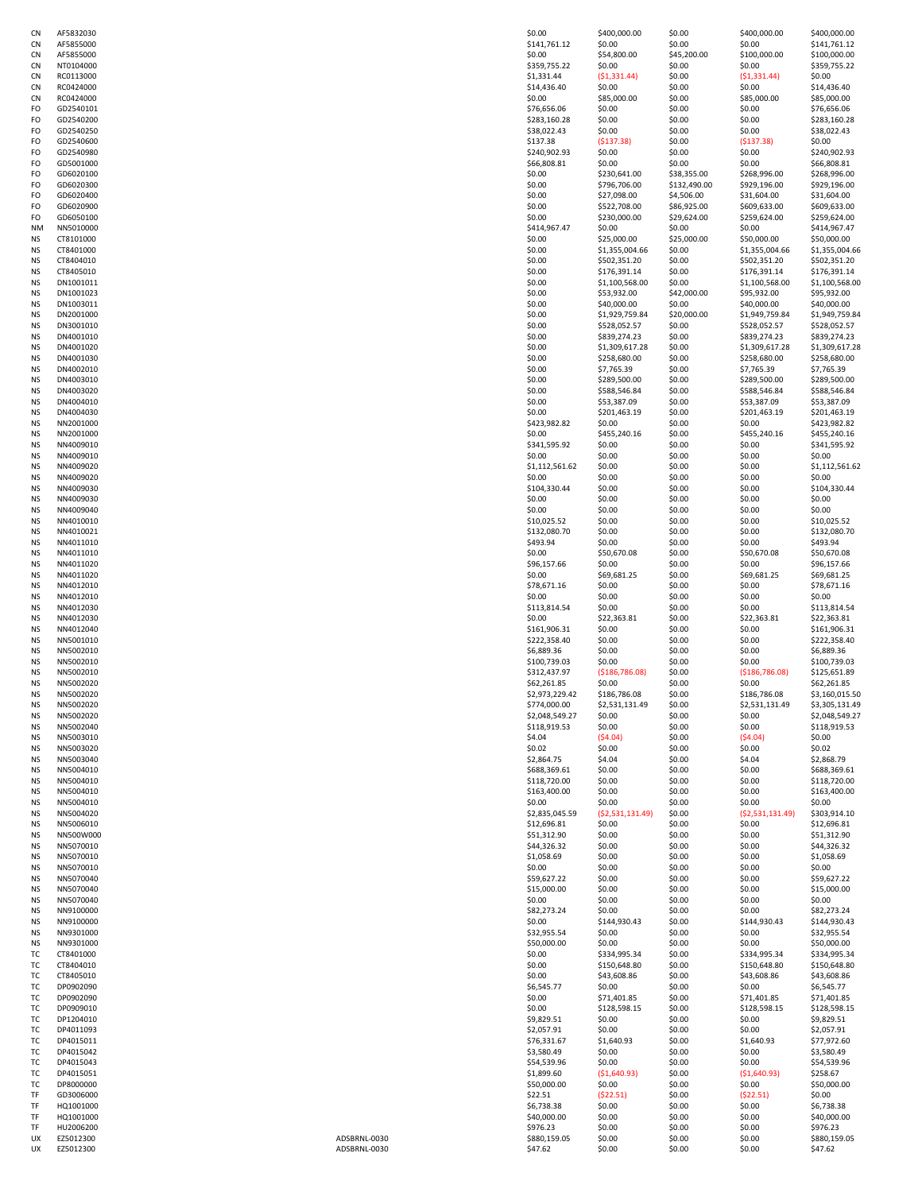| | | | | | | | |
|---|---|---|---|---|---|---|---|
| CN | AF5832030 | | $0.00 | $400,000.00 | $0.00 | $400,000.00 | $400,000.00 |
| CN | AF5855000 | | $141,761.12 | $0.00 | $0.00 | $0.00 | $141,761.12 |
| CN | AF5855000 | | $0.00 | $54,800.00 | $45,200.00 | $100,000.00 | $100,000.00 |
| CN | NT0104000 | | $359,755.22 | $0.00 | $0.00 | $0.00 | $359,755.22 |
| CN | RC0113000 | | $1,331.44 | ($1,331.44) | $0.00 | ($1,331.44) | $0.00 |
| CN | RC0424000 | | $14,436.40 | $0.00 | $0.00 | $0.00 | $14,436.40 |
| CN | RC0424000 | | $0.00 | $85,000.00 | $0.00 | $85,000.00 | $85,000.00 |
| FO | GD2540101 | | $76,656.06 | $0.00 | $0.00 | $0.00 | $76,656.06 |
| FO | GD2540200 | | $283,160.28 | $0.00 | $0.00 | $0.00 | $283,160.28 |
| FO | GD2540250 | | $38,022.43 | $0.00 | $0.00 | $0.00 | $38,022.43 |
| FO | GD2540600 | | $137.38 | ($137.38) | $0.00 | ($137.38) | $0.00 |
| FO | GD2540980 | | $240,902.93 | $0.00 | $0.00 | $0.00 | $240,902.93 |
| FO | GD5001000 | | $66,808.81 | $0.00 | $0.00 | $0.00 | $66,808.81 |
| FO | GD6020100 | | $0.00 | $230,641.00 | $38,355.00 | $268,996.00 | $268,996.00 |
| FO | GD6020300 | | $0.00 | $796,706.00 | $132,490.00 | $929,196.00 | $929,196.00 |
| FO | GD6020400 | | $0.00 | $27,098.00 | $4,506.00 | $31,604.00 | $31,604.00 |
| FO | GD6020900 | | $0.00 | $522,708.00 | $86,925.00 | $609,633.00 | $609,633.00 |
| FO | GD6050100 | | $0.00 | $230,000.00 | $29,624.00 | $259,624.00 | $259,624.00 |
| NM | NN5010000 | | $414,967.47 | $0.00 | $0.00 | $0.00 | $414,967.47 |
| NS | CT8101000 | | $0.00 | $25,000.00 | $25,000.00 | $50,000.00 | $50,000.00 |
| NS | CT8401000 | | $0.00 | $1,355,004.66 | $0.00 | $1,355,004.66 | $1,355,004.66 |
| NS | CT8404010 | | $0.00 | $502,351.20 | $0.00 | $502,351.20 | $502,351.20 |
| NS | CT8405010 | | $0.00 | $176,391.14 | $0.00 | $176,391.14 | $176,391.14 |
| NS | DN1001011 | | $0.00 | $1,100,568.00 | $0.00 | $1,100,568.00 | $1,100,568.00 |
| NS | DN1001023 | | $0.00 | $53,932.00 | $42,000.00 | $95,932.00 | $95,932.00 |
| NS | DN1003011 | | $0.00 | $40,000.00 | $0.00 | $40,000.00 | $40,000.00 |
| NS | DN2001000 | | $0.00 | $1,929,759.84 | $20,000.00 | $1,949,759.84 | $1,949,759.84 |
| NS | DN3001010 | | $0.00 | $528,052.57 | $0.00 | $528,052.57 | $528,052.57 |
| NS | DN4001010 | | $0.00 | $839,274.23 | $0.00 | $839,274.23 | $839,274.23 |
| NS | DN4001020 | | $0.00 | $1,309,617.28 | $0.00 | $1,309,617.28 | $1,309,617.28 |
| NS | DN4001030 | | $0.00 | $258,680.00 | $0.00 | $258,680.00 | $258,680.00 |
| NS | DN4002010 | | $0.00 | $7,765.39 | $0.00 | $7,765.39 | $7,765.39 |
| NS | DN4003010 | | $0.00 | $289,500.00 | $0.00 | $289,500.00 | $289,500.00 |
| NS | DN4003020 | | $0.00 | $588,546.84 | $0.00 | $588,546.84 | $588,546.84 |
| NS | DN4004010 | | $0.00 | $53,387.09 | $0.00 | $53,387.09 | $53,387.09 |
| NS | DN4004030 | | $0.00 | $201,463.19 | $0.00 | $201,463.19 | $201,463.19 |
| NS | NN2001000 | | $423,982.82 | $0.00 | $0.00 | $0.00 | $423,982.82 |
| NS | NN2001000 | | $0.00 | $455,240.16 | $0.00 | $455,240.16 | $455,240.16 |
| NS | NN4009010 | | $341,595.92 | $0.00 | $0.00 | $0.00 | $341,595.92 |
| NS | NN4009010 | | $0.00 | $0.00 | $0.00 | $0.00 | $0.00 |
| NS | NN4009020 | | $1,112,561.62 | $0.00 | $0.00 | $0.00 | $1,112,561.62 |
| NS | NN4009020 | | $0.00 | $0.00 | $0.00 | $0.00 | $0.00 |
| NS | NN4009030 | | $104,330.44 | $0.00 | $0.00 | $0.00 | $104,330.44 |
| NS | NN4009030 | | $0.00 | $0.00 | $0.00 | $0.00 | $0.00 |
| NS | NN4009040 | | $0.00 | $0.00 | $0.00 | $0.00 | $0.00 |
| NS | NN4010010 | | $10,025.52 | $0.00 | $0.00 | $0.00 | $10,025.52 |
| NS | NN4010021 | | $132,080.70 | $0.00 | $0.00 | $0.00 | $132,080.70 |
| NS | NN4011010 | | $493.94 | $0.00 | $0.00 | $0.00 | $493.94 |
| NS | NN4011010 | | $0.00 | $50,670.08 | $0.00 | $50,670.08 | $50,670.08 |
| NS | NN4011020 | | $96,157.66 | $0.00 | $0.00 | $0.00 | $96,157.66 |
| NS | NN4011020 | | $0.00 | $69,681.25 | $0.00 | $69,681.25 | $69,681.25 |
| NS | NN4012010 | | $78,671.16 | $0.00 | $0.00 | $0.00 | $78,671.16 |
| NS | NN4012010 | | $0.00 | $0.00 | $0.00 | $0.00 | $0.00 |
| NS | NN4012030 | | $113,814.54 | $0.00 | $0.00 | $0.00 | $113,814.54 |
| NS | NN4012030 | | $0.00 | $22,363.81 | $0.00 | $22,363.81 | $22,363.81 |
| NS | NN4012040 | | $161,906.31 | $0.00 | $0.00 | $0.00 | $161,906.31 |
| NS | NN5001010 | | $222,358.40 | $0.00 | $0.00 | $0.00 | $222,358.40 |
| NS | NN5002010 | | $6,889.36 | $0.00 | $0.00 | $0.00 | $6,889.36 |
| NS | NN5002010 | | $100,739.03 | $0.00 | $0.00 | $0.00 | $100,739.03 |
| NS | NN5002010 | | $312,437.97 | ($186,786.08) | $0.00 | ($186,786.08) | $125,651.89 |
| NS | NN5002020 | | $62,261.85 | $0.00 | $0.00 | $0.00 | $62,261.85 |
| NS | NN5002020 | | $2,973,229.42 | $186,786.08 | $0.00 | $186,786.08 | $3,160,015.50 |
| NS | NN5002020 | | $774,000.00 | $2,531,131.49 | $0.00 | $2,531,131.49 | $3,305,131.49 |
| NS | NN5002020 | | $2,048,549.27 | $0.00 | $0.00 | $0.00 | $2,048,549.27 |
| NS | NN5002040 | | $118,919.53 | $0.00 | $0.00 | $0.00 | $118,919.53 |
| NS | NN5003010 | | $4.04 | ($4.04) | $0.00 | ($4.04) | $0.00 |
| NS | NN5003020 | | $0.02 | $0.00 | $0.00 | $0.00 | $0.02 |
| NS | NN5003040 | | $2,864.75 | $4.04 | $0.00 | $4.04 | $2,868.79 |
| NS | NN5004010 | | $688,369.61 | $0.00 | $0.00 | $0.00 | $688,369.61 |
| NS | NN5004010 | | $118,720.00 | $0.00 | $0.00 | $0.00 | $118,720.00 |
| NS | NN5004010 | | $163,400.00 | $0.00 | $0.00 | $0.00 | $163,400.00 |
| NS | NN5004010 | | $0.00 | $0.00 | $0.00 | $0.00 | $0.00 |
| NS | NN5004020 | | $2,835,045.59 | ($2,531,131.49) | $0.00 | ($2,531,131.49) | $303,914.10 |
| NS | NN5006010 | | $12,696.81 | $0.00 | $0.00 | $0.00 | $12,696.81 |
| NS | NN500W000 | | $51,312.90 | $0.00 | $0.00 | $0.00 | $51,312.90 |
| NS | NN5070010 | | $44,326.32 | $0.00 | $0.00 | $0.00 | $44,326.32 |
| NS | NN5070010 | | $1,058.69 | $0.00 | $0.00 | $0.00 | $1,058.69 |
| NS | NN5070010 | | $0.00 | $0.00 | $0.00 | $0.00 | $0.00 |
| NS | NN5070040 | | $59,627.22 | $0.00 | $0.00 | $0.00 | $59,627.22 |
| NS | NN5070040 | | $15,000.00 | $0.00 | $0.00 | $0.00 | $15,000.00 |
| NS | NN5070040 | | $0.00 | $0.00 | $0.00 | $0.00 | $0.00 |
| NS | NN9100000 | | $82,273.24 | $0.00 | $0.00 | $0.00 | $82,273.24 |
| NS | NN9100000 | | $0.00 | $144,930.43 | $0.00 | $144,930.43 | $144,930.43 |
| NS | NN9301000 | | $32,955.54 | $0.00 | $0.00 | $0.00 | $32,955.54 |
| NS | NN9301000 | | $50,000.00 | $0.00 | $0.00 | $0.00 | $50,000.00 |
| TC | CT8401000 | | $0.00 | $334,995.34 | $0.00 | $334,995.34 | $334,995.34 |
| TC | CT8404010 | | $0.00 | $150,648.80 | $0.00 | $150,648.80 | $150,648.80 |
| TC | CT8405010 | | $0.00 | $43,608.86 | $0.00 | $43,608.86 | $43,608.86 |
| TC | DP0902090 | | $6,545.77 | $0.00 | $0.00 | $0.00 | $6,545.77 |
| TC | DP0902090 | | $0.00 | $71,401.85 | $0.00 | $71,401.85 | $71,401.85 |
| TC | DP0909010 | | $0.00 | $128,598.15 | $0.00 | $128,598.15 | $128,598.15 |
| TC | DP1204010 | | $9,829.51 | $0.00 | $0.00 | $0.00 | $9,829.51 |
| TC | DP4011093 | | $2,057.91 | $0.00 | $0.00 | $0.00 | $2,057.91 |
| TC | DP4015011 | | $76,331.67 | $1,640.93 | $0.00 | $1,640.93 | $77,972.60 |
| TC | DP4015042 | | $3,580.49 | $0.00 | $0.00 | $0.00 | $3,580.49 |
| TC | DP4015043 | | $54,539.96 | $0.00 | $0.00 | $0.00 | $54,539.96 |
| TC | DP4015051 | | $1,899.60 | ($1,640.93) | $0.00 | ($1,640.93) | $258.67 |
| TC | DP8000000 | | $50,000.00 | $0.00 | $0.00 | $0.00 | $50,000.00 |
| TF | GD3006000 | | $22.51 | ($22.51) | $0.00 | ($22.51) | $0.00 |
| TF | HQ1001000 | | $6,738.38 | $0.00 | $0.00 | $0.00 | $6,738.38 |
| TF | HQ1001000 | | $40,000.00 | $0.00 | $0.00 | $0.00 | $40,000.00 |
| TF | HU2006200 | | $976.23 | $0.00 | $0.00 | $0.00 | $976.23 |
| UX | EZ5012300 | ADSBRNL-0030 | $880,159.05 | $0.00 | $0.00 | $0.00 | $880,159.05 |
| UX | EZ5012300 | ADSBRNL-0030 | $47.62 | $0.00 | $0.00 | $0.00 | $47.62 |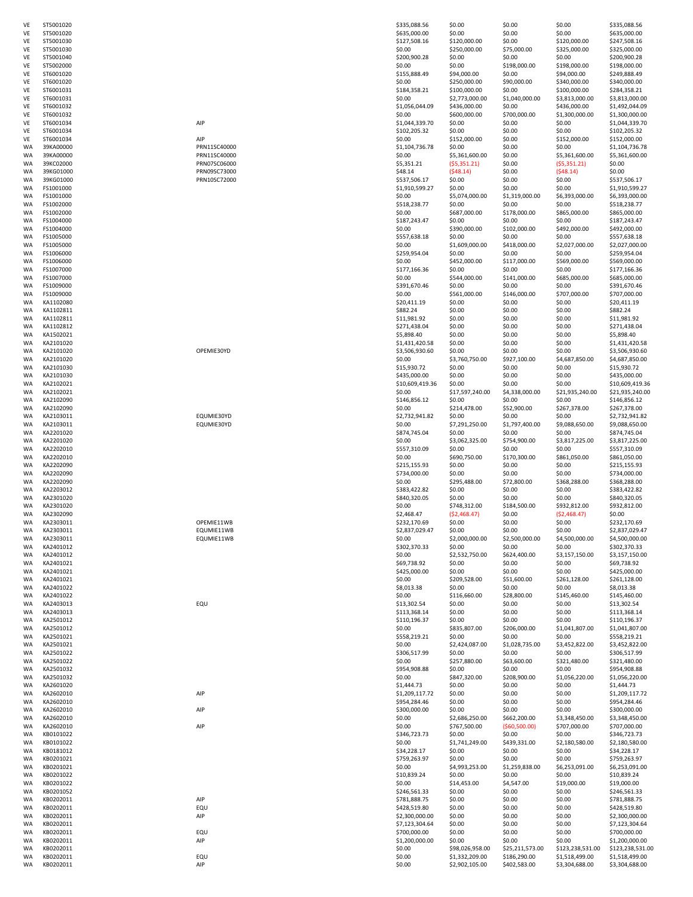| | | | | | | | |
|---|---|---|---|---|---|---|---|
| VE | ST5001020 | | $335,088.56 | $0.00 | $0.00 | $0.00 | $335,088.56 |
| VE | ST5001020 | | $635,000.00 | $0.00 | $0.00 | $0.00 | $635,000.00 |
| VE | ST5001030 | | $127,508.16 | $120,000.00 | $0.00 | $120,000.00 | $247,508.16 |
| VE | ST5001030 | | $0.00 | $250,000.00 | $75,000.00 | $325,000.00 | $325,000.00 |
| VE | ST5001040 | | $200,900.28 | $0.00 | $0.00 | $0.00 | $200,900.28 |
| VE | ST5002000 | | $0.00 | $0.00 | $198,000.00 | $198,000.00 | $198,000.00 |
| VE | ST6001020 | | $155,888.49 | $94,000.00 | $0.00 | $94,000.00 | $249,888.49 |
| VE | ST6001020 | | $0.00 | $250,000.00 | $90,000.00 | $340,000.00 | $340,000.00 |
| VE | ST6001031 | | $184,358.21 | $100,000.00 | $0.00 | $100,000.00 | $284,358.21 |
| VE | ST6001031 | | $0.00 | $2,773,000.00 | $1,040,000.00 | $3,813,000.00 | $3,813,000.00 |
| VE | ST6001032 | | $1,056,044.09 | $436,000.00 | $0.00 | $436,000.00 | $1,492,044.09 |
| VE | ST6001032 | | $0.00 | $600,000.00 | $700,000.00 | $1,300,000.00 | $1,300,000.00 |
| VE | ST6001034 | AIP | $1,044,339.70 | $0.00 | $0.00 | $0.00 | $1,044,339.70 |
| VE | ST6001034 | | $102,205.32 | $0.00 | $0.00 | $0.00 | $102,205.32 |
| VE | ST6001034 | AIP | $0.00 | $152,000.00 | $0.00 | $152,000.00 | $152,000.00 |
| WA | 39KA00000 | PRN11SC40000 | $1,104,736.78 | $0.00 | $0.00 | $0.00 | $1,104,736.78 |
| WA | 39KA00000 | PRN11SC40000 | $0.00 | $5,361,600.00 | $0.00 | $5,361,600.00 | $5,361,600.00 |
| WA | 39KC02000 | PRN07SC06000 | $5,351.21 | ($5,351.21) | $0.00 | ($5,351.21) | $0.00 |
| WA | 39KG01000 | PRN09SC73000 | $48.14 | ($48.14) | $0.00 | ($48.14) | $0.00 |
| WA | 39KG01000 | PRN10SC72000 | $537,506.17 | $0.00 | $0.00 | $0.00 | $537,506.17 |
| WA | FS1001000 | | $1,910,599.27 | $0.00 | $0.00 | $0.00 | $1,910,599.27 |
| WA | FS1001000 | | $0.00 | $5,074,000.00 | $1,319,000.00 | $6,393,000.00 | $6,393,000.00 |
| WA | FS1002000 | | $518,238.77 | $0.00 | $0.00 | $0.00 | $518,238.77 |
| WA | FS1002000 | | $0.00 | $687,000.00 | $178,000.00 | $865,000.00 | $865,000.00 |
| WA | FS1004000 | | $187,243.47 | $0.00 | $0.00 | $0.00 | $187,243.47 |
| WA | FS1004000 | | $0.00 | $390,000.00 | $102,000.00 | $492,000.00 | $492,000.00 |
| WA | FS1005000 | | $557,638.18 | $0.00 | $0.00 | $0.00 | $557,638.18 |
| WA | FS1005000 | | $0.00 | $1,609,000.00 | $418,000.00 | $2,027,000.00 | $2,027,000.00 |
| WA | FS1006000 | | $259,954.04 | $0.00 | $0.00 | $0.00 | $259,954.04 |
| WA | FS1006000 | | $0.00 | $452,000.00 | $117,000.00 | $569,000.00 | $569,000.00 |
| WA | FS1007000 | | $177,166.36 | $0.00 | $0.00 | $0.00 | $177,166.36 |
| WA | FS1007000 | | $0.00 | $544,000.00 | $141,000.00 | $685,000.00 | $685,000.00 |
| WA | FS1009000 | | $391,670.46 | $0.00 | $0.00 | $0.00 | $391,670.46 |
| WA | FS1009000 | | $0.00 | $561,000.00 | $146,000.00 | $707,000.00 | $707,000.00 |
| WA | KA1102080 | | $20,411.19 | $0.00 | $0.00 | $0.00 | $20,411.19 |
| WA | KA1102811 | | $882.24 | $0.00 | $0.00 | $0.00 | $882.24 |
| WA | KA1102811 | | $11,981.92 | $0.00 | $0.00 | $0.00 | $11,981.92 |
| WA | KA1102812 | | $271,438.04 | $0.00 | $0.00 | $0.00 | $271,438.04 |
| WA | KA1502021 | | $5,898.40 | $0.00 | $0.00 | $0.00 | $5,898.40 |
| WA | KA2101020 | | $1,431,420.58 | $0.00 | $0.00 | $0.00 | $1,431,420.58 |
| WA | KA2101020 | OPEMIE30YD | $3,506,930.60 | $0.00 | $0.00 | $0.00 | $3,506,930.60 |
| WA | KA2101020 | | $0.00 | $3,760,750.00 | $927,100.00 | $4,687,850.00 | $4,687,850.00 |
| WA | KA2101030 | | $15,930.72 | $0.00 | $0.00 | $0.00 | $15,930.72 |
| WA | KA2101030 | | $435,000.00 | $0.00 | $0.00 | $0.00 | $435,000.00 |
| WA | KA2102021 | | $10,609,419.36 | $0.00 | $0.00 | $0.00 | $10,609,419.36 |
| WA | KA2102021 | | $0.00 | $17,597,240.00 | $4,338,000.00 | $21,935,240.00 | $21,935,240.00 |
| WA | KA2102090 | | $146,856.12 | $0.00 | $0.00 | $0.00 | $146,856.12 |
| WA | KA2102090 | | $0.00 | $214,478.00 | $52,900.00 | $267,378.00 | $267,378.00 |
| WA | KA2103011 | EQUMIE30YD | $2,732,941.82 | $0.00 | $0.00 | $0.00 | $2,732,941.82 |
| WA | KA2103011 | EQUMIE30YD | $0.00 | $7,291,250.00 | $1,797,400.00 | $9,088,650.00 | $9,088,650.00 |
| WA | KA2201020 | | $874,745.04 | $0.00 | $0.00 | $0.00 | $874,745.04 |
| WA | KA2201020 | | $0.00 | $3,062,325.00 | $754,900.00 | $3,817,225.00 | $3,817,225.00 |
| WA | KA2202010 | | $557,310.09 | $0.00 | $0.00 | $0.00 | $557,310.09 |
| WA | KA2202010 | | $0.00 | $690,750.00 | $170,300.00 | $861,050.00 | $861,050.00 |
| WA | KA2202090 | | $215,155.93 | $0.00 | $0.00 | $0.00 | $215,155.93 |
| WA | KA2202090 | | $734,000.00 | $0.00 | $0.00 | $0.00 | $734,000.00 |
| WA | KA2202090 | | $0.00 | $295,488.00 | $72,800.00 | $368,288.00 | $368,288.00 |
| WA | KA2203012 | | $383,422.82 | $0.00 | $0.00 | $0.00 | $383,422.82 |
| WA | KA2301020 | | $840,320.05 | $0.00 | $0.00 | $0.00 | $840,320.05 |
| WA | KA2301020 | | $0.00 | $748,312.00 | $184,500.00 | $932,812.00 | $932,812.00 |
| WA | KA2302090 | | $2,468.47 | ($2,468.47) | $0.00 | ($2,468.47) | $0.00 |
| WA | KA2303011 | OPEMIE11WB | $232,170.69 | $0.00 | $0.00 | $0.00 | $232,170.69 |
| WA | KA2303011 | EQUMIE11WB | $2,837,029.47 | $0.00 | $0.00 | $0.00 | $2,837,029.47 |
| WA | KA2303011 | EQUMIE11WB | $0.00 | $2,000,000.00 | $2,500,000.00 | $4,500,000.00 | $4,500,000.00 |
| WA | KA2401012 | | $302,370.33 | $0.00 | $0.00 | $0.00 | $302,370.33 |
| WA | KA2401012 | | $0.00 | $2,532,750.00 | $624,400.00 | $3,157,150.00 | $3,157,150.00 |
| WA | KA2401021 | | $69,738.92 | $0.00 | $0.00 | $0.00 | $69,738.92 |
| WA | KA2401021 | | $425,000.00 | $0.00 | $0.00 | $0.00 | $425,000.00 |
| WA | KA2401021 | | $0.00 | $209,528.00 | $51,600.00 | $261,128.00 | $261,128.00 |
| WA | KA2401022 | | $8,013.38 | $0.00 | $0.00 | $0.00 | $8,013.38 |
| WA | KA2401022 | | $0.00 | $116,660.00 | $28,800.00 | $145,460.00 | $145,460.00 |
| WA | KA2403013 | EQU | $13,302.54 | $0.00 | $0.00 | $0.00 | $13,302.54 |
| WA | KA2403013 | | $113,368.14 | $0.00 | $0.00 | $0.00 | $113,368.14 |
| WA | KA2501012 | | $110,196.37 | $0.00 | $0.00 | $0.00 | $110,196.37 |
| WA | KA2501012 | | $0.00 | $835,807.00 | $206,000.00 | $1,041,807.00 | $1,041,807.00 |
| WA | KA2501021 | | $558,219.21 | $0.00 | $0.00 | $0.00 | $558,219.21 |
| WA | KA2501021 | | $0.00 | $2,424,087.00 | $1,028,735.00 | $3,452,822.00 | $3,452,822.00 |
| WA | KA2501022 | | $306,517.99 | $0.00 | $0.00 | $0.00 | $306,517.99 |
| WA | KA2501022 | | $0.00 | $257,880.00 | $63,600.00 | $321,480.00 | $321,480.00 |
| WA | KA2501032 | | $954,908.88 | $0.00 | $0.00 | $0.00 | $954,908.88 |
| WA | KA2501032 | | $0.00 | $847,320.00 | $208,900.00 | $1,056,220.00 | $1,056,220.00 |
| WA | KA2601020 | | $1,444.73 | $0.00 | $0.00 | $0.00 | $1,444.73 |
| WA | KA2602010 | AIP | $1,209,117.72 | $0.00 | $0.00 | $0.00 | $1,209,117.72 |
| WA | KA2602010 | | $954,284.46 | $0.00 | $0.00 | $0.00 | $954,284.46 |
| WA | KA2602010 | AIP | $300,000.00 | $0.00 | $0.00 | $0.00 | $300,000.00 |
| WA | KA2602010 | | $0.00 | $2,686,250.00 | $662,200.00 | $3,348,450.00 | $3,348,450.00 |
| WA | KA2602010 | AIP | $0.00 | $767,500.00 | ($60,500.00) | $707,000.00 | $707,000.00 |
| WA | KB0101022 | | $346,723.73 | $0.00 | $0.00 | $0.00 | $346,723.73 |
| WA | KB0101022 | | $0.00 | $1,741,249.00 | $439,331.00 | $2,180,580.00 | $2,180,580.00 |
| WA | KB0181012 | | $34,228.17 | $0.00 | $0.00 | $0.00 | $34,228.17 |
| WA | KB0201021 | | $759,263.97 | $0.00 | $0.00 | $0.00 | $759,263.97 |
| WA | KB0201021 | | $0.00 | $4,993,253.00 | $1,259,838.00 | $6,253,091.00 | $6,253,091.00 |
| WA | KB0201022 | | $10,839.24 | $0.00 | $0.00 | $0.00 | $10,839.24 |
| WA | KB0201022 | | $0.00 | $14,453.00 | $4,547.00 | $19,000.00 | $19,000.00 |
| WA | KB0201052 | | $246,561.33 | $0.00 | $0.00 | $0.00 | $246,561.33 |
| WA | KB0202011 | AIP | $781,888.75 | $0.00 | $0.00 | $0.00 | $781,888.75 |
| WA | KB0202011 | EQU | $428,519.80 | $0.00 | $0.00 | $0.00 | $428,519.80 |
| WA | KB0202011 | AIP | $2,300,000.00 | $0.00 | $0.00 | $0.00 | $2,300,000.00 |
| WA | KB0202011 | | $7,123,304.64 | $0.00 | $0.00 | $0.00 | $7,123,304.64 |
| WA | KB0202011 | EQU | $700,000.00 | $0.00 | $0.00 | $0.00 | $700,000.00 |
| WA | KB0202011 | AIP | $1,200,000.00 | $0.00 | $0.00 | $0.00 | $1,200,000.00 |
| WA | KB0202011 | | $0.00 | $98,026,958.00 | $25,211,573.00 | $123,238,531.00 | $123,238,531.00 |
| WA | KB0202011 | EQU | $0.00 | $1,332,209.00 | $186,290.00 | $1,518,499.00 | $1,518,499.00 |
| WA | KB0202011 | AIP | $0.00 | $2,902,105.00 | $402,583.00 | $3,304,688.00 | $3,304,688.00 |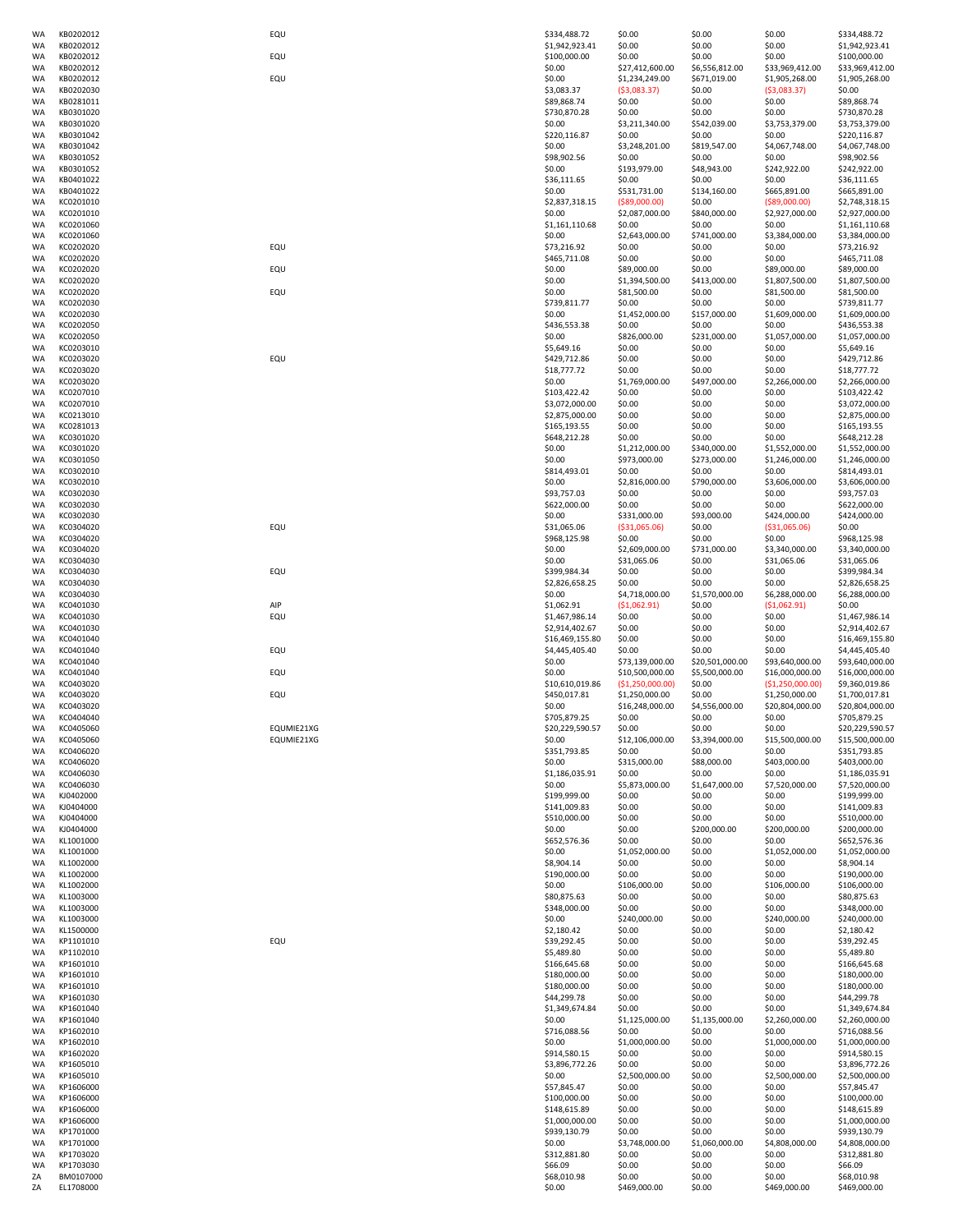| | | | | | | | |
|---|---|---|---|---|---|---|---|
| WA | KB0202012 | EQU | $334,488.72 | $0.00 | $0.00 | $0.00 | $334,488.72 |
| WA | KB0202012 | | $1,942,923.41 | $0.00 | $0.00 | $0.00 | $1,942,923.41 |
| WA | KB0202012 | EQU | $100,000.00 | $0.00 | $0.00 | $0.00 | $100,000.00 |
| WA | KB0202012 | | $0.00 | $27,412,600.00 | $6,556,812.00 | $33,969,412.00 | $33,969,412.00 |
| WA | KB0202012 | EQU | $0.00 | $1,234,249.00 | $671,019.00 | $1,905,268.00 | $1,905,268.00 |
| WA | KB0202030 | | $3,083.37 | ($3,083.37) | $0.00 | ($3,083.37) | $0.00 |
| WA | KB0281011 | | $89,868.74 | $0.00 | $0.00 | $0.00 | $89,868.74 |
| WA | KB0301020 | | $730,870.28 | $0.00 | $0.00 | $0.00 | $730,870.28 |
| WA | KB0301020 | | $0.00 | $3,211,340.00 | $542,039.00 | $3,753,379.00 | $3,753,379.00 |
| WA | KB0301042 | | $220,116.87 | $0.00 | $0.00 | $0.00 | $220,116.87 |
| WA | KB0301042 | | $0.00 | $3,248,201.00 | $819,547.00 | $4,067,748.00 | $4,067,748.00 |
| WA | KB0301052 | | $98,902.56 | $0.00 | $0.00 | $0.00 | $98,902.56 |
| WA | KB0301052 | | $0.00 | $193,979.00 | $48,943.00 | $242,922.00 | $242,922.00 |
| WA | KB0401022 | | $36,111.65 | $0.00 | $0.00 | $0.00 | $36,111.65 |
| WA | KB0401022 | | $0.00 | $531,731.00 | $134,160.00 | $665,891.00 | $665,891.00 |
| WA | KC0201010 | | $2,837,318.15 | ($89,000.00) | $0.00 | ($89,000.00) | $2,748,318.15 |
| WA | KC0201010 | | $0.00 | $2,087,000.00 | $840,000.00 | $2,927,000.00 | $2,927,000.00 |
| WA | KC0201060 | | $1,161,110.68 | $0.00 | $0.00 | $0.00 | $1,161,110.68 |
| WA | KC0201060 | | $0.00 | $2,643,000.00 | $741,000.00 | $3,384,000.00 | $3,384,000.00 |
| WA | KC0202020 | EQU | $73,216.92 | $0.00 | $0.00 | $0.00 | $73,216.92 |
| WA | KC0202020 | | $465,711.08 | $0.00 | $0.00 | $0.00 | $465,711.08 |
| WA | KC0202020 | EQU | $0.00 | $89,000.00 | $0.00 | $89,000.00 | $89,000.00 |
| WA | KC0202020 | | $0.00 | $1,394,500.00 | $413,000.00 | $1,807,500.00 | $1,807,500.00 |
| WA | KC0202020 | EQU | $0.00 | $81,500.00 | $0.00 | $81,500.00 | $81,500.00 |
| WA | KC0202030 | | $739,811.77 | $0.00 | $0.00 | $0.00 | $739,811.77 |
| WA | KC0202030 | | $0.00 | $1,452,000.00 | $157,000.00 | $1,609,000.00 | $1,609,000.00 |
| WA | KC0202050 | | $436,553.38 | $0.00 | $0.00 | $0.00 | $436,553.38 |
| WA | KC0202050 | | $0.00 | $826,000.00 | $231,000.00 | $1,057,000.00 | $1,057,000.00 |
| WA | KC0203010 | | $5,649.16 | $0.00 | $0.00 | $0.00 | $5,649.16 |
| WA | KC0203020 | EQU | $429,712.86 | $0.00 | $0.00 | $0.00 | $429,712.86 |
| WA | KC0203020 | | $18,777.72 | $0.00 | $0.00 | $0.00 | $18,777.72 |
| WA | KC0203020 | | $0.00 | $1,769,000.00 | $497,000.00 | $2,266,000.00 | $2,266,000.00 |
| WA | KC0207010 | | $103,422.42 | $0.00 | $0.00 | $0.00 | $103,422.42 |
| WA | KC0207010 | | $3,072,000.00 | $0.00 | $0.00 | $0.00 | $3,072,000.00 |
| WA | KC0213010 | | $2,875,000.00 | $0.00 | $0.00 | $0.00 | $2,875,000.00 |
| WA | KC0281013 | | $165,193.55 | $0.00 | $0.00 | $0.00 | $165,193.55 |
| WA | KC0301020 | | $648,212.28 | $0.00 | $0.00 | $0.00 | $648,212.28 |
| WA | KC0301020 | | $0.00 | $1,212,000.00 | $340,000.00 | $1,552,000.00 | $1,552,000.00 |
| WA | KC0301050 | | $0.00 | $973,000.00 | $273,000.00 | $1,246,000.00 | $1,246,000.00 |
| WA | KC0302010 | | $814,493.01 | $0.00 | $0.00 | $0.00 | $814,493.01 |
| WA | KC0302010 | | $0.00 | $2,816,000.00 | $790,000.00 | $3,606,000.00 | $3,606,000.00 |
| WA | KC0302030 | | $93,757.03 | $0.00 | $0.00 | $0.00 | $93,757.03 |
| WA | KC0302030 | | $622,000.00 | $0.00 | $0.00 | $0.00 | $622,000.00 |
| WA | KC0302030 | | $0.00 | $331,000.00 | $93,000.00 | $424,000.00 | $424,000.00 |
| WA | KC0304020 | EQU | $31,065.06 | ($31,065.06) | $0.00 | ($31,065.06) | $0.00 |
| WA | KC0304020 | | $968,125.98 | $0.00 | $0.00 | $0.00 | $968,125.98 |
| WA | KC0304020 | | $0.00 | $2,609,000.00 | $731,000.00 | $3,340,000.00 | $3,340,000.00 |
| WA | KC0304030 | | $0.00 | $31,065.06 | $0.00 | $31,065.06 | $31,065.06 |
| WA | KC0304030 | EQU | $399,984.34 | $0.00 | $0.00 | $0.00 | $399,984.34 |
| WA | KC0304030 | | $2,826,658.25 | $0.00 | $0.00 | $0.00 | $2,826,658.25 |
| WA | KC0304030 | | $0.00 | $4,718,000.00 | $1,570,000.00 | $6,288,000.00 | $6,288,000.00 |
| WA | KC0401030 | AIP | $1,062.91 | ($1,062.91) | $0.00 | ($1,062.91) | $0.00 |
| WA | KC0401030 | EQU | $1,467,986.14 | $0.00 | $0.00 | $0.00 | $1,467,986.14 |
| WA | KC0401030 | | $2,914,402.67 | $0.00 | $0.00 | $0.00 | $2,914,402.67 |
| WA | KC0401040 | | $16,469,155.80 | $0.00 | $0.00 | $0.00 | $16,469,155.80 |
| WA | KC0401040 | EQU | $4,445,405.40 | $0.00 | $0.00 | $0.00 | $4,445,405.40 |
| WA | KC0401040 | | $0.00 | $73,139,000.00 | $20,501,000.00 | $93,640,000.00 | $93,640,000.00 |
| WA | KC0401040 | EQU | $0.00 | $10,500,000.00 | $5,500,000.00 | $16,000,000.00 | $16,000,000.00 |
| WA | KC0403020 | | $10,610,019.86 | ($1,250,000.00) | $0.00 | ($1,250,000.00) | $9,360,019.86 |
| WA | KC0403020 | EQU | $450,017.81 | $1,250,000.00 | $0.00 | $1,250,000.00 | $1,700,017.81 |
| WA | KC0403020 | | $0.00 | $16,248,000.00 | $4,556,000.00 | $20,804,000.00 | $20,804,000.00 |
| WA | KC0404040 | | $705,879.25 | $0.00 | $0.00 | $0.00 | $705,879.25 |
| WA | KC0405060 | EQUMIE21XG | $20,229,590.57 | $0.00 | $0.00 | $0.00 | $20,229,590.57 |
| WA | KC0405060 | EQUMIE21XG | $0.00 | $12,106,000.00 | $3,394,000.00 | $15,500,000.00 | $15,500,000.00 |
| WA | KC0406020 | | $351,793.85 | $0.00 | $0.00 | $0.00 | $351,793.85 |
| WA | KC0406020 | | $0.00 | $315,000.00 | $88,000.00 | $403,000.00 | $403,000.00 |
| WA | KC0406030 | | $1,186,035.91 | $0.00 | $0.00 | $0.00 | $1,186,035.91 |
| WA | KC0406030 | | $0.00 | $5,873,000.00 | $1,647,000.00 | $7,520,000.00 | $7,520,000.00 |
| WA | KJ0402000 | | $199,999.00 | $0.00 | $0.00 | $0.00 | $199,999.00 |
| WA | KJ0404000 | | $141,009.83 | $0.00 | $0.00 | $0.00 | $141,009.83 |
| WA | KJ0404000 | | $510,000.00 | $0.00 | $0.00 | $0.00 | $510,000.00 |
| WA | KJ0404000 | | $0.00 | $0.00 | $200,000.00 | $200,000.00 | $200,000.00 |
| WA | KL1001000 | | $652,576.36 | $0.00 | $0.00 | $0.00 | $652,576.36 |
| WA | KL1001000 | | $0.00 | $1,052,000.00 | $0.00 | $1,052,000.00 | $1,052,000.00 |
| WA | KL1002000 | | $8,904.14 | $0.00 | $0.00 | $0.00 | $8,904.14 |
| WA | KL1002000 | | $190,000.00 | $0.00 | $0.00 | $0.00 | $190,000.00 |
| WA | KL1002000 | | $0.00 | $106,000.00 | $0.00 | $106,000.00 | $106,000.00 |
| WA | KL1003000 | | $80,875.63 | $0.00 | $0.00 | $0.00 | $80,875.63 |
| WA | KL1003000 | | $348,000.00 | $0.00 | $0.00 | $0.00 | $348,000.00 |
| WA | KL1003000 | | $0.00 | $240,000.00 | $0.00 | $240,000.00 | $240,000.00 |
| WA | KL1500000 | | $2,180.42 | $0.00 | $0.00 | $0.00 | $2,180.42 |
| WA | KP1101010 | EQU | $39,292.45 | $0.00 | $0.00 | $0.00 | $39,292.45 |
| WA | KP1102010 | | $5,489.80 | $0.00 | $0.00 | $0.00 | $5,489.80 |
| WA | KP1601010 | | $166,645.68 | $0.00 | $0.00 | $0.00 | $166,645.68 |
| WA | KP1601010 | | $180,000.00 | $0.00 | $0.00 | $0.00 | $180,000.00 |
| WA | KP1601010 | | $180,000.00 | $0.00 | $0.00 | $0.00 | $180,000.00 |
| WA | KP1601030 | | $44,299.78 | $0.00 | $0.00 | $0.00 | $44,299.78 |
| WA | KP1601040 | | $1,349,674.84 | $0.00 | $0.00 | $0.00 | $1,349,674.84 |
| WA | KP1601040 | | $0.00 | $1,125,000.00 | $1,135,000.00 | $2,260,000.00 | $2,260,000.00 |
| WA | KP1602010 | | $716,088.56 | $0.00 | $0.00 | $0.00 | $716,088.56 |
| WA | KP1602010 | | $0.00 | $1,000,000.00 | $0.00 | $1,000,000.00 | $1,000,000.00 |
| WA | KP1602020 | | $914,580.15 | $0.00 | $0.00 | $0.00 | $914,580.15 |
| WA | KP1605010 | | $3,896,772.26 | $0.00 | $0.00 | $0.00 | $3,896,772.26 |
| WA | KP1605010 | | $0.00 | $2,500,000.00 | $0.00 | $2,500,000.00 | $2,500,000.00 |
| WA | KP1606000 | | $57,845.47 | $0.00 | $0.00 | $0.00 | $57,845.47 |
| WA | KP1606000 | | $100,000.00 | $0.00 | $0.00 | $0.00 | $100,000.00 |
| WA | KP1606000 | | $148,615.89 | $0.00 | $0.00 | $0.00 | $148,615.89 |
| WA | KP1606000 | | $1,000,000.00 | $0.00 | $0.00 | $0.00 | $1,000,000.00 |
| WA | KP1701000 | | $939,130.79 | $0.00 | $0.00 | $0.00 | $939,130.79 |
| WA | KP1701000 | | $0.00 | $3,748,000.00 | $1,060,000.00 | $4,808,000.00 | $4,808,000.00 |
| WA | KP1703020 | | $312,881.80 | $0.00 | $0.00 | $0.00 | $312,881.80 |
| WA | KP1703030 | | $66.09 | $0.00 | $0.00 | $0.00 | $66.09 |
| ZA | BM0107000 | | $68,010.98 | $0.00 | $0.00 | $0.00 | $68,010.98 |
| ZA | EL1708000 | | $0.00 | $469,000.00 | $0.00 | $469,000.00 | $469,000.00 |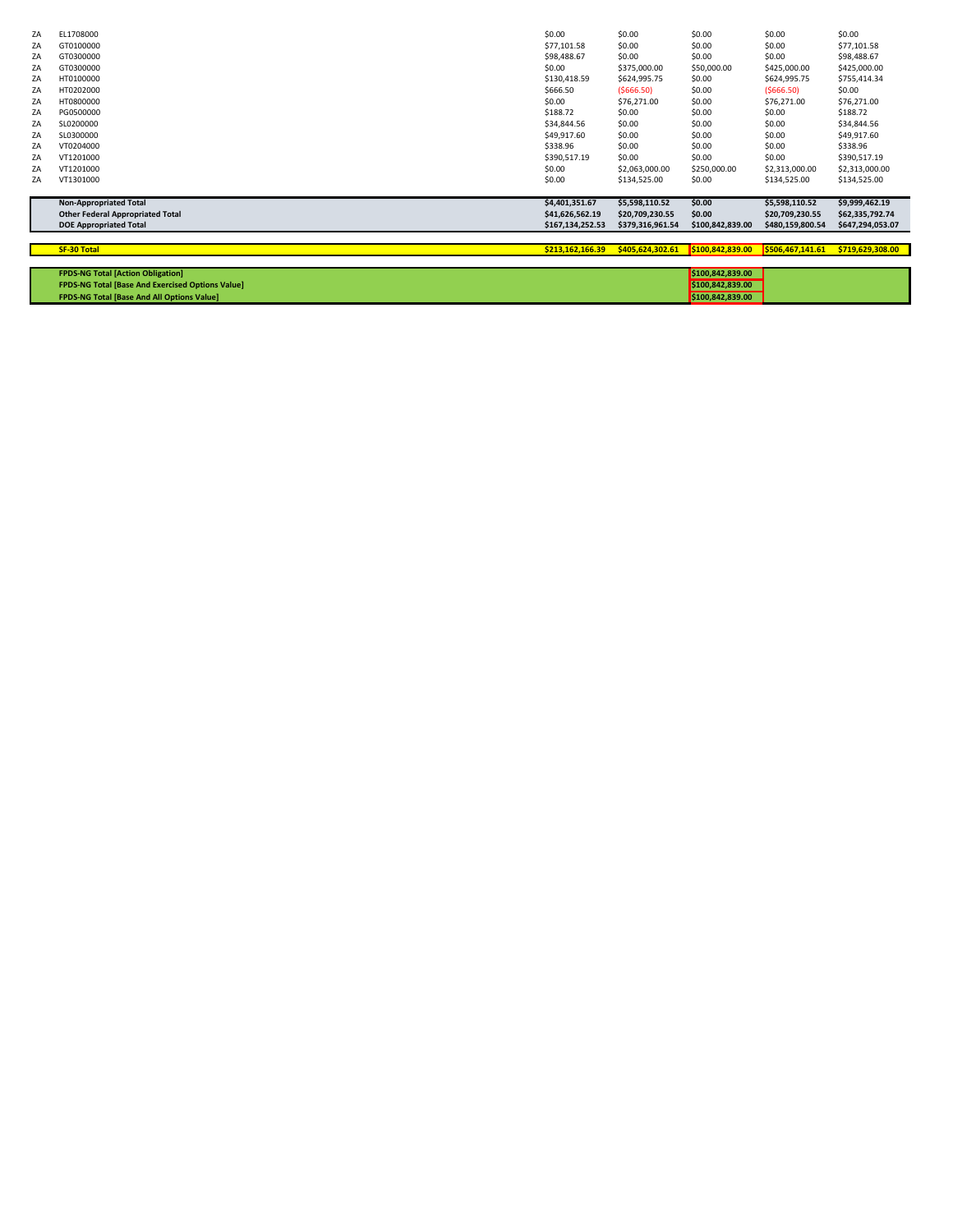| | | | | | | |
|---|---|---|---|---|---|---|
| ZA | EL1708000 | $0.00 | $0.00 | $0.00 | $0.00 | $0.00 |
| ZA | GT0100000 | $77,101.58 | $0.00 | $0.00 | $0.00 | $77,101.58 |
| ZA | GT0300000 | $98,488.67 | $0.00 | $0.00 | $0.00 | $98,488.67 |
| ZA | GT0300000 | $0.00 | $375,000.00 | $50,000.00 | $425,000.00 | $425,000.00 |
| ZA | HT0100000 | $130,418.59 | $624,995.75 | $0.00 | $624,995.75 | $755,414.34 |
| ZA | HT0202000 | $666.50 | ($666.50) | $0.00 | ($666.50) | $0.00 |
| ZA | HT0800000 | $0.00 | $76,271.00 | $0.00 | $76,271.00 | $76,271.00 |
| ZA | PG0500000 | $188.72 | $0.00 | $0.00 | $0.00 | $188.72 |
| ZA | SL0200000 | $34,844.56 | $0.00 | $0.00 | $0.00 | $34,844.56 |
| ZA | SL0300000 | $49,917.60 | $0.00 | $0.00 | $0.00 | $49,917.60 |
| ZA | VT0204000 | $338.96 | $0.00 | $0.00 | $0.00 | $338.96 |
| ZA | VT1201000 | $390,517.19 | $0.00 | $0.00 | $0.00 | $390,517.19 |
| ZA | VT1201000 | $0.00 | $2,063,000.00 | $250,000.00 | $2,313,000.00 | $2,313,000.00 |
| ZA | VT1301000 | $0.00 | $134,525.00 | $0.00 | $134,525.00 | $134,525.00 |

| | | | | | |
|---|---|---|---|---|---|
| **Non-Appropriated Total** | **$4,401,351.67** | **$5,598,110.52** | **$0.00** | **$5,598,110.52** | **$9,999,462.19** |
| **Other Federal Appropriated Total** | **$41,626,562.19** | **$20,709,230.55** | **$0.00** | **$20,709,230.55** | **$62,335,792.74** |
| **DOE Appropriated Total** | **$167,134,252.53** | **$379,316,961.54** | **$100,842,839.00** | **$480,159,800.54** | **$647,294,053.07** |

| | | | | | |
|---|---|---|---|---|---|
| **SF-30 Total** | **$213,162,166.39** | **$405,624,302.61** | **$100,842,839.00** | **$506,467,141.61** | **$719,629,308.00** |

| | |
|---|---|
| **FPDS-NG Total [Action Obligation]** | **$100,842,839.00** |
| **FPDS-NG Total [Base And Exercised Options Value]** | **$100,842,839.00** |
| **FPDS-NG Total [Base And All Options Value]** | **$100,842,839.00** |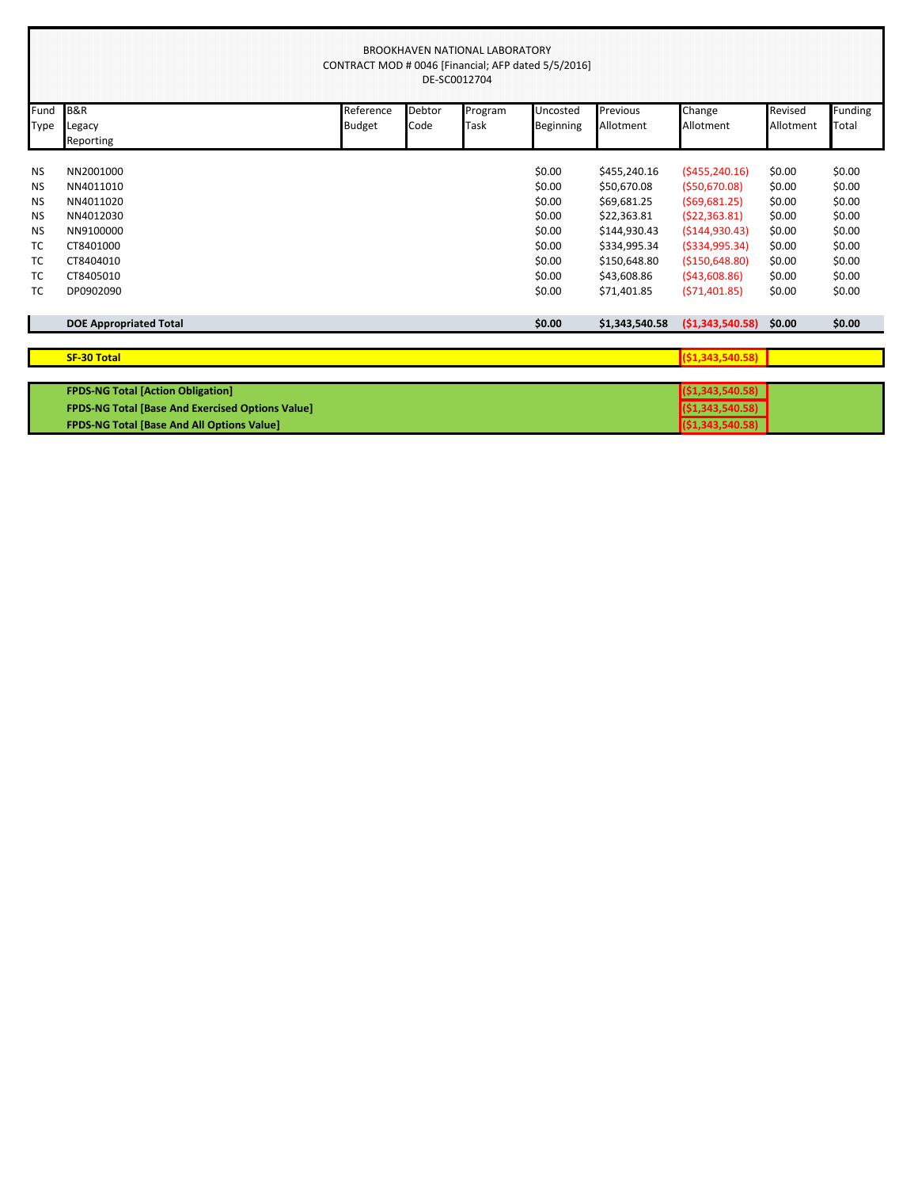BROOKHAVEN NATIONAL LABORATORY
CONTRACT MOD # 0046 [Financial; AFP dated 5/5/2016]
DE-SC0012704

| Fund Type | B&R Legacy Reporting | Reference Budget | Debtor Code | Program Task | Uncosted Beginning | Previous Allotment | Change Allotment | Revised Allotment | Funding Total |
|---|---|---|---|---|---|---|---|---|---|
| NS | NN2001000 | | | | $0.00 | $455,240.16 | ($455,240.16) | $0.00 | $0.00 |
| NS | NN4011010 | | | | $0.00 | $50,670.08 | ($50,670.08) | $0.00 | $0.00 |
| NS | NN4011020 | | | | $0.00 | $69,681.25 | ($69,681.25) | $0.00 | $0.00 |
| NS | NN4012030 | | | | $0.00 | $22,363.81 | ($22,363.81) | $0.00 | $0.00 |
| NS | NN9100000 | | | | $0.00 | $144,930.43 | ($144,930.43) | $0.00 | $0.00 |
| TC | CT8401000 | | | | $0.00 | $334,995.34 | ($334,995.34) | $0.00 | $0.00 |
| TC | CT8404010 | | | | $0.00 | $150,648.80 | ($150,648.80) | $0.00 | $0.00 |
| TC | CT8405010 | | | | $0.00 | $43,608.86 | ($43,608.86) | $0.00 | $0.00 |
| TC | DP0902090 | | | | $0.00 | $71,401.85 | ($71,401.85) | $0.00 | $0.00 |
| | **DOE Appropriated Total** | | | | **$0.00** | **$1,343,540.58** | **($1,343,540.58)** | **$0.00** | **$0.00** |
| | **SF-30 Total** | | | | | | **($1,343,540.58)** | | |
| | **FPDS-NG Total [Action Obligation]** | | | | | | **($1,343,540.58)** | | |
| | **FPDS-NG Total [Base And Exercised Options Value]** | | | | | | **($1,343,540.58)** | | |
| | **FPDS-NG Total [Base And All Options Value]** | | | | | | **($1,343,540.58)** | | |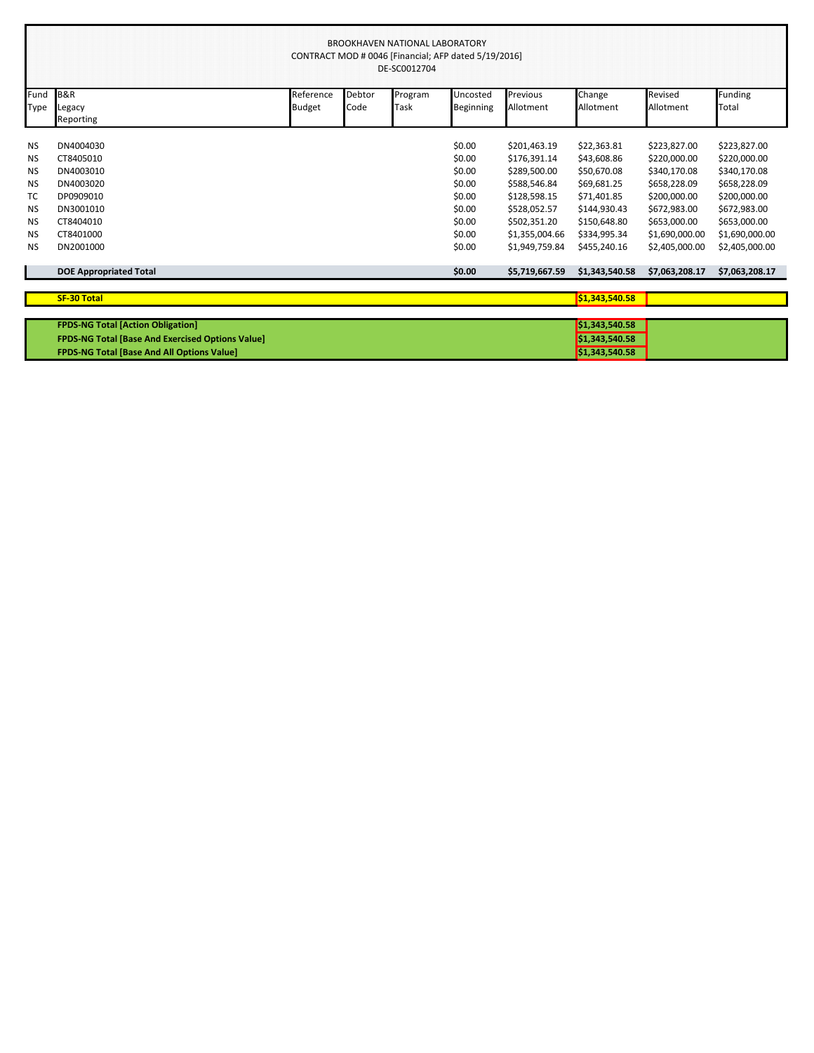BROOKHAVEN NATIONAL LABORATORY
CONTRACT MOD # 0046 [Financial; AFP dated 5/19/2016]
DE-SC0012704

| Fund Type | B&R Legacy Reporting | Reference Budget | Debtor Code | Program Task | Uncosted Beginning | Previous Allotment | Change Allotment | Revised Allotment | Funding Total |
|---|---|---|---|---|---|---|---|---|---|
| NS | DN4004030 | | | | $0.00 | $201,463.19 | $22,363.81 | $223,827.00 | $223,827.00 |
| NS | CT8405010 | | | | $0.00 | $176,391.14 | $43,608.86 | $220,000.00 | $220,000.00 |
| NS | DN4003010 | | | | $0.00 | $289,500.00 | $50,670.08 | $340,170.08 | $340,170.08 |
| NS | DN4003020 | | | | $0.00 | $588,546.84 | $69,681.25 | $658,228.09 | $658,228.09 |
| TC | DP0909010 | | | | $0.00 | $128,598.15 | $71,401.85 | $200,000.00 | $200,000.00 |
| NS | DN3001010 | | | | $0.00 | $528,052.57 | $144,930.43 | $672,983.00 | $672,983.00 |
| NS | CT8404010 | | | | $0.00 | $502,351.20 | $150,648.80 | $653,000.00 | $653,000.00 |
| NS | CT8401000 | | | | $0.00 | $1,355,004.66 | $334,995.34 | $1,690,000.00 | $1,690,000.00 |
| NS | DN2001000 | | | | $0.00 | $1,949,759.84 | $455,240.16 | $2,405,000.00 | $2,405,000.00 |
| | **DOE Appropriated Total** | | | | **$0.00** | **$5,719,667.59** | **$1,343,540.58** | **$7,063,208.17** | **$7,063,208.17** |
| | **SF-30 Total** | | | | | | **$1,343,540.58** | | |
| | **FPDS-NG Total [Action Obligation]** | | | | | | **$1,343,540.58** | | |
| | **FPDS-NG Total [Base And Exercised Options Value]** | | | | | | **$1,343,540.58** | | |
| | **FPDS-NG Total [Base And All Options Value]** | | | | | | **$1,343,540.58** | | |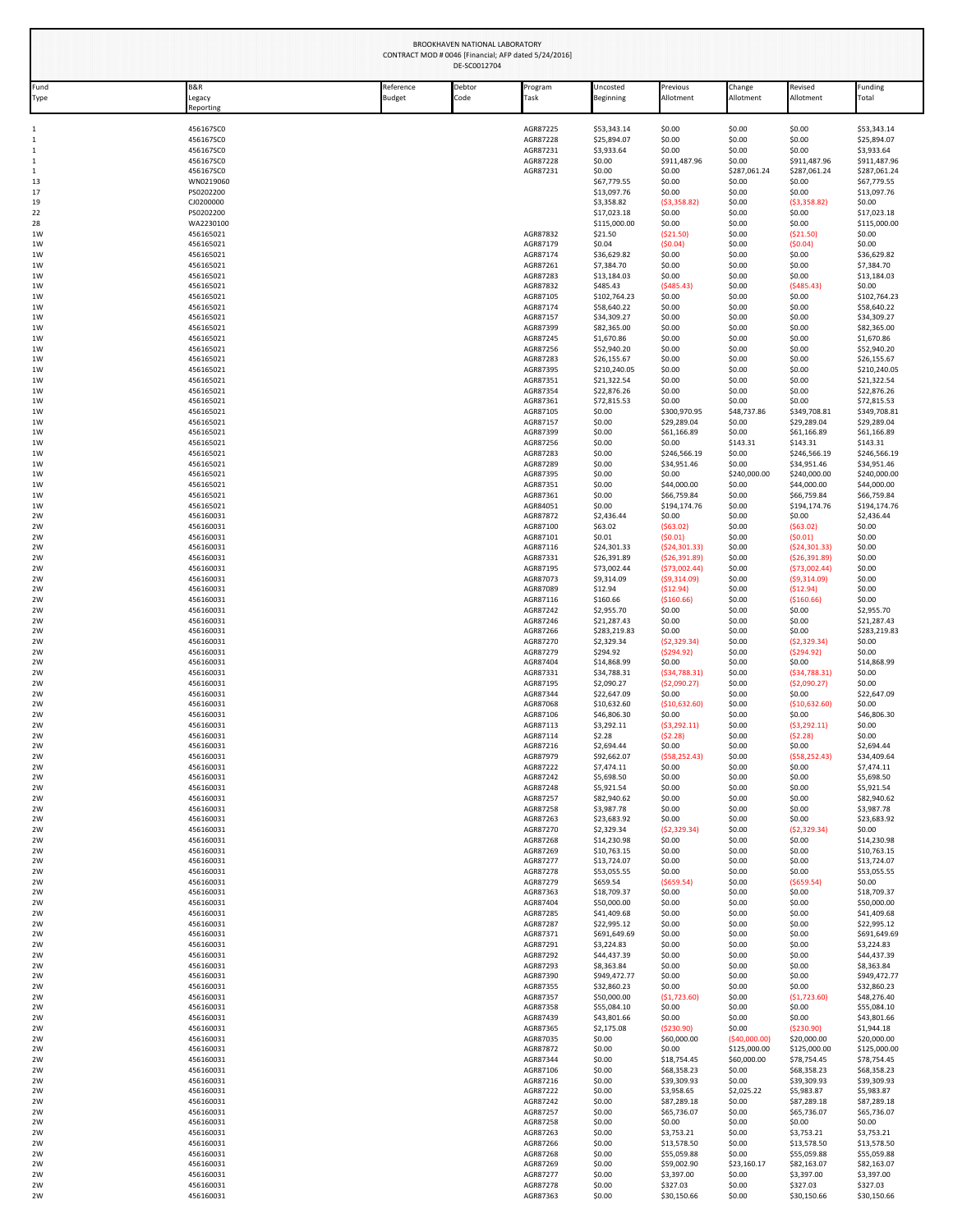BROOKHAVEN NATIONAL LABORATORY
CONTRACT MOD # 0046 [Financial; AFP dated 5/24/2016]
DE-SC0012704

| Fund Type | B&R Legacy Reporting | Reference Budget | Debtor Code | Program Task | Uncosted Beginning | Previous Allotment | Change Allotment | Revised Allotment | Funding Total |
|---|---|---|---|---|---|---|---|---|---|
| 1 | 456167SC0 | | | AGR87225 | $53,343.14 | $0.00 | $0.00 | $0.00 | $53,343.14 |
| 1 | 456167SC0 | | | AGR87228 | $25,894.07 | $0.00 | $0.00 | $0.00 | $25,894.07 |
| 1 | 456167SC0 | | | AGR87231 | $3,933.64 | $0.00 | $0.00 | $0.00 | $3,933.64 |
| 1 | 456167SC0 | | | AGR87228 | $0.00 | $911,487.96 | $0.00 | $911,487.96 | $911,487.96 |
| 1 | 456167SC0 | | | AGR87231 | $0.00 | $0.00 | $287,061.24 | $287,061.24 | $287,061.24 |
| 13 | WN0219060 | | | | $67,779.55 | $0.00 | $0.00 | $0.00 | $67,779.55 |
| 17 | PS0202200 | | | | $13,097.76 | $0.00 | $0.00 | $0.00 | $13,097.76 |
| 19 | CJ0200000 | | | | $3,358.82 | ($3,358.82) | $0.00 | ($3,358.82) | $0.00 |
| 22 | PS0202200 | | | | $17,023.18 | $0.00 | $0.00 | $0.00 | $17,023.18 |
| 28 | WA2230100 | | | | $115,000.00 | $0.00 | $0.00 | $0.00 | $115,000.00 |
| 1W | 456165021 | | | AGR87832 | $21.50 | ($21.50) | $0.00 | ($21.50) | $0.00 |
| 1W | 456165021 | | | AGR87179 | $0.04 | ($0.04) | $0.00 | ($0.04) | $0.00 |
| 1W | 456165021 | | | AGR87174 | $36,629.82 | $0.00 | $0.00 | $0.00 | $36,629.82 |
| 1W | 456165021 | | | AGR87261 | $7,384.70 | $0.00 | $0.00 | $0.00 | $7,384.70 |
| 1W | 456165021 | | | AGR87283 | $13,184.03 | $0.00 | $0.00 | $0.00 | $13,184.03 |
| 1W | 456165021 | | | AGR87832 | $485.43 | ($485.43) | $0.00 | ($485.43) | $0.00 |
| 1W | 456165021 | | | AGR87105 | $102,764.23 | $0.00 | $0.00 | $0.00 | $102,764.23 |
| 1W | 456165021 | | | AGR87174 | $58,640.22 | $0.00 | $0.00 | $0.00 | $58,640.22 |
| 1W | 456165021 | | | AGR87157 | $34,309.27 | $0.00 | $0.00 | $0.00 | $34,309.27 |
| 1W | 456165021 | | | AGR87399 | $82,365.00 | $0.00 | $0.00 | $0.00 | $82,365.00 |
| 1W | 456165021 | | | AGR87245 | $1,670.86 | $0.00 | $0.00 | $0.00 | $1,670.86 |
| 1W | 456165021 | | | AGR87256 | $52,940.20 | $0.00 | $0.00 | $0.00 | $52,940.20 |
| 1W | 456165021 | | | AGR87283 | $26,155.67 | $0.00 | $0.00 | $0.00 | $26,155.67 |
| 1W | 456165021 | | | AGR87395 | $210,240.05 | $0.00 | $0.00 | $0.00 | $210,240.05 |
| 1W | 456165021 | | | AGR87351 | $21,322.54 | $0.00 | $0.00 | $0.00 | $21,322.54 |
| 1W | 456165021 | | | AGR87354 | $22,876.26 | $0.00 | $0.00 | $0.00 | $22,876.26 |
| 1W | 456165021 | | | AGR87361 | $72,815.53 | $0.00 | $0.00 | $0.00 | $72,815.53 |
| 1W | 456165021 | | | AGR87105 | $0.00 | $300,970.95 | $48,737.86 | $349,708.81 | $349,708.81 |
| 1W | 456165021 | | | AGR87157 | $0.00 | $29,289.04 | $0.00 | $29,289.04 | $29,289.04 |
| 1W | 456165021 | | | AGR87399 | $0.00 | $61,166.89 | $0.00 | $61,166.89 | $61,166.89 |
| 1W | 456165021 | | | AGR87256 | $0.00 | $0.00 | $143.31 | $143.31 | $143.31 |
| 1W | 456165021 | | | AGR87283 | $0.00 | $246,566.19 | $0.00 | $246,566.19 | $246,566.19 |
| 1W | 456165021 | | | AGR87289 | $0.00 | $34,951.46 | $0.00 | $34,951.46 | $34,951.46 |
| 1W | 456165021 | | | AGR87395 | $0.00 | $0.00 | $240,000.00 | $240,000.00 | $240,000.00 |
| 1W | 456165021 | | | AGR87351 | $0.00 | $44,000.00 | $0.00 | $44,000.00 | $44,000.00 |
| 1W | 456165021 | | | AGR87361 | $0.00 | $66,759.84 | $0.00 | $66,759.84 | $66,759.84 |
| 1W | 456165021 | | | AGR84051 | $0.00 | $194,174.76 | $0.00 | $194,174.76 | $194,174.76 |
| 2W | 456160031 | | | AGR87872 | $2,436.44 | $0.00 | $0.00 | $0.00 | $2,436.44 |
| 2W | 456160031 | | | AGR87100 | $63.02 | ($63.02) | $0.00 | ($63.02) | $0.00 |
| 2W | 456160031 | | | AGR87101 | $0.01 | ($0.01) | $0.00 | ($0.01) | $0.00 |
| 2W | 456160031 | | | AGR87116 | $24,301.33 | ($24,301.33) | $0.00 | ($24,301.33) | $0.00 |
| 2W | 456160031 | | | AGR87331 | $26,391.89 | ($26,391.89) | $0.00 | ($26,391.89) | $0.00 |
| 2W | 456160031 | | | AGR87195 | $73,002.44 | ($73,002.44) | $0.00 | ($73,002.44) | $0.00 |
| 2W | 456160031 | | | AGR87073 | $9,314.09 | ($9,314.09) | $0.00 | ($9,314.09) | $0.00 |
| 2W | 456160031 | | | AGR87089 | $12.94 | ($12.94) | $0.00 | ($12.94) | $0.00 |
| 2W | 456160031 | | | AGR87116 | $160.66 | ($160.66) | $0.00 | ($160.66) | $0.00 |
| 2W | 456160031 | | | AGR87242 | $2,955.70 | $0.00 | $0.00 | $0.00 | $2,955.70 |
| 2W | 456160031 | | | AGR87246 | $21,287.43 | $0.00 | $0.00 | $0.00 | $21,287.43 |
| 2W | 456160031 | | | AGR87266 | $283,219.83 | $0.00 | $0.00 | $0.00 | $283,219.83 |
| 2W | 456160031 | | | AGR87270 | $2,329.34 | ($2,329.34) | $0.00 | ($2,329.34) | $0.00 |
| 2W | 456160031 | | | AGR87279 | $294.92 | ($294.92) | $0.00 | ($294.92) | $0.00 |
| 2W | 456160031 | | | AGR87404 | $14,868.99 | $0.00 | $0.00 | $0.00 | $14,868.99 |
| 2W | 456160031 | | | AGR87331 | $34,788.31 | ($34,788.31) | $0.00 | ($34,788.31) | $0.00 |
| 2W | 456160031 | | | AGR87195 | $2,090.27 | ($2,090.27) | $0.00 | ($2,090.27) | $0.00 |
| 2W | 456160031 | | | AGR87344 | $22,647.09 | $0.00 | $0.00 | $0.00 | $22,647.09 |
| 2W | 456160031 | | | AGR87068 | $10,632.60 | ($10,632.60) | $0.00 | ($10,632.60) | $0.00 |
| 2W | 456160031 | | | AGR87106 | $46,806.30 | $0.00 | $0.00 | $0.00 | $46,806.30 |
| 2W | 456160031 | | | AGR87113 | $3,292.11 | ($3,292.11) | $0.00 | ($3,292.11) | $0.00 |
| 2W | 456160031 | | | AGR87114 | $2.28 | ($2.28) | $0.00 | ($2.28) | $0.00 |
| 2W | 456160031 | | | AGR87216 | $2,694.44 | $0.00 | $0.00 | $0.00 | $2,694.44 |
| 2W | 456160031 | | | AGR87979 | $92,662.07 | ($58,252.43) | $0.00 | ($58,252.43) | $34,409.64 |
| 2W | 456160031 | | | AGR87222 | $7,474.11 | $0.00 | $0.00 | $0.00 | $7,474.11 |
| 2W | 456160031 | | | AGR87242 | $5,698.50 | $0.00 | $0.00 | $0.00 | $5,698.50 |
| 2W | 456160031 | | | AGR87248 | $5,921.54 | $0.00 | $0.00 | $0.00 | $5,921.54 |
| 2W | 456160031 | | | AGR87257 | $82,940.62 | $0.00 | $0.00 | $0.00 | $82,940.62 |
| 2W | 456160031 | | | AGR87258 | $3,987.78 | $0.00 | $0.00 | $0.00 | $3,987.78 |
| 2W | 456160031 | | | AGR87263 | $23,683.92 | $0.00 | $0.00 | $0.00 | $23,683.92 |
| 2W | 456160031 | | | AGR87270 | $2,329.34 | ($2,329.34) | $0.00 | ($2,329.34) | $0.00 |
| 2W | 456160031 | | | AGR87268 | $14,230.98 | $0.00 | $0.00 | $0.00 | $14,230.98 |
| 2W | 456160031 | | | AGR87269 | $10,763.15 | $0.00 | $0.00 | $0.00 | $10,763.15 |
| 2W | 456160031 | | | AGR87277 | $13,724.07 | $0.00 | $0.00 | $0.00 | $13,724.07 |
| 2W | 456160031 | | | AGR87278 | $53,055.55 | $0.00 | $0.00 | $0.00 | $53,055.55 |
| 2W | 456160031 | | | AGR87279 | $659.54 | ($659.54) | $0.00 | ($659.54) | $0.00 |
| 2W | 456160031 | | | AGR87363 | $18,709.37 | $0.00 | $0.00 | $0.00 | $18,709.37 |
| 2W | 456160031 | | | AGR87404 | $50,000.00 | $0.00 | $0.00 | $0.00 | $50,000.00 |
| 2W | 456160031 | | | AGR87285 | $41,409.68 | $0.00 | $0.00 | $0.00 | $41,409.68 |
| 2W | 456160031 | | | AGR87287 | $22,995.12 | $0.00 | $0.00 | $0.00 | $22,995.12 |
| 2W | 456160031 | | | AGR87371 | $691,649.69 | $0.00 | $0.00 | $0.00 | $691,649.69 |
| 2W | 456160031 | | | AGR87291 | $3,224.83 | $0.00 | $0.00 | $0.00 | $3,224.83 |
| 2W | 456160031 | | | AGR87292 | $44,437.39 | $0.00 | $0.00 | $0.00 | $44,437.39 |
| 2W | 456160031 | | | AGR87293 | $8,363.84 | $0.00 | $0.00 | $0.00 | $8,363.84 |
| 2W | 456160031 | | | AGR87390 | $949,472.77 | $0.00 | $0.00 | $0.00 | $949,472.77 |
| 2W | 456160031 | | | AGR87355 | $32,860.23 | $0.00 | $0.00 | $0.00 | $32,860.23 |
| 2W | 456160031 | | | AGR87357 | $50,000.00 | ($1,723.60) | $0.00 | ($1,723.60) | $48,276.40 |
| 2W | 456160031 | | | AGR87358 | $55,084.10 | $0.00 | $0.00 | $0.00 | $55,084.10 |
| 2W | 456160031 | | | AGR87439 | $43,801.66 | $0.00 | $0.00 | $0.00 | $43,801.66 |
| 2W | 456160031 | | | AGR87365 | $2,175.08 | ($230.90) | $0.00 | ($230.90) | $1,944.18 |
| 2W | 456160031 | | | AGR87035 | $0.00 | $60,000.00 | ($40,000.00) | $20,000.00 | $20,000.00 |
| 2W | 456160031 | | | AGR87872 | $0.00 | $0.00 | $125,000.00 | $125,000.00 | $125,000.00 |
| 2W | 456160031 | | | AGR87344 | $0.00 | $18,754.45 | $60,000.00 | $78,754.45 | $78,754.45 |
| 2W | 456160031 | | | AGR87106 | $0.00 | $68,358.23 | $0.00 | $68,358.23 | $68,358.23 |
| 2W | 456160031 | | | AGR87216 | $0.00 | $39,309.93 | $0.00 | $39,309.93 | $39,309.93 |
| 2W | 456160031 | | | AGR87222 | $0.00 | $3,958.65 | $2,025.22 | $5,983.87 | $5,983.87 |
| 2W | 456160031 | | | AGR87242 | $0.00 | $87,289.18 | $0.00 | $87,289.18 | $87,289.18 |
| 2W | 456160031 | | | AGR87257 | $0.00 | $65,736.07 | $0.00 | $65,736.07 | $65,736.07 |
| 2W | 456160031 | | | AGR87258 | $0.00 | $0.00 | $0.00 | $0.00 | $0.00 |
| 2W | 456160031 | | | AGR87263 | $0.00 | $3,753.21 | $0.00 | $3,753.21 | $3,753.21 |
| 2W | 456160031 | | | AGR87266 | $0.00 | $13,578.50 | $0.00 | $13,578.50 | $13,578.50 |
| 2W | 456160031 | | | AGR87268 | $0.00 | $55,059.88 | $0.00 | $55,059.88 | $55,059.88 |
| 2W | 456160031 | | | AGR87269 | $0.00 | $59,002.90 | $23,160.17 | $82,163.07 | $82,163.07 |
| 2W | 456160031 | | | AGR87277 | $0.00 | $3,397.00 | $0.00 | $3,397.00 | $3,397.00 |
| 2W | 456160031 | | | AGR87278 | $0.00 | $327.03 | $0.00 | $327.03 | $327.03 |
| 2W | 456160031 | | | AGR87363 | $0.00 | $30,150.66 | $0.00 | $30,150.66 | $30,150.66 |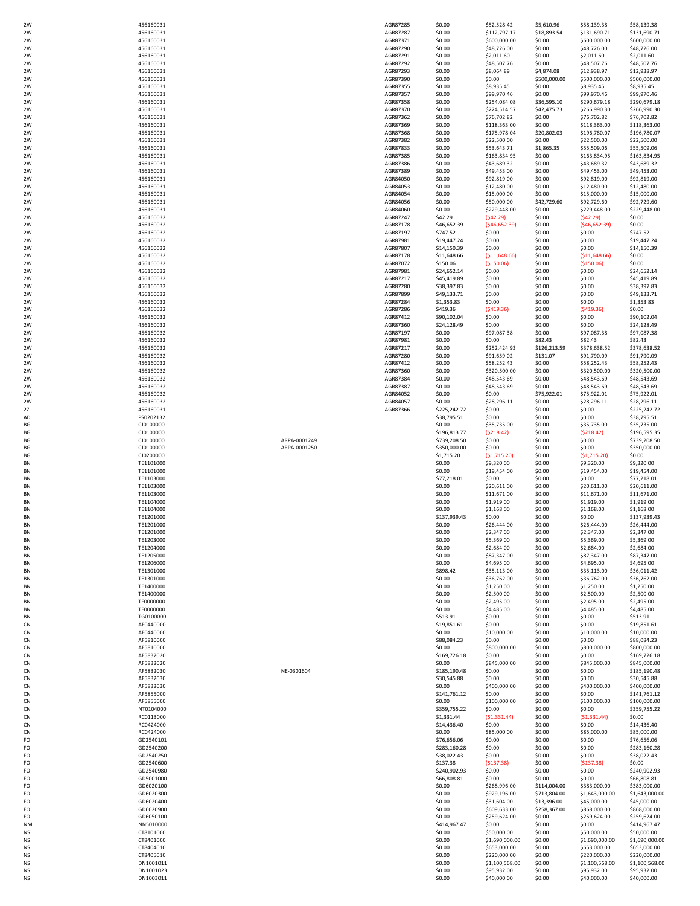| | | | | | | | | |
|---|---|---|---|---|---|---|---|---|
| 2W | 456160031 | | AGR87285 | $0.00 | $52,528.42 | $5,610.96 | $58,139.38 | $58,139.38 |
| 2W | 456160031 | | AGR87287 | $0.00 | $112,797.17 | $18,893.54 | $131,690.71 | $131,690.71 |
| 2W | 456160031 | | AGR87371 | $0.00 | $600,000.00 | $0.00 | $600,000.00 | $600,000.00 |
| 2W | 456160031 | | AGR87290 | $0.00 | $48,726.00 | $0.00 | $48,726.00 | $48,726.00 |
| 2W | 456160031 | | AGR87291 | $0.00 | $2,011.60 | $0.00 | $2,011.60 | $2,011.60 |
| 2W | 456160031 | | AGR87292 | $0.00 | $48,507.76 | $0.00 | $48,507.76 | $48,507.76 |
| 2W | 456160031 | | AGR87293 | $0.00 | $8,064.89 | $4,874.08 | $12,938.97 | $12,938.97 |
| 2W | 456160031 | | AGR87390 | $0.00 | $0.00 | $500,000.00 | $500,000.00 | $500,000.00 |
| 2W | 456160031 | | AGR87355 | $0.00 | $8,935.45 | $0.00 | $8,935.45 | $8,935.45 |
| 2W | 456160031 | | AGR87357 | $0.00 | $99,970.46 | $0.00 | $99,970.46 | $99,970.46 |
| 2W | 456160031 | | AGR87358 | $0.00 | $254,084.08 | $36,595.10 | $290,679.18 | $290,679.18 |
| 2W | 456160031 | | AGR87370 | $0.00 | $224,514.57 | $42,475.73 | $266,990.30 | $266,990.30 |
| 2W | 456160031 | | AGR87362 | $0.00 | $76,702.82 | $0.00 | $76,702.82 | $76,702.82 |
| 2W | 456160031 | | AGR87369 | $0.00 | $118,363.00 | $0.00 | $118,363.00 | $118,363.00 |
| 2W | 456160031 | | AGR87368 | $0.00 | $175,978.04 | $20,802.03 | $196,780.07 | $196,780.07 |
| 2W | 456160031 | | AGR87382 | $0.00 | $22,500.00 | $0.00 | $22,500.00 | $22,500.00 |
| 2W | 456160031 | | AGR87833 | $0.00 | $53,643.71 | $1,865.35 | $55,509.06 | $55,509.06 |
| 2W | 456160031 | | AGR87385 | $0.00 | $163,834.95 | $0.00 | $163,834.95 | $163,834.95 |
| 2W | 456160031 | | AGR87386 | $0.00 | $43,689.32 | $0.00 | $43,689.32 | $43,689.32 |
| 2W | 456160031 | | AGR87389 | $0.00 | $49,453.00 | $0.00 | $49,453.00 | $49,453.00 |
| 2W | 456160031 | | AGR84050 | $0.00 | $92,819.00 | $0.00 | $92,819.00 | $92,819.00 |
| 2W | 456160031 | | AGR84053 | $0.00 | $12,480.00 | $0.00 | $12,480.00 | $12,480.00 |
| 2W | 456160031 | | AGR84054 | $0.00 | $15,000.00 | $0.00 | $15,000.00 | $15,000.00 |
| 2W | 456160031 | | AGR84056 | $0.00 | $50,000.00 | $42,729.60 | $92,729.60 | $92,729.60 |
| 2W | 456160031 | | AGR84060 | $0.00 | $229,448.00 | $0.00 | $229,448.00 | $229,448.00 |
| 2W | 456160032 | | AGR87247 | $42.29 | ($42.29) | $0.00 | ($42.29) | $0.00 |
| 2W | 456160032 | | AGR87178 | $46,652.39 | ($46,652.39) | $0.00 | ($46,652.39) | $0.00 |
| 2W | 456160032 | | AGR87197 | $747.52 | $0.00 | $0.00 | $0.00 | $747.52 |
| 2W | 456160032 | | AGR87981 | $19,447.24 | $0.00 | $0.00 | $0.00 | $19,447.24 |
| 2W | 456160032 | | AGR87807 | $14,150.39 | $0.00 | $0.00 | $0.00 | $14,150.39 |
| 2W | 456160032 | | AGR87178 | $11,648.66 | ($11,648.66) | $0.00 | ($11,648.66) | $0.00 |
| 2W | 456160032 | | AGR87072 | $150.06 | ($150.06) | $0.00 | ($150.06) | $0.00 |
| 2W | 456160032 | | AGR87981 | $24,652.14 | $0.00 | $0.00 | $0.00 | $24,652.14 |
| 2W | 456160032 | | AGR87217 | $45,419.89 | $0.00 | $0.00 | $0.00 | $45,419.89 |
| 2W | 456160032 | | AGR87280 | $38,397.83 | $0.00 | $0.00 | $0.00 | $38,397.83 |
| 2W | 456160032 | | AGR87899 | $49,133.71 | $0.00 | $0.00 | $0.00 | $49,133.71 |
| 2W | 456160032 | | AGR87284 | $1,353.83 | $0.00 | $0.00 | $0.00 | $1,353.83 |
| 2W | 456160032 | | AGR87286 | $419.36 | ($419.36) | $0.00 | ($419.36) | $0.00 |
| 2W | 456160032 | | AGR87412 | $90,102.04 | $0.00 | $0.00 | $0.00 | $90,102.04 |
| 2W | 456160032 | | AGR87360 | $24,128.49 | $0.00 | $0.00 | $0.00 | $24,128.49 |
| 2W | 456160032 | | AGR87197 | $0.00 | $97,087.38 | $0.00 | $97,087.38 | $97,087.38 |
| 2W | 456160032 | | AGR87981 | $0.00 | $0.00 | $82.43 | $82.43 | $82.43 |
| 2W | 456160032 | | AGR87217 | $0.00 | $252,424.93 | $126,213.59 | $378,638.52 | $378,638.52 |
| 2W | 456160032 | | AGR87280 | $0.00 | $91,659.02 | $131.07 | $91,790.09 | $91,790.09 |
| 2W | 456160032 | | AGR87412 | $0.00 | $58,252.43 | $0.00 | $58,252.43 | $58,252.43 |
| 2W | 456160032 | | AGR87360 | $0.00 | $320,500.00 | $0.00 | $320,500.00 | $320,500.00 |
| 2W | 456160032 | | AGR87384 | $0.00 | $48,543.69 | $0.00 | $48,543.69 | $48,543.69 |
| 2W | 456160032 | | AGR87387 | $0.00 | $48,543.69 | $0.00 | $48,543.69 | $48,543.69 |
| 2W | 456160032 | | AGR84052 | $0.00 | $0.00 | $75,922.01 | $75,922.01 | $75,922.01 |
| 2W | 456160032 | | AGR84057 | $0.00 | $28,296.11 | $0.00 | $28,296.11 | $28,296.11 |
| 2Z | 456160031 | | AGR87366 | $225,242.72 | $0.00 | $0.00 | $0.00 | $225,242.72 |
| AD | PS0202132 | | | $38,795.51 | $0.00 | $0.00 | $0.00 | $38,795.51 |
| BG | CJ0100000 | | | $0.00 | $35,735.00 | $0.00 | $35,735.00 | $35,735.00 |
| BG | CJ0100000 | | | $196,813.77 | ($218.42) | $0.00 | ($218.42) | $196,595.35 |
| BG | CJ0100000 | ARPA-0001249 | | $739,208.50 | $0.00 | $0.00 | $0.00 | $739,208.50 |
| BG | CJ0100000 | ARPA-0001250 | | $350,000.00 | $0.00 | $0.00 | $0.00 | $350,000.00 |
| BG | CJ0200000 | | | $1,715.20 | ($1,715.20) | $0.00 | ($1,715.20) | $0.00 |
| BN | TE1101000 | | | $0.00 | $9,320.00 | $0.00 | $9,320.00 | $9,320.00 |
| BN | TE1101000 | | | $0.00 | $19,454.00 | $0.00 | $19,454.00 | $19,454.00 |
| BN | TE1103000 | | | $77,218.01 | $0.00 | $0.00 | $0.00 | $77,218.01 |
| BN | TE1103000 | | | $0.00 | $20,611.00 | $0.00 | $20,611.00 | $20,611.00 |
| BN | TE1103000 | | | $0.00 | $11,671.00 | $0.00 | $11,671.00 | $11,671.00 |
| BN | TE1104000 | | | $0.00 | $1,919.00 | $0.00 | $1,919.00 | $1,919.00 |
| BN | TE1104000 | | | $0.00 | $1,168.00 | $0.00 | $1,168.00 | $1,168.00 |
| BN | TE1201000 | | | $137,939.43 | $0.00 | $0.00 | $0.00 | $137,939.43 |
| BN | TE1201000 | | | $0.00 | $26,444.00 | $0.00 | $26,444.00 | $26,444.00 |
| BN | TE1201000 | | | $0.00 | $2,347.00 | $0.00 | $2,347.00 | $2,347.00 |
| BN | TE1203000 | | | $0.00 | $5,369.00 | $0.00 | $5,369.00 | $5,369.00 |
| BN | TE1204000 | | | $0.00 | $2,684.00 | $0.00 | $2,684.00 | $2,684.00 |
| BN | TE1205000 | | | $0.00 | $87,347.00 | $0.00 | $87,347.00 | $87,347.00 |
| BN | TE1206000 | | | $0.00 | $4,695.00 | $0.00 | $4,695.00 | $4,695.00 |
| BN | TE1301000 | | | $898.42 | $35,113.00 | $0.00 | $35,113.00 | $36,011.42 |
| BN | TE1301000 | | | $0.00 | $36,762.00 | $0.00 | $36,762.00 | $36,762.00 |
| BN | TE1400000 | | | $0.00 | $1,250.00 | $0.00 | $1,250.00 | $1,250.00 |
| BN | TE1400000 | | | $0.00 | $2,500.00 | $0.00 | $2,500.00 | $2,500.00 |
| BN | TF0000000 | | | $0.00 | $2,495.00 | $0.00 | $2,495.00 | $2,495.00 |
| BN | TF0000000 | | | $0.00 | $4,485.00 | $0.00 | $4,485.00 | $4,485.00 |
| BN | TG0100000 | | | $513.91 | $0.00 | $0.00 | $0.00 | $513.91 |
| CN | AF0440000 | | | $19,851.61 | $0.00 | $0.00 | $0.00 | $19,851.61 |
| CN | AF0440000 | | | $0.00 | $10,000.00 | $0.00 | $10,000.00 | $10,000.00 |
| CN | AF5810000 | | | $88,084.23 | $0.00 | $0.00 | $0.00 | $88,084.23 |
| CN | AF5810000 | | | $0.00 | $800,000.00 | $0.00 | $800,000.00 | $800,000.00 |
| CN | AF5832020 | | | $169,726.18 | $0.00 | $0.00 | $0.00 | $169,726.18 |
| CN | AF5832020 | | | $0.00 | $845,000.00 | $0.00 | $845,000.00 | $845,000.00 |
| CN | AF5832030 | NE-0301604 | | $185,190.48 | $0.00 | $0.00 | $0.00 | $185,190.48 |
| CN | AF5832030 | | | $30,545.88 | $0.00 | $0.00 | $0.00 | $30,545.88 |
| CN | AF5832030 | | | $0.00 | $400,000.00 | $0.00 | $400,000.00 | $400,000.00 |
| CN | AF5855000 | | | $141,761.12 | $0.00 | $0.00 | $0.00 | $141,761.12 |
| CN | AF5855000 | | | $0.00 | $100,000.00 | $0.00 | $100,000.00 | $100,000.00 |
| CN | NT0104000 | | | $359,755.22 | $0.00 | $0.00 | $0.00 | $359,755.22 |
| CN | RC0113000 | | | $1,331.44 | ($1,331.44) | $0.00 | ($1,331.44) | $0.00 |
| CN | RC0424000 | | | $14,436.40 | $0.00 | $0.00 | $0.00 | $14,436.40 |
| CN | RC0424000 | | | $0.00 | $85,000.00 | $0.00 | $85,000.00 | $85,000.00 |
| FO | GD2540101 | | | $76,656.06 | $0.00 | $0.00 | $0.00 | $76,656.06 |
| FO | GD2540200 | | | $283,160.28 | $0.00 | $0.00 | $0.00 | $283,160.28 |
| FO | GD2540250 | | | $38,022.43 | $0.00 | $0.00 | $0.00 | $38,022.43 |
| FO | GD2540600 | | | $137.38 | ($137.38) | $0.00 | ($137.38) | $0.00 |
| FO | GD2540980 | | | $240,902.93 | $0.00 | $0.00 | $0.00 | $240,902.93 |
| FO | GD5001000 | | | $66,808.81 | $0.00 | $0.00 | $0.00 | $66,808.81 |
| FO | GD6020100 | | | $0.00 | $268,996.00 | $114,004.00 | $383,000.00 | $383,000.00 |
| FO | GD6020300 | | | $0.00 | $929,196.00 | $713,804.00 | $1,643,000.00 | $1,643,000.00 |
| FO | GD6020400 | | | $0.00 | $31,604.00 | $13,396.00 | $45,000.00 | $45,000.00 |
| FO | GD6020900 | | | $0.00 | $609,633.00 | $258,367.00 | $868,000.00 | $868,000.00 |
| FO | GD6050100 | | | $0.00 | $259,624.00 | $0.00 | $259,624.00 | $259,624.00 |
| NM | NN5010000 | | | $414,967.47 | $0.00 | $0.00 | $0.00 | $414,967.47 |
| NS | CT8101000 | | | $0.00 | $50,000.00 | $0.00 | $50,000.00 | $50,000.00 |
| NS | CT8401000 | | | $0.00 | $1,690,000.00 | $0.00 | $1,690,000.00 | $1,690,000.00 |
| NS | CT8404010 | | | $0.00 | $653,000.00 | $0.00 | $653,000.00 | $653,000.00 |
| NS | CT8405010 | | | $0.00 | $220,000.00 | $0.00 | $220,000.00 | $220,000.00 |
| NS | DN1001011 | | | $0.00 | $1,100,568.00 | $0.00 | $1,100,568.00 | $1,100,568.00 |
| NS | DN1001023 | | | $0.00 | $95,932.00 | $0.00 | $95,932.00 | $95,932.00 |
| NS | DN1003011 | | | $0.00 | $40,000.00 | $0.00 | $40,000.00 | $40,000.00 |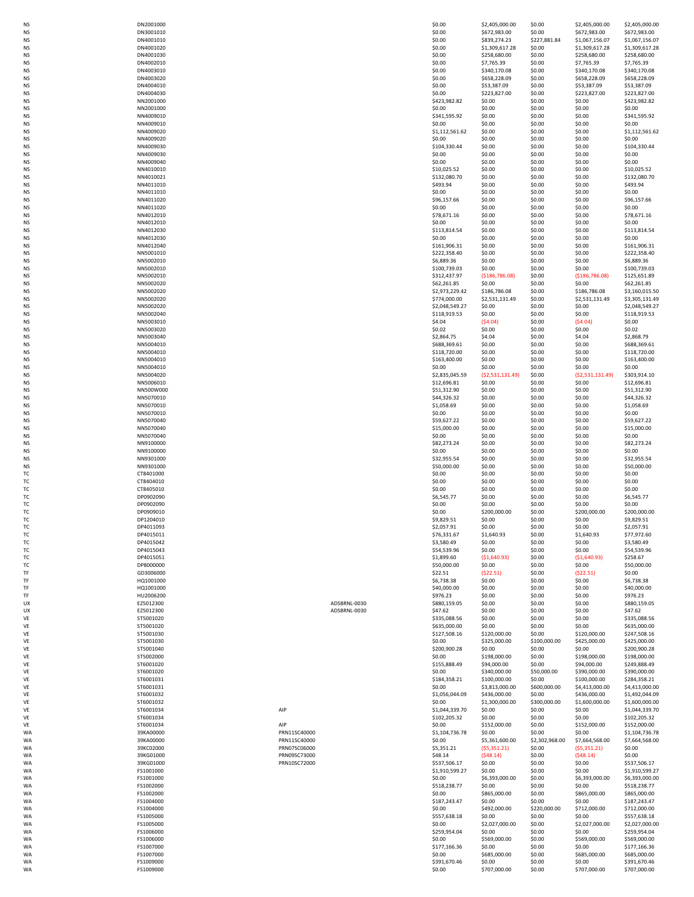| | | | | | | | | |
|---|---|---|---|---|---|---|---|---|
| NS | DN2001000 | | | $0.00 | $2,405,000.00 | $0.00 | $2,405,000.00 | $2,405,000.00 |
| NS | DN3001010 | | | $0.00 | $672,983.00 | $0.00 | $672,983.00 | $672,983.00 |
| NS | DN4001010 | | | $0.00 | $839,274.23 | $227,881.84 | $1,067,156.07 | $1,067,156.07 |
| NS | DN4001020 | | | $0.00 | $1,309,617.28 | $0.00 | $1,309,617.28 | $1,309,617.28 |
| NS | DN4001030 | | | $0.00 | $258,680.00 | $0.00 | $258,680.00 | $258,680.00 |
| NS | DN4002010 | | | $0.00 | $7,765.39 | $0.00 | $7,765.39 | $7,765.39 |
| NS | DN4003010 | | | $0.00 | $340,170.08 | $0.00 | $340,170.08 | $340,170.08 |
| NS | DN4003020 | | | $0.00 | $658,228.09 | $0.00 | $658,228.09 | $658,228.09 |
| NS | DN4004010 | | | $0.00 | $53,387.09 | $0.00 | $53,387.09 | $53,387.09 |
| NS | DN4004030 | | | $0.00 | $223,827.00 | $0.00 | $223,827.00 | $223,827.00 |
| NS | NN2001000 | | | $423,982.82 | $0.00 | $0.00 | $0.00 | $423,982.82 |
| NS | NN2001000 | | | $0.00 | $0.00 | $0.00 | $0.00 | $0.00 |
| NS | NN4009010 | | | $341,595.92 | $0.00 | $0.00 | $0.00 | $341,595.92 |
| NS | NN4009010 | | | $0.00 | $0.00 | $0.00 | $0.00 | $0.00 |
| NS | NN4009020 | | | $1,112,561.62 | $0.00 | $0.00 | $0.00 | $1,112,561.62 |
| NS | NN4009020 | | | $0.00 | $0.00 | $0.00 | $0.00 | $0.00 |
| NS | NN4009030 | | | $104,330.44 | $0.00 | $0.00 | $0.00 | $104,330.44 |
| NS | NN4009030 | | | $0.00 | $0.00 | $0.00 | $0.00 | $0.00 |
| NS | NN4009040 | | | $0.00 | $0.00 | $0.00 | $0.00 | $0.00 |
| NS | NN4010010 | | | $10,025.52 | $0.00 | $0.00 | $0.00 | $10,025.52 |
| NS | NN4010021 | | | $132,080.70 | $0.00 | $0.00 | $0.00 | $132,080.70 |
| NS | NN4011010 | | | $493.94 | $0.00 | $0.00 | $0.00 | $493.94 |
| NS | NN4011010 | | | $0.00 | $0.00 | $0.00 | $0.00 | $0.00 |
| NS | NN4011020 | | | $96,157.66 | $0.00 | $0.00 | $0.00 | $96,157.66 |
| NS | NN4011020 | | | $0.00 | $0.00 | $0.00 | $0.00 | $0.00 |
| NS | NN4012010 | | | $78,671.16 | $0.00 | $0.00 | $0.00 | $78,671.16 |
| NS | NN4012010 | | | $0.00 | $0.00 | $0.00 | $0.00 | $0.00 |
| NS | NN4012030 | | | $113,814.54 | $0.00 | $0.00 | $0.00 | $113,814.54 |
| NS | NN4012030 | | | $0.00 | $0.00 | $0.00 | $0.00 | $0.00 |
| NS | NN4012040 | | | $161,906.31 | $0.00 | $0.00 | $0.00 | $161,906.31 |
| NS | NN5001010 | | | $222,358.40 | $0.00 | $0.00 | $0.00 | $222,358.40 |
| NS | NN5002010 | | | $6,889.36 | $0.00 | $0.00 | $0.00 | $6,889.36 |
| NS | NN5002010 | | | $100,739.03 | $0.00 | $0.00 | $0.00 | $100,739.03 |
| NS | NN5002010 | | | $312,437.97 | ($186,786.08) | $0.00 | ($186,786.08) | $125,651.89 |
| NS | NN5002020 | | | $62,261.85 | $0.00 | $0.00 | $0.00 | $62,261.85 |
| NS | NN5002020 | | | $2,973,229.42 | $186,786.08 | $0.00 | $186,786.08 | $3,160,015.50 |
| NS | NN5002020 | | | $774,000.00 | $2,531,131.49 | $0.00 | $2,531,131.49 | $3,305,131.49 |
| NS | NN5002020 | | | $2,048,549.27 | $0.00 | $0.00 | $0.00 | $2,048,549.27 |
| NS | NN5002040 | | | $118,919.53 | $0.00 | $0.00 | $0.00 | $118,919.53 |
| NS | NN5003010 | | | $4.04 | ($4.04) | $0.00 | ($4.04) | $0.00 |
| NS | NN5003020 | | | $0.02 | $0.00 | $0.00 | $0.00 | $0.02 |
| NS | NN5003040 | | | $2,864.75 | $4.04 | $0.00 | $4.04 | $2,868.79 |
| NS | NN5004010 | | | $688,369.61 | $0.00 | $0.00 | $0.00 | $688,369.61 |
| NS | NN5004010 | | | $118,720.00 | $0.00 | $0.00 | $0.00 | $118,720.00 |
| NS | NN5004010 | | | $163,400.00 | $0.00 | $0.00 | $0.00 | $163,400.00 |
| NS | NN5004010 | | | $0.00 | $0.00 | $0.00 | $0.00 | $0.00 |
| NS | NN5004020 | | | $2,835,045.59 | ($2,531,131.49) | $0.00 | ($2,531,131.49) | $303,914.10 |
| NS | NN5006010 | | | $12,696.81 | $0.00 | $0.00 | $0.00 | $12,696.81 |
| NS | NN500W000 | | | $51,312.90 | $0.00 | $0.00 | $0.00 | $51,312.90 |
| NS | NN5070010 | | | $44,326.32 | $0.00 | $0.00 | $0.00 | $44,326.32 |
| NS | NN5070010 | | | $1,058.69 | $0.00 | $0.00 | $0.00 | $1,058.69 |
| NS | NN5070010 | | | $0.00 | $0.00 | $0.00 | $0.00 | $0.00 |
| NS | NN5070040 | | | $59,627.22 | $0.00 | $0.00 | $0.00 | $59,627.22 |
| NS | NN5070040 | | | $15,000.00 | $0.00 | $0.00 | $0.00 | $15,000.00 |
| NS | NN5070040 | | | $0.00 | $0.00 | $0.00 | $0.00 | $0.00 |
| NS | NN9100000 | | | $82,273.24 | $0.00 | $0.00 | $0.00 | $82,273.24 |
| NS | NN9100000 | | | $0.00 | $0.00 | $0.00 | $0.00 | $0.00 |
| NS | NN9301000 | | | $32,955.54 | $0.00 | $0.00 | $0.00 | $32,955.54 |
| NS | NN9301000 | | | $50,000.00 | $0.00 | $0.00 | $0.00 | $50,000.00 |
| TC | CT8401000 | | | $0.00 | $0.00 | $0.00 | $0.00 | $0.00 |
| TC | CT8404010 | | | $0.00 | $0.00 | $0.00 | $0.00 | $0.00 |
| TC | CT8405010 | | | $0.00 | $0.00 | $0.00 | $0.00 | $0.00 |
| TC | DP0902090 | | | $6,545.77 | $0.00 | $0.00 | $0.00 | $6,545.77 |
| TC | DP0902090 | | | $0.00 | $0.00 | $0.00 | $0.00 | $0.00 |
| TC | DP0909010 | | | $0.00 | $200,000.00 | $0.00 | $200,000.00 | $200,000.00 |
| TC | DP1204010 | | | $9,829.51 | $0.00 | $0.00 | $0.00 | $9,829.51 |
| TC | DP4011093 | | | $2,057.91 | $0.00 | $0.00 | $0.00 | $2,057.91 |
| TC | DP4015011 | | | $76,331.67 | $1,640.93 | $0.00 | $1,640.93 | $77,972.60 |
| TC | DP4015042 | | | $3,580.49 | $0.00 | $0.00 | $0.00 | $3,580.49 |
| TC | DP4015043 | | | $54,539.96 | $0.00 | $0.00 | $0.00 | $54,539.96 |
| TC | DP4015051 | | | $1,899.60 | ($1,640.93) | $0.00 | ($1,640.93) | $258.67 |
| TC | DP8000000 | | | $50,000.00 | $0.00 | $0.00 | $0.00 | $50,000.00 |
| TF | GD3006000 | | | $22.51 | ($22.51) | $0.00 | ($22.51) | $0.00 |
| TF | HQ1001000 | | | $6,738.38 | $0.00 | $0.00 | $0.00 | $6,738.38 |
| TF | HQ1001000 | | | $40,000.00 | $0.00 | $0.00 | $0.00 | $40,000.00 |
| TF | HU2006200 | | | $976.23 | $0.00 | $0.00 | $0.00 | $976.23 |
| UX | EZ5012300 | | ADSBRNL-0030 | $880,159.05 | $0.00 | $0.00 | $0.00 | $880,159.05 |
| UX | EZ5012300 | | ADSBRNL-0030 | $47.62 | $0.00 | $0.00 | $0.00 | $47.62 |
| VE | ST5001020 | | | $335,088.56 | $0.00 | $0.00 | $0.00 | $335,088.56 |
| VE | ST5001020 | | | $635,000.00 | $0.00 | $0.00 | $0.00 | $635,000.00 |
| VE | ST5001030 | | | $127,508.16 | $120,000.00 | $0.00 | $120,000.00 | $247,508.16 |
| VE | ST5001030 | | | $0.00 | $325,000.00 | $100,000.00 | $425,000.00 | $425,000.00 |
| VE | ST5001040 | | | $200,900.28 | $0.00 | $0.00 | $0.00 | $200,900.28 |
| VE | ST5002000 | | | $0.00 | $198,000.00 | $0.00 | $198,000.00 | $198,000.00 |
| VE | ST6001020 | | | $155,888.49 | $94,000.00 | $0.00 | $94,000.00 | $249,888.49 |
| VE | ST6001020 | | | $0.00 | $340,000.00 | $50,000.00 | $390,000.00 | $390,000.00 |
| VE | ST6001031 | | | $184,358.21 | $100,000.00 | $0.00 | $100,000.00 | $284,358.21 |
| VE | ST6001031 | | | $0.00 | $3,813,000.00 | $600,000.00 | $4,413,000.00 | $4,413,000.00 |
| VE | ST6001032 | | | $1,056,044.09 | $436,000.00 | $0.00 | $436,000.00 | $1,492,044.09 |
| VE | ST6001032 | | | $0.00 | $1,300,000.00 | $300,000.00 | $1,600,000.00 | $1,600,000.00 |
| VE | ST6001034 | AIP | | $1,044,339.70 | $0.00 | $0.00 | $0.00 | $1,044,339.70 |
| VE | ST6001034 | | | $102,205.32 | $0.00 | $0.00 | $0.00 | $102,205.32 |
| VE | ST6001034 | AIP | | $0.00 | $152,000.00 | $0.00 | $152,000.00 | $152,000.00 |
| WA | 39KA00000 | PRN11SC40000 | | $1,104,736.78 | $0.00 | $0.00 | $0.00 | $1,104,736.78 |
| WA | 39KA00000 | PRN11SC40000 | | $0.00 | $5,361,600.00 | $2,302,968.00 | $7,664,568.00 | $7,664,568.00 |
| WA | 39KC02000 | PRN07SC06000 | | $5,351.21 | ($5,351.21) | $0.00 | ($5,351.21) | $0.00 |
| WA | 39KG01000 | PRN09SC73000 | | $48.14 | ($48.14) | $0.00 | ($48.14) | $0.00 |
| WA | 39KG01000 | PRN10SC72000 | | $537,506.17 | $0.00 | $0.00 | $0.00 | $537,506.17 |
| WA | FS1001000 | | | $1,910,599.27 | $0.00 | $0.00 | $0.00 | $1,910,599.27 |
| WA | FS1001000 | | | $0.00 | $6,393,000.00 | $0.00 | $6,393,000.00 | $6,393,000.00 |
| WA | FS1002000 | | | $518,238.77 | $0.00 | $0.00 | $0.00 | $518,238.77 |
| WA | FS1002000 | | | $0.00 | $865,000.00 | $0.00 | $865,000.00 | $865,000.00 |
| WA | FS1004000 | | | $187,243.47 | $0.00 | $0.00 | $0.00 | $187,243.47 |
| WA | FS1004000 | | | $0.00 | $492,000.00 | $220,000.00 | $712,000.00 | $712,000.00 |
| WA | FS1005000 | | | $557,638.18 | $0.00 | $0.00 | $0.00 | $557,638.18 |
| WA | FS1005000 | | | $0.00 | $2,027,000.00 | $0.00 | $2,027,000.00 | $2,027,000.00 |
| WA | FS1006000 | | | $259,954.04 | $0.00 | $0.00 | $0.00 | $259,954.04 |
| WA | FS1006000 | | | $0.00 | $569,000.00 | $0.00 | $569,000.00 | $569,000.00 |
| WA | FS1007000 | | | $177,166.36 | $0.00 | $0.00 | $0.00 | $177,166.36 |
| WA | FS1007000 | | | $0.00 | $685,000.00 | $0.00 | $685,000.00 | $685,000.00 |
| WA | FS1009000 | | | $391,670.46 | $0.00 | $0.00 | $0.00 | $391,670.46 |
| WA | FS1009000 | | | $0.00 | $707,000.00 | $0.00 | $707,000.00 | $707,000.00 |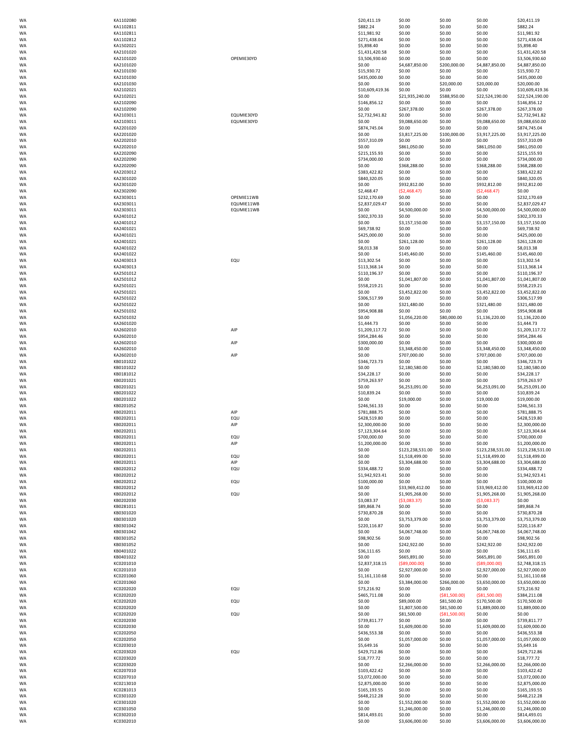| | | | | | | | |
|---|---|---|---|---|---|---|---|
| WA | KA1102080 | | $20,411.19 | $0.00 | $0.00 | $0.00 | $20,411.19 |
| WA | KA1102811 | | $882.24 | $0.00 | $0.00 | $0.00 | $882.24 |
| WA | KA1102811 | | $11,981.92 | $0.00 | $0.00 | $0.00 | $11,981.92 |
| WA | KA1102812 | | $271,438.04 | $0.00 | $0.00 | $0.00 | $271,438.04 |
| WA | KA1502021 | | $5,898.40 | $0.00 | $0.00 | $0.00 | $5,898.40 |
| WA | KA2101020 | | $1,431,420.58 | $0.00 | $0.00 | $0.00 | $1,431,420.58 |
| WA | KA2101020 | OPEMIE30YD | $3,506,930.60 | $0.00 | $0.00 | $0.00 | $3,506,930.60 |
| WA | KA2101020 | | $0.00 | $4,687,850.00 | $200,000.00 | $4,887,850.00 | $4,887,850.00 |
| WA | KA2101030 | | $15,930.72 | $0.00 | $0.00 | $0.00 | $15,930.72 |
| WA | KA2101030 | | $435,000.00 | $0.00 | $0.00 | $0.00 | $435,000.00 |
| WA | KA2101030 | | $0.00 | $0.00 | $20,000.00 | $20,000.00 | $20,000.00 |
| WA | KA2102021 | | $10,609,419.36 | $0.00 | $0.00 | $0.00 | $10,609,419.36 |
| WA | KA2102021 | | $0.00 | $21,935,240.00 | $588,950.00 | $22,524,190.00 | $22,524,190.00 |
| WA | KA2102090 | | $146,856.12 | $0.00 | $0.00 | $0.00 | $146,856.12 |
| WA | KA2102090 | | $0.00 | $267,378.00 | $0.00 | $267,378.00 | $267,378.00 |
| WA | KA2103011 | EQUMIE30YD | $2,732,941.82 | $0.00 | $0.00 | $0.00 | $2,732,941.82 |
| WA | KA2103011 | EQUMIE30YD | $0.00 | $9,088,650.00 | $0.00 | $9,088,650.00 | $9,088,650.00 |
| WA | KA2201020 | | $874,745.04 | $0.00 | $0.00 | $0.00 | $874,745.04 |
| WA | KA2201020 | | $0.00 | $3,817,225.00 | $100,000.00 | $3,917,225.00 | $3,917,225.00 |
| WA | KA2202010 | | $557,310.09 | $0.00 | $0.00 | $0.00 | $557,310.09 |
| WA | KA2202010 | | $0.00 | $861,050.00 | $0.00 | $861,050.00 | $861,050.00 |
| WA | KA2202090 | | $215,155.93 | $0.00 | $0.00 | $0.00 | $215,155.93 |
| WA | KA2202090 | | $734,000.00 | $0.00 | $0.00 | $0.00 | $734,000.00 |
| WA | KA2202090 | | $0.00 | $368,288.00 | $0.00 | $368,288.00 | $368,288.00 |
| WA | KA2203012 | | $383,422.82 | $0.00 | $0.00 | $0.00 | $383,422.82 |
| WA | KA2301020 | | $840,320.05 | $0.00 | $0.00 | $0.00 | $840,320.05 |
| WA | KA2301020 | | $0.00 | $932,812.00 | $0.00 | $932,812.00 | $932,812.00 |
| WA | KA2302090 | | $2,468.47 | ($2,468.47) | $0.00 | ($2,468.47) | $0.00 |
| WA | KA2303011 | OPEMIE11WB | $232,170.69 | $0.00 | $0.00 | $0.00 | $232,170.69 |
| WA | KA2303011 | EQUMIE11WB | $2,837,029.47 | $0.00 | $0.00 | $0.00 | $2,837,029.47 |
| WA | KA2303011 | EQUMIE11WB | $0.00 | $4,500,000.00 | $0.00 | $4,500,000.00 | $4,500,000.00 |
| WA | KA2401012 | | $302,370.33 | $0.00 | $0.00 | $0.00 | $302,370.33 |
| WA | KA2401012 | | $0.00 | $3,157,150.00 | $0.00 | $3,157,150.00 | $3,157,150.00 |
| WA | KA2401021 | | $69,738.92 | $0.00 | $0.00 | $0.00 | $69,738.92 |
| WA | KA2401021 | | $425,000.00 | $0.00 | $0.00 | $0.00 | $425,000.00 |
| WA | KA2401021 | | $0.00 | $261,128.00 | $0.00 | $261,128.00 | $261,128.00 |
| WA | KA2401022 | | $8,013.38 | $0.00 | $0.00 | $0.00 | $8,013.38 |
| WA | KA2401022 | | $0.00 | $145,460.00 | $0.00 | $145,460.00 | $145,460.00 |
| WA | KA2403013 | EQU | $13,302.54 | $0.00 | $0.00 | $0.00 | $13,302.54 |
| WA | KA2403013 | | $113,368.14 | $0.00 | $0.00 | $0.00 | $113,368.14 |
| WA | KA2501012 | | $110,196.37 | $0.00 | $0.00 | $0.00 | $110,196.37 |
| WA | KA2501012 | | $0.00 | $1,041,807.00 | $0.00 | $1,041,807.00 | $1,041,807.00 |
| WA | KA2501021 | | $558,219.21 | $0.00 | $0.00 | $0.00 | $558,219.21 |
| WA | KA2501021 | | $0.00 | $3,452,822.00 | $0.00 | $3,452,822.00 | $3,452,822.00 |
| WA | KA2501022 | | $306,517.99 | $0.00 | $0.00 | $0.00 | $306,517.99 |
| WA | KA2501022 | | $0.00 | $321,480.00 | $0.00 | $321,480.00 | $321,480.00 |
| WA | KA2501032 | | $954,908.88 | $0.00 | $0.00 | $0.00 | $954,908.88 |
| WA | KA2501032 | | $0.00 | $1,056,220.00 | $80,000.00 | $1,136,220.00 | $1,136,220.00 |
| WA | KA2601020 | | $1,444.73 | $0.00 | $0.00 | $0.00 | $1,444.73 |
| WA | KA2602010 | AIP | $1,209,117.72 | $0.00 | $0.00 | $0.00 | $1,209,117.72 |
| WA | KA2602010 | | $954,284.46 | $0.00 | $0.00 | $0.00 | $954,284.46 |
| WA | KA2602010 | AIP | $300,000.00 | $0.00 | $0.00 | $0.00 | $300,000.00 |
| WA | KA2602010 | | $0.00 | $3,348,450.00 | $0.00 | $3,348,450.00 | $3,348,450.00 |
| WA | KA2602010 | AIP | $0.00 | $707,000.00 | $0.00 | $707,000.00 | $707,000.00 |
| WA | KB0101022 | | $346,723.73 | $0.00 | $0.00 | $0.00 | $346,723.73 |
| WA | KB0101022 | | $0.00 | $2,180,580.00 | $0.00 | $2,180,580.00 | $2,180,580.00 |
| WA | KB0181012 | | $34,228.17 | $0.00 | $0.00 | $0.00 | $34,228.17 |
| WA | KB0201021 | | $759,263.97 | $0.00 | $0.00 | $0.00 | $759,263.97 |
| WA | KB0201021 | | $0.00 | $6,253,091.00 | $0.00 | $6,253,091.00 | $6,253,091.00 |
| WA | KB0201022 | | $10,839.24 | $0.00 | $0.00 | $0.00 | $10,839.24 |
| WA | KB0201022 | | $0.00 | $19,000.00 | $0.00 | $19,000.00 | $19,000.00 |
| WA | KB0201052 | | $246,561.33 | $0.00 | $0.00 | $0.00 | $246,561.33 |
| WA | KB0202011 | AIP | $781,888.75 | $0.00 | $0.00 | $0.00 | $781,888.75 |
| WA | KB0202011 | EQU | $428,519.80 | $0.00 | $0.00 | $0.00 | $428,519.80 |
| WA | KB0202011 | AIP | $2,300,000.00 | $0.00 | $0.00 | $0.00 | $2,300,000.00 |
| WA | KB0202011 | | $7,123,304.64 | $0.00 | $0.00 | $0.00 | $7,123,304.64 |
| WA | KB0202011 | EQU | $700,000.00 | $0.00 | $0.00 | $0.00 | $700,000.00 |
| WA | KB0202011 | AIP | $1,200,000.00 | $0.00 | $0.00 | $0.00 | $1,200,000.00 |
| WA | KB0202011 | | $0.00 | $123,238,531.00 | $0.00 | $123,238,531.00 | $123,238,531.00 |
| WA | KB0202011 | EQU | $0.00 | $1,518,499.00 | $0.00 | $1,518,499.00 | $1,518,499.00 |
| WA | KB0202011 | AIP | $0.00 | $3,304,688.00 | $0.00 | $3,304,688.00 | $3,304,688.00 |
| WA | KB0202012 | EQU | $334,488.72 | $0.00 | $0.00 | $0.00 | $334,488.72 |
| WA | KB0202012 | | $1,942,923.41 | $0.00 | $0.00 | $0.00 | $1,942,923.41 |
| WA | KB0202012 | EQU | $100,000.00 | $0.00 | $0.00 | $0.00 | $100,000.00 |
| WA | KB0202012 | | $0.00 | $33,969,412.00 | $0.00 | $33,969,412.00 | $33,969,412.00 |
| WA | KB0202012 | EQU | $0.00 | $1,905,268.00 | $0.00 | $1,905,268.00 | $1,905,268.00 |
| WA | KB0202030 | | $3,083.37 | ($3,083.37) | $0.00 | ($3,083.37) | $0.00 |
| WA | KB0281011 | | $89,868.74 | $0.00 | $0.00 | $0.00 | $89,868.74 |
| WA | KB0301020 | | $730,870.28 | $0.00 | $0.00 | $0.00 | $730,870.28 |
| WA | KB0301020 | | $0.00 | $3,753,379.00 | $0.00 | $3,753,379.00 | $3,753,379.00 |
| WA | KB0301042 | | $220,116.87 | $0.00 | $0.00 | $0.00 | $220,116.87 |
| WA | KB0301042 | | $0.00 | $4,067,748.00 | $0.00 | $4,067,748.00 | $4,067,748.00 |
| WA | KB0301052 | | $98,902.56 | $0.00 | $0.00 | $0.00 | $98,902.56 |
| WA | KB0301052 | | $0.00 | $242,922.00 | $0.00 | $242,922.00 | $242,922.00 |
| WA | KB0401022 | | $36,111.65 | $0.00 | $0.00 | $0.00 | $36,111.65 |
| WA | KB0401022 | | $0.00 | $665,891.00 | $0.00 | $665,891.00 | $665,891.00 |
| WA | KC0201010 | | $2,837,318.15 | ($89,000.00) | $0.00 | ($89,000.00) | $2,748,318.15 |
| WA | KC0201010 | | $0.00 | $2,927,000.00 | $0.00 | $2,927,000.00 | $2,927,000.00 |
| WA | KC0201060 | | $1,161,110.68 | $0.00 | $0.00 | $0.00 | $1,161,110.68 |
| WA | KC0201060 | | $0.00 | $3,384,000.00 | $266,000.00 | $3,650,000.00 | $3,650,000.00 |
| WA | KC0202020 | EQU | $73,216.92 | $0.00 | $0.00 | $0.00 | $73,216.92 |
| WA | KC0202020 | | $465,711.08 | $0.00 | ($81,500.00) | ($81,500.00) | $384,211.08 |
| WA | KC0202020 | EQU | $0.00 | $89,000.00 | $81,500.00 | $170,500.00 | $170,500.00 |
| WA | KC0202020 | | $0.00 | $1,807,500.00 | $81,500.00 | $1,889,000.00 | $1,889,000.00 |
| WA | KC0202020 | EQU | $0.00 | $81,500.00 | ($81,500.00) | $0.00 | $0.00 |
| WA | KC0202030 | | $739,811.77 | $0.00 | $0.00 | $0.00 | $739,811.77 |
| WA | KC0202030 | | $0.00 | $1,609,000.00 | $0.00 | $1,609,000.00 | $1,609,000.00 |
| WA | KC0202050 | | $436,553.38 | $0.00 | $0.00 | $0.00 | $436,553.38 |
| WA | KC0202050 | | $0.00 | $1,057,000.00 | $0.00 | $1,057,000.00 | $1,057,000.00 |
| WA | KC0203010 | | $5,649.16 | $0.00 | $0.00 | $0.00 | $5,649.16 |
| WA | KC0203020 | EQU | $429,712.86 | $0.00 | $0.00 | $0.00 | $429,712.86 |
| WA | KC0203020 | | $18,777.72 | $0.00 | $0.00 | $0.00 | $18,777.72 |
| WA | KC0203020 | | $0.00 | $2,266,000.00 | $0.00 | $2,266,000.00 | $2,266,000.00 |
| WA | KC0207010 | | $103,422.42 | $0.00 | $0.00 | $0.00 | $103,422.42 |
| WA | KC0207010 | | $3,072,000.00 | $0.00 | $0.00 | $0.00 | $3,072,000.00 |
| WA | KC0213010 | | $2,875,000.00 | $0.00 | $0.00 | $0.00 | $2,875,000.00 |
| WA | KC0281013 | | $165,193.55 | $0.00 | $0.00 | $0.00 | $165,193.55 |
| WA | KC0301020 | | $648,212.28 | $0.00 | $0.00 | $0.00 | $648,212.28 |
| WA | KC0301020 | | $0.00 | $1,552,000.00 | $0.00 | $1,552,000.00 | $1,552,000.00 |
| WA | KC0301050 | | $0.00 | $1,246,000.00 | $0.00 | $1,246,000.00 | $1,246,000.00 |
| WA | KC0302010 | | $814,493.01 | $0.00 | $0.00 | $0.00 | $814,493.01 |
| WA | KC0302010 | | $0.00 | $3,606,000.00 | $0.00 | $3,606,000.00 | $3,606,000.00 |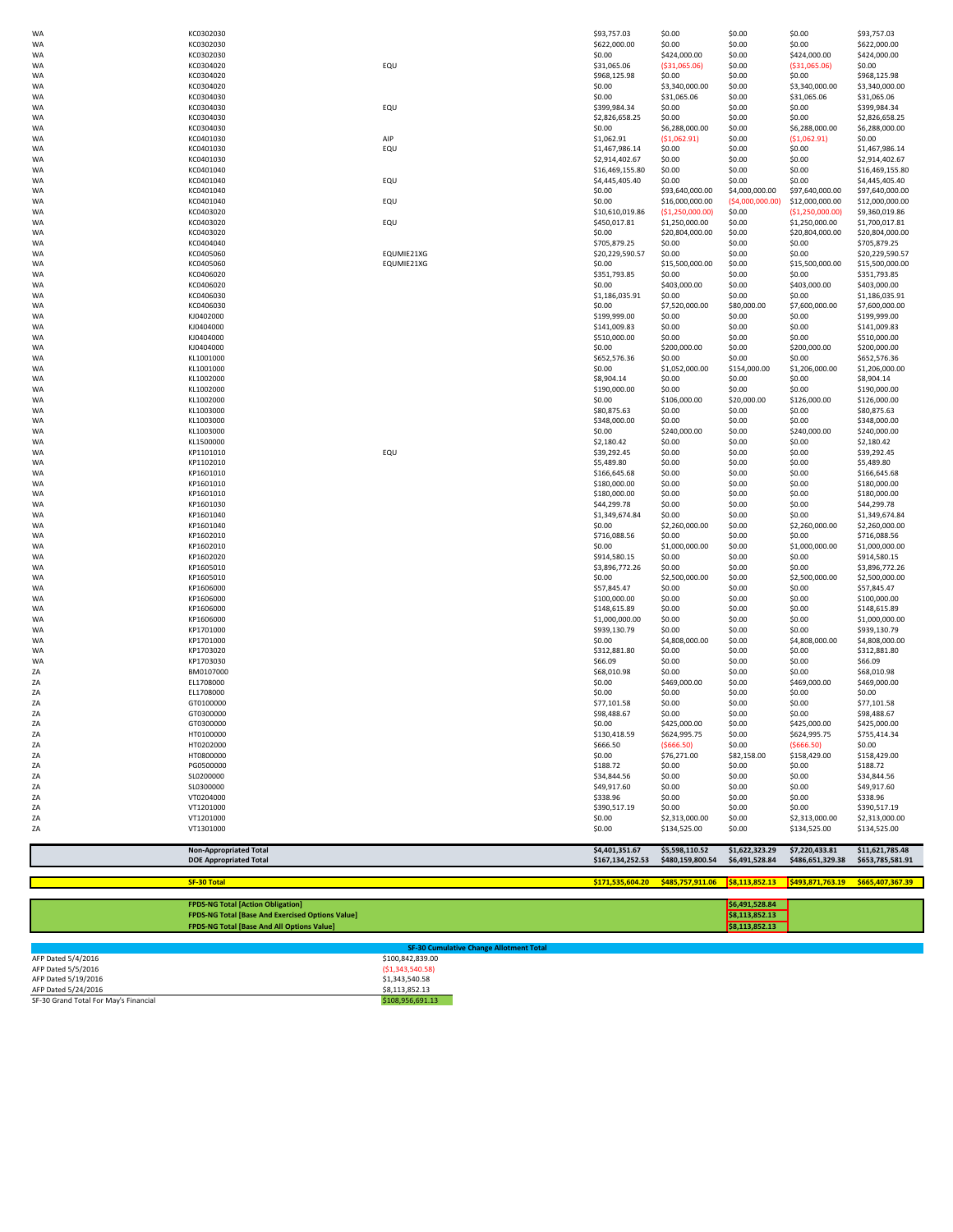| | | | | | | | |
|---|---|---|---|---|---|---|---|
| WA | KC0302030 | | $93,757.03 | $0.00 | $0.00 | $0.00 | $93,757.03 |
| WA | KC0302030 | | $622,000.00 | $0.00 | $0.00 | $0.00 | $622,000.00 |
| WA | KC0302030 | | $0.00 | $424,000.00 | $0.00 | $424,000.00 | $424,000.00 |
| WA | KC0304020 | EQU | $31,065.06 | ($31,065.06) | $0.00 | ($31,065.06) | $0.00 |
| WA | KC0304020 | | $968,125.98 | $0.00 | $0.00 | $0.00 | $968,125.98 |
| WA | KC0304020 | | $0.00 | $3,340,000.00 | $0.00 | $3,340,000.00 | $3,340,000.00 |
| WA | KC0304030 | | $0.00 | $31,065.06 | $0.00 | $31,065.06 | $31,065.06 |
| WA | KC0304030 | EQU | $399,984.34 | $0.00 | $0.00 | $0.00 | $399,984.34 |
| WA | KC0304030 | | $2,826,658.25 | $0.00 | $0.00 | $0.00 | $2,826,658.25 |
| WA | KC0304030 | | $0.00 | $6,288,000.00 | $0.00 | $6,288,000.00 | $6,288,000.00 |
| WA | KC0401030 | AIP | $1,062.91 | ($1,062.91) | $0.00 | ($1,062.91) | $0.00 |
| WA | KC0401030 | EQU | $1,467,986.14 | $0.00 | $0.00 | $0.00 | $1,467,986.14 |
| WA | KC0401030 | | $2,914,402.67 | $0.00 | $0.00 | $0.00 | $2,914,402.67 |
| WA | KC0401040 | | $16,469,155.80 | $0.00 | $0.00 | $0.00 | $16,469,155.80 |
| WA | KC0401040 | EQU | $4,445,405.40 | $0.00 | $0.00 | $0.00 | $4,445,405.40 |
| WA | KC0401040 | | $0.00 | $93,640,000.00 | $4,000,000.00 | $97,640,000.00 | $97,640,000.00 |
| WA | KC0401040 | EQU | $0.00 | $16,000,000.00 | ($4,000,000.00) | $12,000,000.00 | $12,000,000.00 |
| WA | KC0403020 | | $10,610,019.86 | ($1,250,000.00) | $0.00 | ($1,250,000.00) | $9,360,019.86 |
| WA | KC0403020 | EQU | $450,017.81 | $1,250,000.00 | $0.00 | $1,250,000.00 | $1,700,017.81 |
| WA | KC0403020 | | $0.00 | $20,804,000.00 | $0.00 | $20,804,000.00 | $20,804,000.00 |
| WA | KC0404040 | | $705,879.25 | $0.00 | $0.00 | $0.00 | $705,879.25 |
| WA | KC0405060 | EQUMIE21XG | $20,229,590.57 | $0.00 | $0.00 | $0.00 | $20,229,590.57 |
| WA | KC0405060 | EQUMIE21XG | $0.00 | $15,500,000.00 | $0.00 | $15,500,000.00 | $15,500,000.00 |
| WA | KC0406020 | | $351,793.85 | $0.00 | $0.00 | $0.00 | $351,793.85 |
| WA | KC0406020 | | $0.00 | $403,000.00 | $0.00 | $403,000.00 | $403,000.00 |
| WA | KC0406030 | | $1,186,035.91 | $0.00 | $0.00 | $0.00 | $1,186,035.91 |
| WA | KC0406030 | | $0.00 | $7,520,000.00 | $80,000.00 | $7,600,000.00 | $7,600,000.00 |
| WA | KJ0402000 | | $199,999.00 | $0.00 | $0.00 | $0.00 | $199,999.00 |
| WA | KJ0404000 | | $141,009.83 | $0.00 | $0.00 | $0.00 | $141,009.83 |
| WA | KJ0404000 | | $510,000.00 | $0.00 | $0.00 | $0.00 | $510,000.00 |
| WA | KJ0404000 | | $0.00 | $200,000.00 | $0.00 | $200,000.00 | $200,000.00 |
| WA | KL1001000 | | $652,576.36 | $0.00 | $0.00 | $0.00 | $652,576.36 |
| WA | KL1001000 | | $0.00 | $1,052,000.00 | $154,000.00 | $1,206,000.00 | $1,206,000.00 |
| WA | KL1002000 | | $8,904.14 | $0.00 | $0.00 | $0.00 | $8,904.14 |
| WA | KL1002000 | | $190,000.00 | $0.00 | $0.00 | $0.00 | $190,000.00 |
| WA | KL1002000 | | $0.00 | $106,000.00 | $20,000.00 | $126,000.00 | $126,000.00 |
| WA | KL1003000 | | $80,875.63 | $0.00 | $0.00 | $0.00 | $80,875.63 |
| WA | KL1003000 | | $348,000.00 | $0.00 | $0.00 | $0.00 | $348,000.00 |
| WA | KL1003000 | | $0.00 | $240,000.00 | $0.00 | $240,000.00 | $240,000.00 |
| WA | KL1500000 | | $2,180.42 | $0.00 | $0.00 | $0.00 | $2,180.42 |
| WA | KP1101010 | EQU | $39,292.45 | $0.00 | $0.00 | $0.00 | $39,292.45 |
| WA | KP1102010 | | $5,489.80 | $0.00 | $0.00 | $0.00 | $5,489.80 |
| WA | KP1601010 | | $166,645.68 | $0.00 | $0.00 | $0.00 | $166,645.68 |
| WA | KP1601010 | | $180,000.00 | $0.00 | $0.00 | $0.00 | $180,000.00 |
| WA | KP1601010 | | $180,000.00 | $0.00 | $0.00 | $0.00 | $180,000.00 |
| WA | KP1601030 | | $44,299.78 | $0.00 | $0.00 | $0.00 | $44,299.78 |
| WA | KP1601040 | | $1,349,674.84 | $0.00 | $0.00 | $0.00 | $1,349,674.84 |
| WA | KP1601040 | | $0.00 | $2,260,000.00 | $0.00 | $2,260,000.00 | $2,260,000.00 |
| WA | KP1602010 | | $716,088.56 | $0.00 | $0.00 | $0.00 | $716,088.56 |
| WA | KP1602010 | | $0.00 | $1,000,000.00 | $0.00 | $1,000,000.00 | $1,000,000.00 |
| WA | KP1602020 | | $914,580.15 | $0.00 | $0.00 | $0.00 | $914,580.15 |
| WA | KP1605010 | | $3,896,772.26 | $0.00 | $0.00 | $0.00 | $3,896,772.26 |
| WA | KP1605010 | | $0.00 | $2,500,000.00 | $0.00 | $2,500,000.00 | $2,500,000.00 |
| WA | KP1606000 | | $57,845.47 | $0.00 | $0.00 | $0.00 | $57,845.47 |
| WA | KP1606000 | | $100,000.00 | $0.00 | $0.00 | $0.00 | $100,000.00 |
| WA | KP1606000 | | $148,615.89 | $0.00 | $0.00 | $0.00 | $148,615.89 |
| WA | KP1606000 | | $1,000,000.00 | $0.00 | $0.00 | $0.00 | $1,000,000.00 |
| WA | KP1701000 | | $939,130.79 | $0.00 | $0.00 | $0.00 | $939,130.79 |
| WA | KP1701000 | | $0.00 | $4,808,000.00 | $0.00 | $4,808,000.00 | $4,808,000.00 |
| WA | KP1703020 | | $312,881.80 | $0.00 | $0.00 | $0.00 | $312,881.80 |
| WA | KP1703030 | | $66.09 | $0.00 | $0.00 | $0.00 | $66.09 |
| ZA | BM0107000 | | $68,010.98 | $0.00 | $0.00 | $0.00 | $68,010.98 |
| ZA | EL1708000 | | $0.00 | $469,000.00 | $0.00 | $469,000.00 | $469,000.00 |
| ZA | EL1708000 | | $0.00 | $0.00 | $0.00 | $0.00 | $0.00 |
| ZA | GT0100000 | | $77,101.58 | $0.00 | $0.00 | $0.00 | $77,101.58 |
| ZA | GT0300000 | | $98,488.67 | $0.00 | $0.00 | $0.00 | $98,488.67 |
| ZA | GT0300000 | | $0.00 | $425,000.00 | $0.00 | $425,000.00 | $425,000.00 |
| ZA | HT0100000 | | $130,418.59 | $624,995.75 | $0.00 | $624,995.75 | $755,414.34 |
| ZA | HT0202000 | | $666.50 | ($666.50) | $0.00 | ($666.50) | $0.00 |
| ZA | HT0800000 | | $0.00 | $76,271.00 | $82,158.00 | $158,429.00 | $158,429.00 |
| ZA | PG0500000 | | $188.72 | $0.00 | $0.00 | $0.00 | $188.72 |
| ZA | SL0200000 | | $34,844.56 | $0.00 | $0.00 | $0.00 | $34,844.56 |
| ZA | SL0300000 | | $49,917.60 | $0.00 | $0.00 | $0.00 | $49,917.60 |
| ZA | VT0204000 | | $338.96 | $0.00 | $0.00 | $0.00 | $338.96 |
| ZA | VT1201000 | | $390,517.19 | $0.00 | $0.00 | $0.00 | $390,517.19 |
| ZA | VT1201000 | | $0.00 | $2,313,000.00 | $0.00 | $2,313,000.00 | $2,313,000.00 |
| ZA | VT1301000 | | $0.00 | $134,525.00 | $0.00 | $134,525.00 | $134,525.00 |
| | **Non-Appropriated Total** | | **$4,401,351.67** | **$5,598,110.52** | **$1,622,323.29** | **$7,220,433.81** | **$11,621,785.48** |
| | **DOE Appropriated Total** | | **$167,134,252.53** | **$480,159,800.54** | **$6,491,528.84** | **$486,651,329.38** | **$653,785,581.91** |
| | **SF-30 Total** | | **$171,535,604.20** | **$485,757,911.06** | **$8,113,852.13** | **$493,871,763.19** | **$665,407,367.39** |
| | **FPDS-NG Total [Action Obligation]** | | | | **$6,491,528.84** | | |
| | **FPDS-NG Total [Base And Exercised Options Value]** | | | | **$8,113,852.13** | | |
| | **FPDS-NG Total [Base And All Options Value]** | | | | **$8,113,852.13** | | |

| | **SF-30 Cumulative Change Allotment Total** |
|---|---|
| AFP Dated 5/4/2016 | $100,842,839.00 |
| AFP Dated 5/5/2016 | ($1,343,540.58) |
| AFP Dated 5/19/2016 | $1,343,540.58 |
| AFP Dated 5/24/2016 | $8,113,852.13 |
| SF-30 Grand Total For May's Financial | $108,956,691.13 |